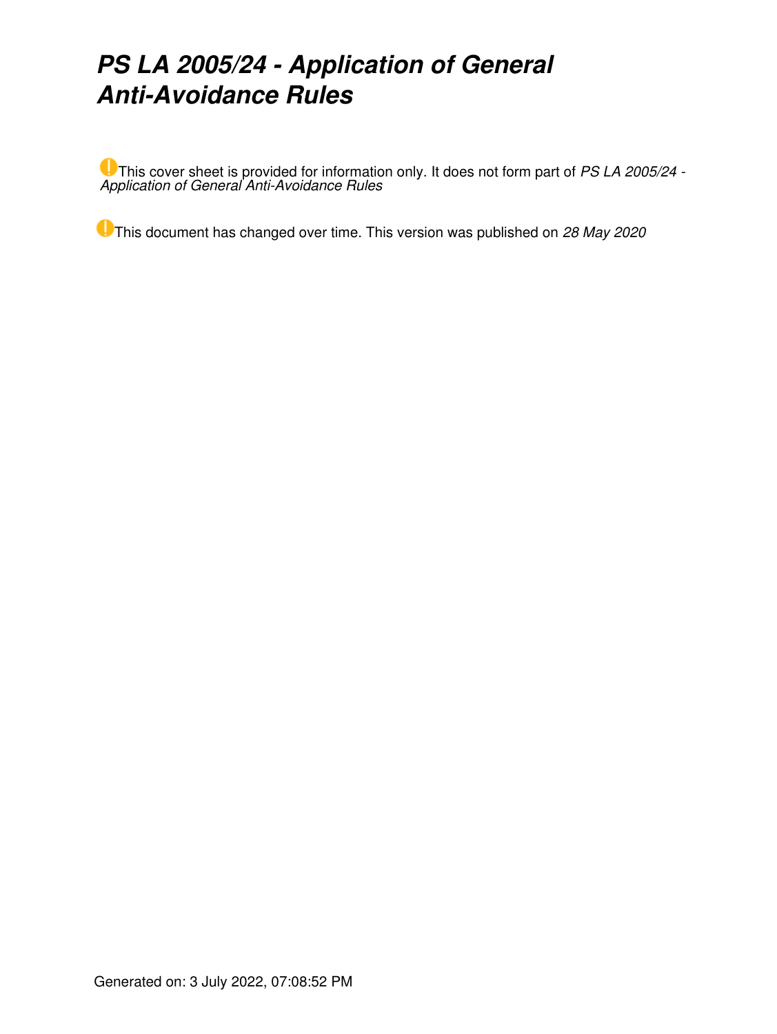# *PS LA 2005/24 - Application of General Anti-Avoidance Rules*

This cover sheet is provided for information only. It does not form part of *PS LA 2005/24 - Application of General Anti-Avoidance Rules*

This document has changed over time. This version was published on *28 May 2020*

Generated on: 3 July 2022, 07:08:52 PM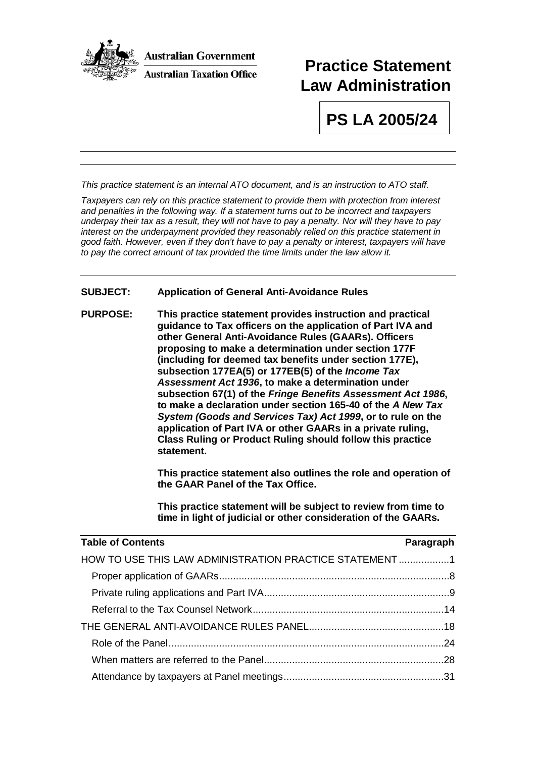Australian Government

Australian Taxation Office

# Practice Statement Law Administration

# PS LA 2005/24

---

*This practice statement is an internal ATO document, and is an instruction to ATO staff.*

*Taxpayers can rely on this practice statement to provide them with protection from interest and penalties in the following way. If a statement turns out to be incorrect and taxpayers underpay their tax as a result, they will not have to pay a penalty. Nor will they have to pay interest on the underpayment provided they reasonably relied on this practice statement in good faith. However, even if they don't have to pay a penalty or interest, taxpayers will have to pay the correct amount of tax provided the time limits under the law allow it.*

---

**SUBJECT:** **Application of General Anti-Avoidance Rules**

**PURPOSE:** **This practice statement provides instruction and practical guidance to Tax officers on the application of Part IVA and other General Anti-Avoidance Rules (GAARs). Officers proposing to make a determination under section 177F (including for deemed tax benefits under section 177E), subsection 177EA(5) or 177EB(5) of the *Income Tax Assessment Act 1936*, to make a determination under subsection 67(1) of the *Fringe Benefits Assessment Act 1986*, to make a declaration under section 165-40 of the *A New Tax System (Goods and Services Tax) Act 1999*, or to rule on the application of Part IVA or other GAARs in a private ruling, Class Ruling or Product Ruling should follow this practice statement.**

**This practice statement also outlines the role and operation of the GAAR Panel of the Tax Office.**

**This practice statement will be subject to review from time to time in light of judicial or other consideration of the GAARs.**

| **Table of Contents** | **Paragraph** |
| --- | --- |
| HOW TO USE THIS LAW ADMINISTRATION PRACTICE STATEMENT | 1 |
| Proper application of GAARs | 8 |
| Private ruling applications and Part IVA | 9 |
| Referral to the Tax Counsel Network | 14 |
| THE GENERAL ANTI-AVOIDANCE RULES PANEL | 18 |
| Role of the Panel | 24 |
| When matters are referred to the Panel | 28 |
| Attendance by taxpayers at Panel meetings | 31 |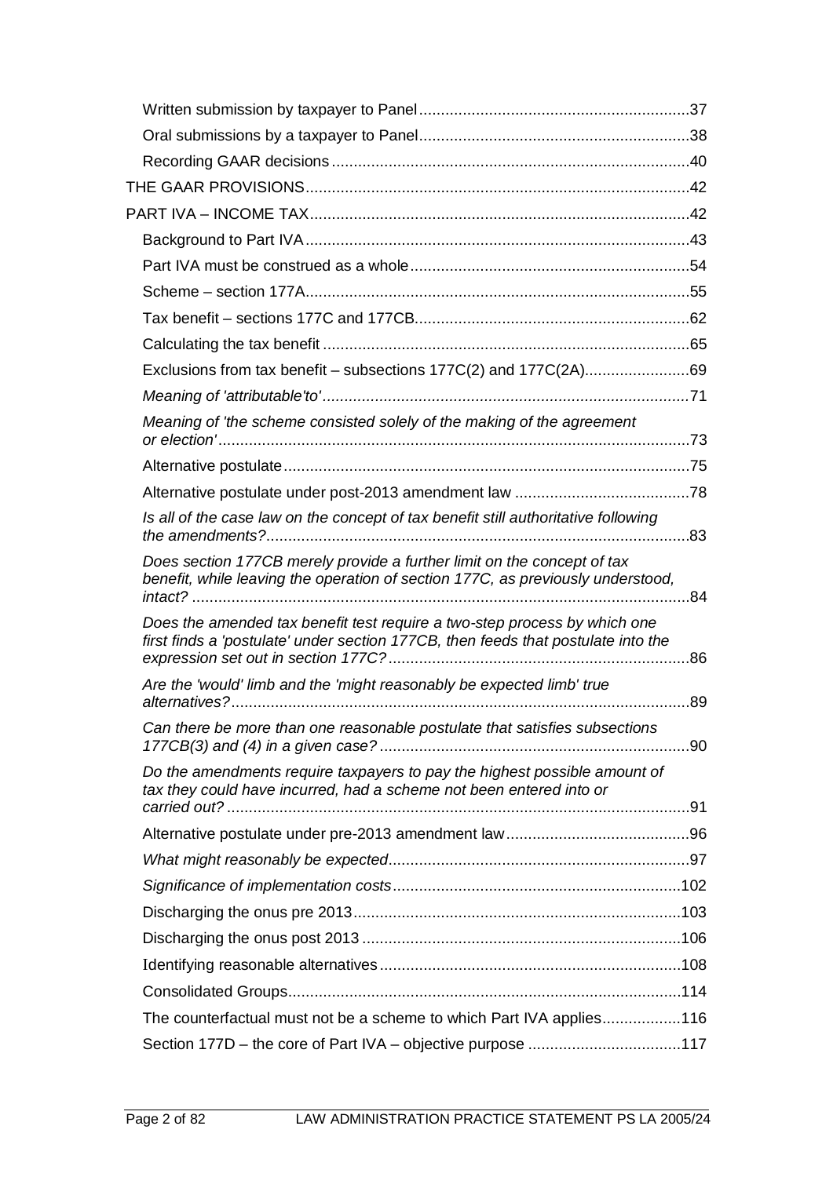Written submission by taxpayer to Panel .....37

Oral submissions by a taxpayer to Panel .....38

Recording GAAR decisions .....40

THE GAAR PROVISIONS .....42

PART IVA – INCOME TAX .....42

Background to Part IVA .....43

Part IVA must be construed as a whole .....54

Scheme – section 177A .....55

Tax benefit – sections 177C and 177CB .....62

Calculating the tax benefit .....65

Exclusions from tax benefit – subsections 177C(2) and 177C(2A) .....69

*Meaning of 'attributable'to'* .....71

*Meaning of 'the scheme consisted solely of the making of the agreement or election'* .....73

Alternative postulate .....75

Alternative postulate under post-2013 amendment law .....78

*Is all of the case law on the concept of tax benefit still authoritative following the amendments?* .....83

*Does section 177CB merely provide a further limit on the concept of tax benefit, while leaving the operation of section 177C, as previously understood, intact?* .....84

*Does the amended tax benefit test require a two-step process by which one first finds a 'postulate' under section 177CB, then feeds that postulate into the expression set out in section 177C?* .....86

*Are the 'would' limb and the 'might reasonably be expected limb' true alternatives?* .....89

*Can there be more than one reasonable postulate that satisfies subsections 177CB(3) and (4) in a given case?* .....90

*Do the amendments require taxpayers to pay the highest possible amount of tax they could have incurred, had a scheme not been entered into or carried out?* .....91

Alternative postulate under pre-2013 amendment law .....96

*What might reasonably be expected* .....97

*Significance of implementation costs* .....102

Discharging the onus pre 2013 .....103

Discharging the onus post 2013 .....106

Identifying reasonable alternatives .....108

Consolidated Groups .....114

The counterfactual must not be a scheme to which Part IVA applies .....116

Section 177D – the core of Part IVA – objective purpose .....117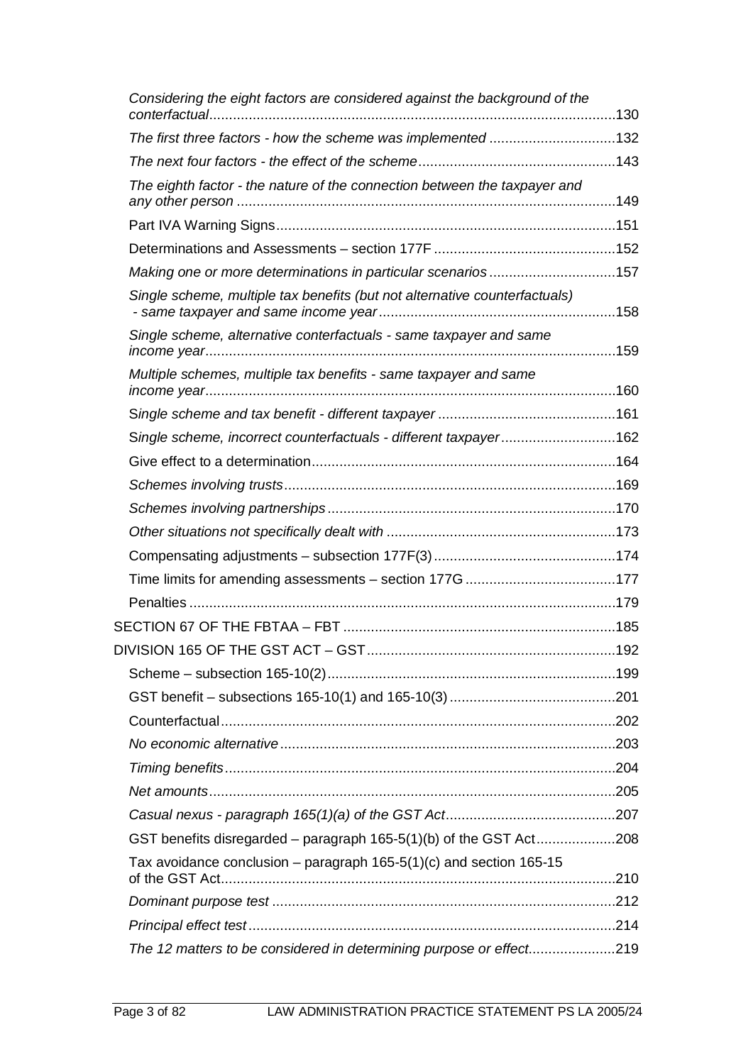*Considering the eight factors are considered against the background of the conterfactual* ....... 130

*The first three factors - how the scheme was implemented* ....... 132

*The next four factors - the effect of the scheme* ....... 143

*The eighth factor - the nature of the connection between the taxpayer and any other person* ....... 149

Part IVA Warning Signs ....... 151

Determinations and Assessments – section 177F ....... 152

*Making one or more determinations in particular scenarios* ....... 157

*Single scheme, multiple tax benefits (but not alternative counterfactuals) - same taxpayer and same income year* ....... 158

*Single scheme, alternative conterfactuals - same taxpayer and same income year* ....... 159

*Multiple schemes, multiple tax benefits - same taxpayer and same income year* ....... 160

*Single scheme and tax benefit - different taxpayer* ....... 161

*Single scheme, incorrect counterfactuals - different taxpayer* ....... 162

Give effect to a determination ....... 164

*Schemes involving trusts* ....... 169

*Schemes involving partnerships* ....... 170

*Other situations not specifically dealt with* ....... 173

Compensating adjustments – subsection 177F(3) ....... 174

Time limits for amending assessments – section 177G ....... 177

Penalties ....... 179

SECTION 67 OF THE FBTAA – FBT ....... 185

DIVISION 165 OF THE GST ACT – GST ....... 192

Scheme – subsection 165-10(2) ....... 199

GST benefit – subsections 165-10(1) and 165-10(3) ....... 201

Counterfactual ....... 202

*No economic alternative* ....... 203

*Timing benefits* ....... 204

*Net amounts* ....... 205

*Casual nexus - paragraph 165(1)(a) of the GST Act* ....... 207

GST benefits disregarded – paragraph 165-5(1)(b) of the GST Act ....... 208

Tax avoidance conclusion – paragraph 165-5(1)(c) and section 165-15 of the GST Act ....... 210

*Dominant purpose test* ....... 212

*Principal effect test* ....... 214

*The 12 matters to be considered in determining purpose or effect* ....... 219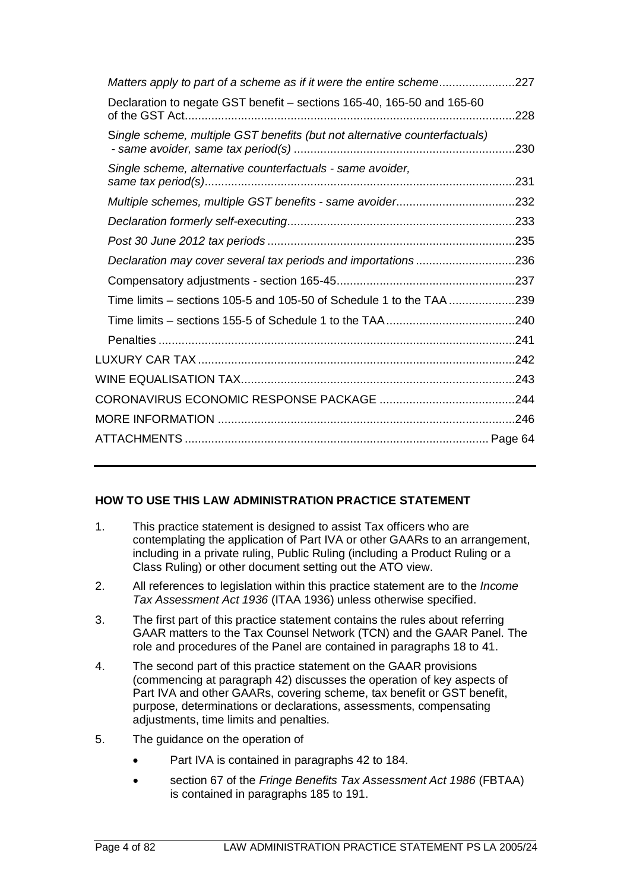*Matters apply to part of a scheme as if it were the entire scheme* .......................227

Declaration to negate GST benefit – sections 165-40, 165-50 and 165-60 of the GST Act ....................................................................................................228

*Single scheme, multiple GST benefits (but not alternative counterfactuals) - same avoider, same tax period(s)* ...................................................................230

*Single scheme, alternative counterfactuals - same avoider, same tax period(s)* ...............................................................................................231

*Multiple schemes, multiple GST benefits - same avoider* ....................................232

*Declaration formerly self-executing* .....................................................................233

*Post 30 June 2012 tax periods* ...........................................................................235

*Declaration may cover several tax periods and importations* ..............................236

Compensatory adjustments - section 165-45 ......................................................237

Time limits – sections 105-5 and 105-50 of Schedule 1 to the TAA ....................239

Time limits – sections 155-5 of Schedule 1 to the TAA .......................................240

Penalties ............................................................................................................241

LUXURY CAR TAX ................................................................................................242

WINE EQUALISATION TAX ...................................................................................243

CORONAVIRUS ECONOMIC RESPONSE PACKAGE .........................................244

MORE INFORMATION ..........................................................................................246

ATTACHMENTS ........................................................................................... Page 64

---

**HOW TO USE THIS LAW ADMINISTRATION PRACTICE STATEMENT**

1. This practice statement is designed to assist Tax officers who are contemplating the application of Part IVA or other GAARs to an arrangement, including in a private ruling, Public Ruling (including a Product Ruling or a Class Ruling) or other document setting out the ATO view.

2. All references to legislation within this practice statement are to the *Income Tax Assessment Act 1936* (ITAA 1936) unless otherwise specified.

3. The first part of this practice statement contains the rules about referring GAAR matters to the Tax Counsel Network (TCN) and the GAAR Panel. The role and procedures of the Panel are contained in paragraphs 18 to 41.

4. The second part of this practice statement on the GAAR provisions (commencing at paragraph 42) discusses the operation of key aspects of Part IVA and other GAARs, covering scheme, tax benefit or GST benefit, purpose, determinations or declarations, assessments, compensating adjustments, time limits and penalties.

5. The guidance on the operation of

   - Part IVA is contained in paragraphs 42 to 184.
   - section 67 of the *Fringe Benefits Tax Assessment Act 1986* (FBTAA) is contained in paragraphs 185 to 191.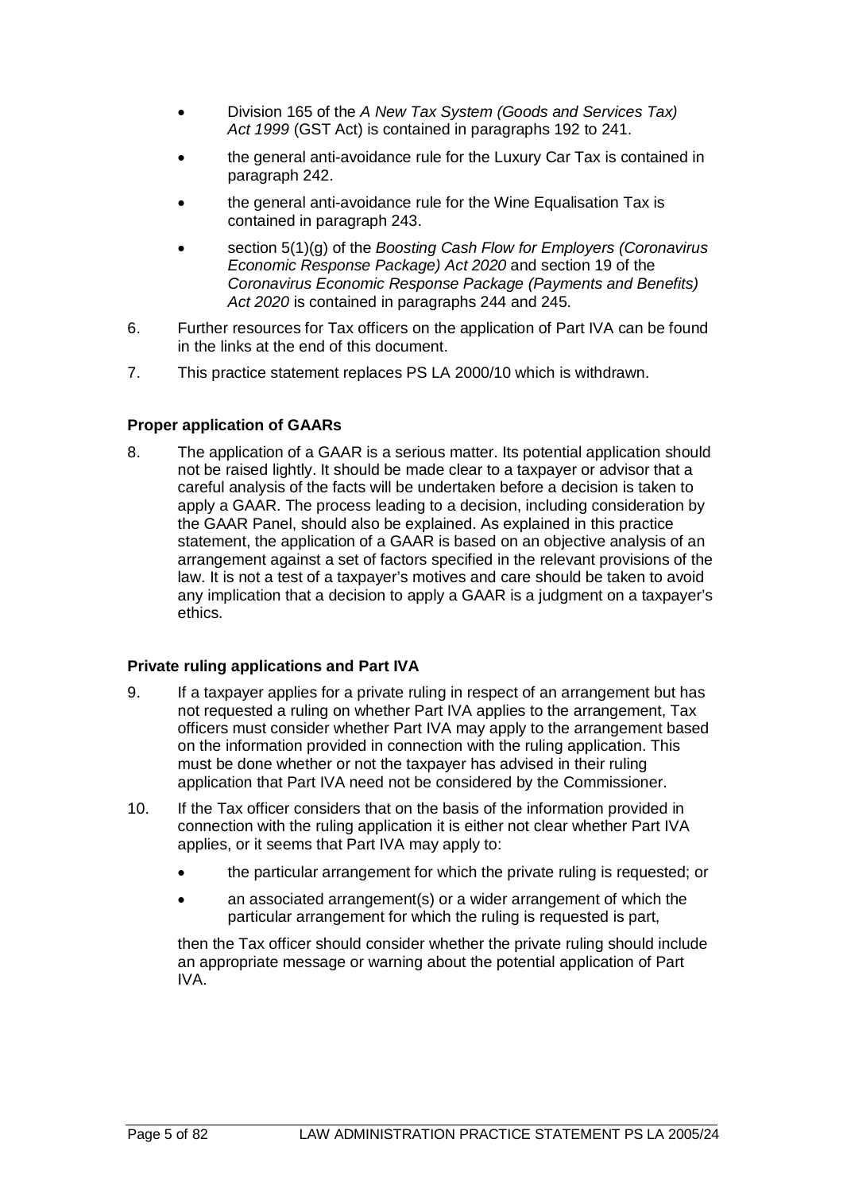- Division 165 of the *A New Tax System (Goods and Services Tax) Act 1999* (GST Act) is contained in paragraphs 192 to 241.
- the general anti-avoidance rule for the Luxury Car Tax is contained in paragraph 242.
- the general anti-avoidance rule for the Wine Equalisation Tax is contained in paragraph 243.
- section 5(1)(g) of the *Boosting Cash Flow for Employers (Coronavirus Economic Response Package) Act 2020* and section 19 of the *Coronavirus Economic Response Package (Payments and Benefits) Act 2020* is contained in paragraphs 244 and 245.

6. Further resources for Tax officers on the application of Part IVA can be found in the links at the end of this document.

7. This practice statement replaces PS LA 2000/10 which is withdrawn.

### Proper application of GAARs

8. The application of a GAAR is a serious matter. Its potential application should not be raised lightly. It should be made clear to a taxpayer or advisor that a careful analysis of the facts will be undertaken before a decision is taken to apply a GAAR. The process leading to a decision, including consideration by the GAAR Panel, should also be explained. As explained in this practice statement, the application of a GAAR is based on an objective analysis of an arrangement against a set of factors specified in the relevant provisions of the law. It is not a test of a taxpayer's motives and care should be taken to avoid any implication that a decision to apply a GAAR is a judgment on a taxpayer's ethics.

### Private ruling applications and Part IVA

9. If a taxpayer applies for a private ruling in respect of an arrangement but has not requested a ruling on whether Part IVA applies to the arrangement, Tax officers must consider whether Part IVA may apply to the arrangement based on the information provided in connection with the ruling application. This must be done whether or not the taxpayer has advised in their ruling application that Part IVA need not be considered by the Commissioner.

10. If the Tax officer considers that on the basis of the information provided in connection with the ruling application it is either not clear whether Part IVA applies, or it seems that Part IVA may apply to:

    - the particular arrangement for which the private ruling is requested; or
    - an associated arrangement(s) or a wider arrangement of which the particular arrangement for which the ruling is requested is part,

    then the Tax officer should consider whether the private ruling should include an appropriate message or warning about the potential application of Part IVA.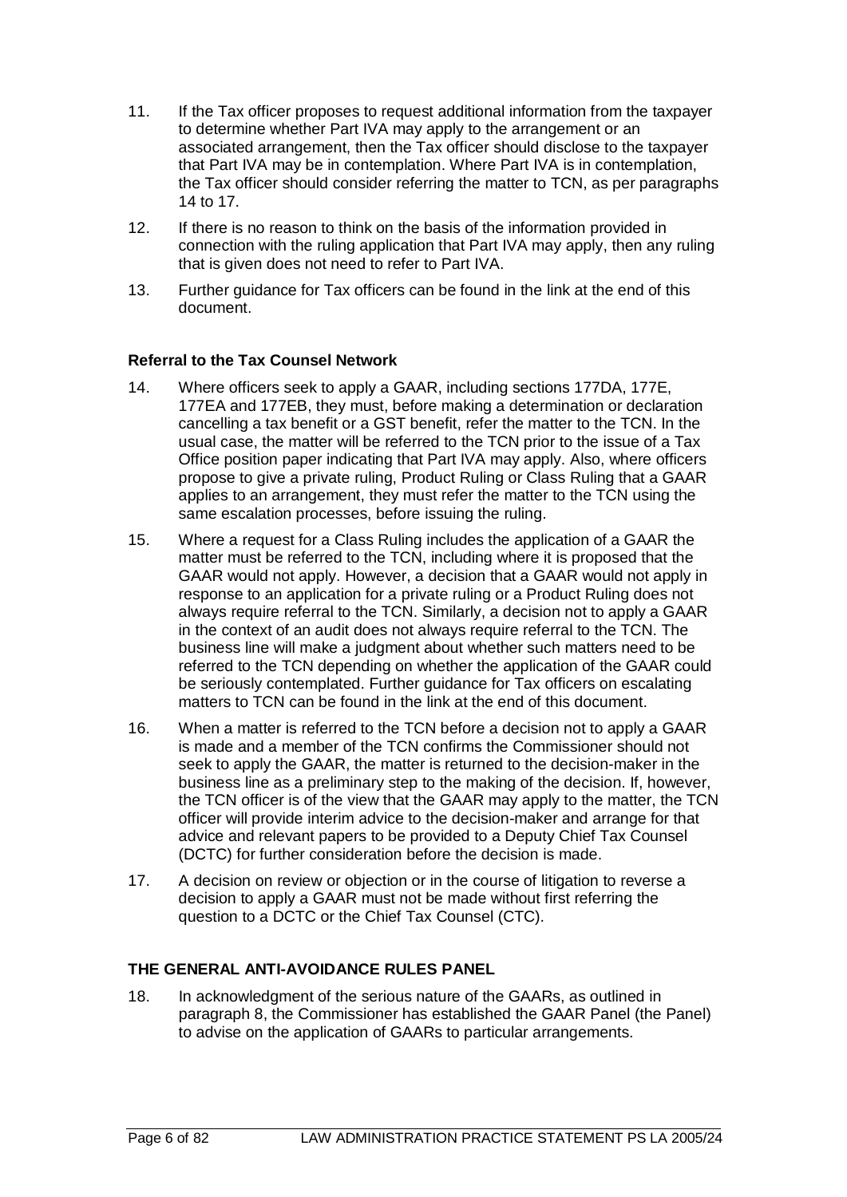11. If the Tax officer proposes to request additional information from the taxpayer to determine whether Part IVA may apply to the arrangement or an associated arrangement, then the Tax officer should disclose to the taxpayer that Part IVA may be in contemplation. Where Part IVA is in contemplation, the Tax officer should consider referring the matter to TCN, as per paragraphs 14 to 17.

12. If there is no reason to think on the basis of the information provided in connection with the ruling application that Part IVA may apply, then any ruling that is given does not need to refer to Part IVA.

13. Further guidance for Tax officers can be found in the link at the end of this document.

### Referral to the Tax Counsel Network

14. Where officers seek to apply a GAAR, including sections 177DA, 177E, 177EA and 177EB, they must, before making a determination or declaration cancelling a tax benefit or a GST benefit, refer the matter to the TCN. In the usual case, the matter will be referred to the TCN prior to the issue of a Tax Office position paper indicating that Part IVA may apply. Also, where officers propose to give a private ruling, Product Ruling or Class Ruling that a GAAR applies to an arrangement, they must refer the matter to the TCN using the same escalation processes, before issuing the ruling.

15. Where a request for a Class Ruling includes the application of a GAAR the matter must be referred to the TCN, including where it is proposed that the GAAR would not apply. However, a decision that a GAAR would not apply in response to an application for a private ruling or a Product Ruling does not always require referral to the TCN. Similarly, a decision not to apply a GAAR in the context of an audit does not always require referral to the TCN. The business line will make a judgment about whether such matters need to be referred to the TCN depending on whether the application of the GAAR could be seriously contemplated. Further guidance for Tax officers on escalating matters to TCN can be found in the link at the end of this document.

16. When a matter is referred to the TCN before a decision not to apply a GAAR is made and a member of the TCN confirms the Commissioner should not seek to apply the GAAR, the matter is returned to the decision-maker in the business line as a preliminary step to the making of the decision. If, however, the TCN officer is of the view that the GAAR may apply to the matter, the TCN officer will provide interim advice to the decision-maker and arrange for that advice and relevant papers to be provided to a Deputy Chief Tax Counsel (DCTC) for further consideration before the decision is made.

17. A decision on review or objection or in the course of litigation to reverse a decision to apply a GAAR must not be made without first referring the question to a DCTC or the Chief Tax Counsel (CTC).

## THE GENERAL ANTI-AVOIDANCE RULES PANEL

18. In acknowledgment of the serious nature of the GAARs, as outlined in paragraph 8, the Commissioner has established the GAAR Panel (the Panel) to advise on the application of GAARs to particular arrangements.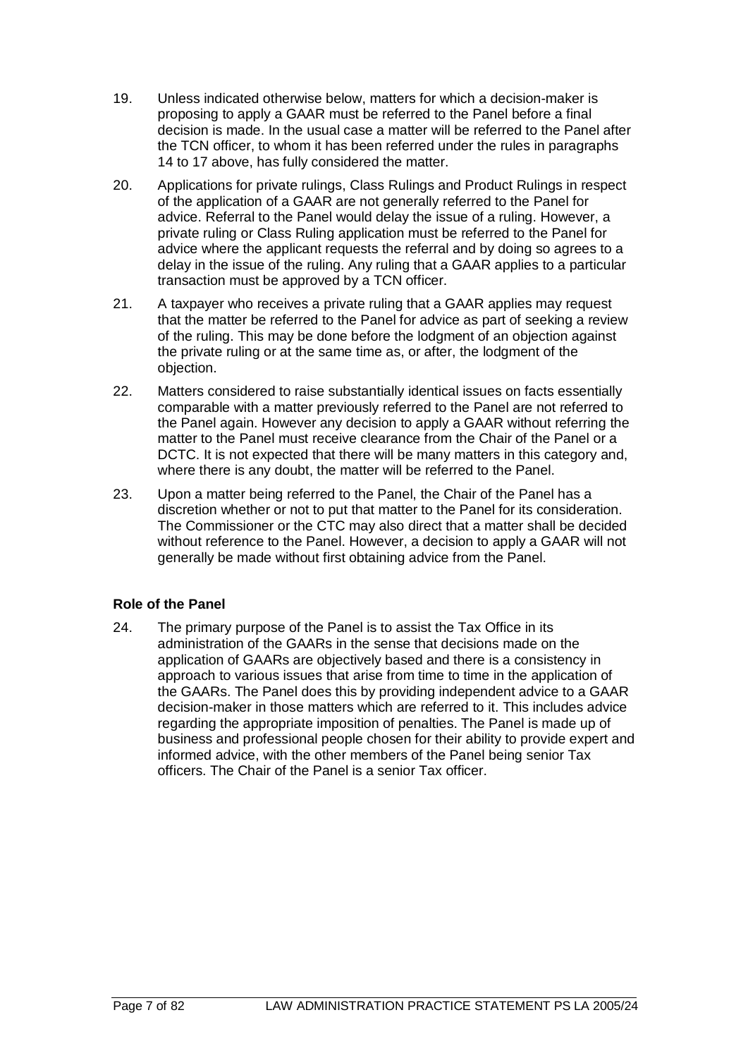19. Unless indicated otherwise below, matters for which a decision-maker is proposing to apply a GAAR must be referred to the Panel before a final decision is made. In the usual case a matter will be referred to the Panel after the TCN officer, to whom it has been referred under the rules in paragraphs 14 to 17 above, has fully considered the matter.

20. Applications for private rulings, Class Rulings and Product Rulings in respect of the application of a GAAR are not generally referred to the Panel for advice. Referral to the Panel would delay the issue of a ruling. However, a private ruling or Class Ruling application must be referred to the Panel for advice where the applicant requests the referral and by doing so agrees to a delay in the issue of the ruling. Any ruling that a GAAR applies to a particular transaction must be approved by a TCN officer.

21. A taxpayer who receives a private ruling that a GAAR applies may request that the matter be referred to the Panel for advice as part of seeking a review of the ruling. This may be done before the lodgment of an objection against the private ruling or at the same time as, or after, the lodgment of the objection.

22. Matters considered to raise substantially identical issues on facts essentially comparable with a matter previously referred to the Panel are not referred to the Panel again. However any decision to apply a GAAR without referring the matter to the Panel must receive clearance from the Chair of the Panel or a DCTC. It is not expected that there will be many matters in this category and, where there is any doubt, the matter will be referred to the Panel.

23. Upon a matter being referred to the Panel, the Chair of the Panel has a discretion whether or not to put that matter to the Panel for its consideration. The Commissioner or the CTC may also direct that a matter shall be decided without reference to the Panel. However, a decision to apply a GAAR will not generally be made without first obtaining advice from the Panel.

### Role of the Panel

24. The primary purpose of the Panel is to assist the Tax Office in its administration of the GAARs in the sense that decisions made on the application of GAARs are objectively based and there is a consistency in approach to various issues that arise from time to time in the application of the GAARs. The Panel does this by providing independent advice to a GAAR decision-maker in those matters which are referred to it. This includes advice regarding the appropriate imposition of penalties. The Panel is made up of business and professional people chosen for their ability to provide expert and informed advice, with the other members of the Panel being senior Tax officers. The Chair of the Panel is a senior Tax officer.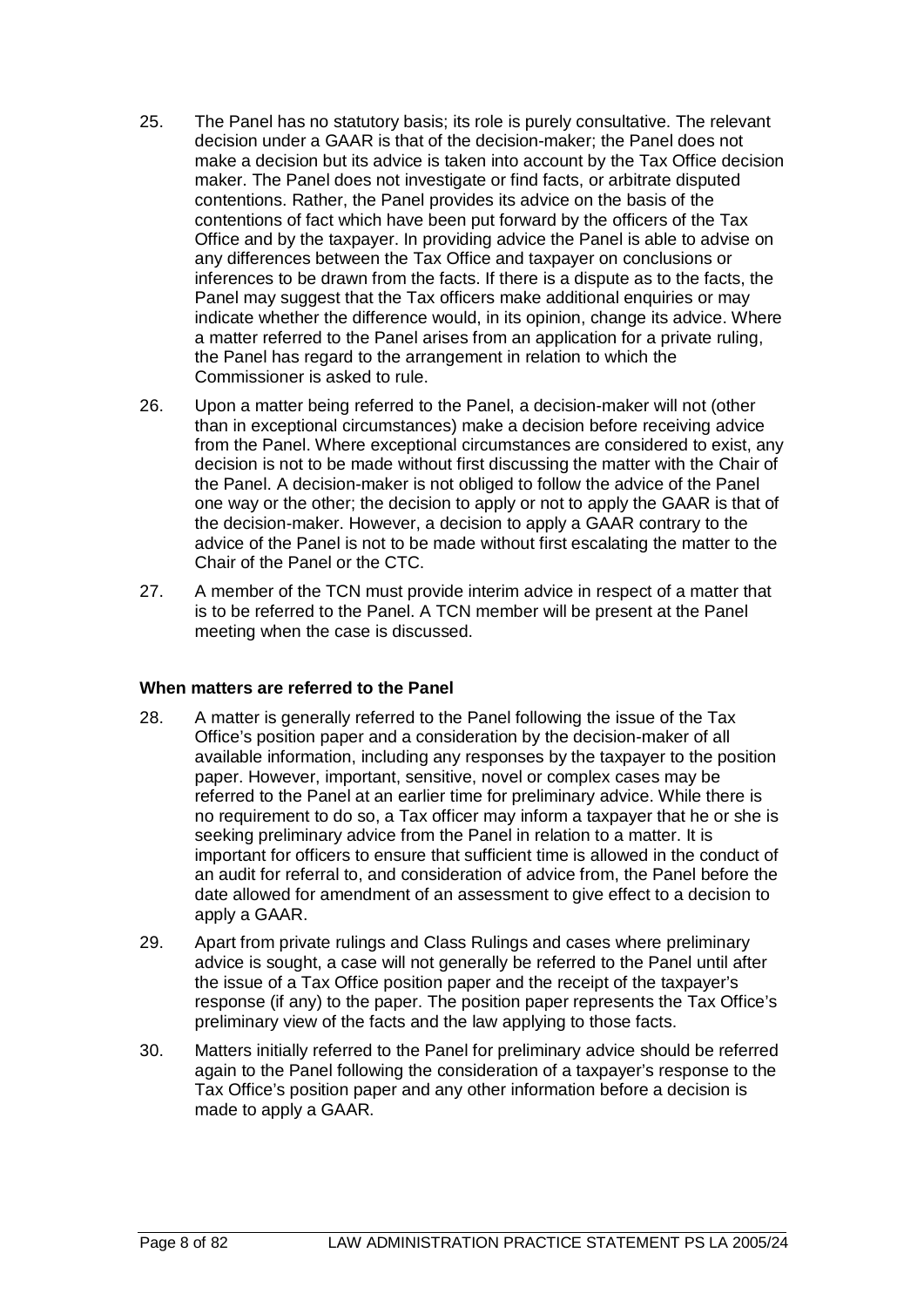25. The Panel has no statutory basis; its role is purely consultative. The relevant decision under a GAAR is that of the decision-maker; the Panel does not make a decision but its advice is taken into account by the Tax Office decision maker. The Panel does not investigate or find facts, or arbitrate disputed contentions. Rather, the Panel provides its advice on the basis of the contentions of fact which have been put forward by the officers of the Tax Office and by the taxpayer. In providing advice the Panel is able to advise on any differences between the Tax Office and taxpayer on conclusions or inferences to be drawn from the facts. If there is a dispute as to the facts, the Panel may suggest that the Tax officers make additional enquiries or may indicate whether the difference would, in its opinion, change its advice. Where a matter referred to the Panel arises from an application for a private ruling, the Panel has regard to the arrangement in relation to which the Commissioner is asked to rule.

26. Upon a matter being referred to the Panel, a decision-maker will not (other than in exceptional circumstances) make a decision before receiving advice from the Panel. Where exceptional circumstances are considered to exist, any decision is not to be made without first discussing the matter with the Chair of the Panel. A decision-maker is not obliged to follow the advice of the Panel one way or the other; the decision to apply or not to apply the GAAR is that of the decision-maker. However, a decision to apply a GAAR contrary to the advice of the Panel is not to be made without first escalating the matter to the Chair of the Panel or the CTC.

27. A member of the TCN must provide interim advice in respect of a matter that is to be referred to the Panel. A TCN member will be present at the Panel meeting when the case is discussed.

### When matters are referred to the Panel

28. A matter is generally referred to the Panel following the issue of the Tax Office's position paper and a consideration by the decision-maker of all available information, including any responses by the taxpayer to the position paper. However, important, sensitive, novel or complex cases may be referred to the Panel at an earlier time for preliminary advice. While there is no requirement to do so, a Tax officer may inform a taxpayer that he or she is seeking preliminary advice from the Panel in relation to a matter. It is important for officers to ensure that sufficient time is allowed in the conduct of an audit for referral to, and consideration of advice from, the Panel before the date allowed for amendment of an assessment to give effect to a decision to apply a GAAR.

29. Apart from private rulings and Class Rulings and cases where preliminary advice is sought, a case will not generally be referred to the Panel until after the issue of a Tax Office position paper and the receipt of the taxpayer's response (if any) to the paper. The position paper represents the Tax Office's preliminary view of the facts and the law applying to those facts.

30. Matters initially referred to the Panel for preliminary advice should be referred again to the Panel following the consideration of a taxpayer's response to the Tax Office's position paper and any other information before a decision is made to apply a GAAR.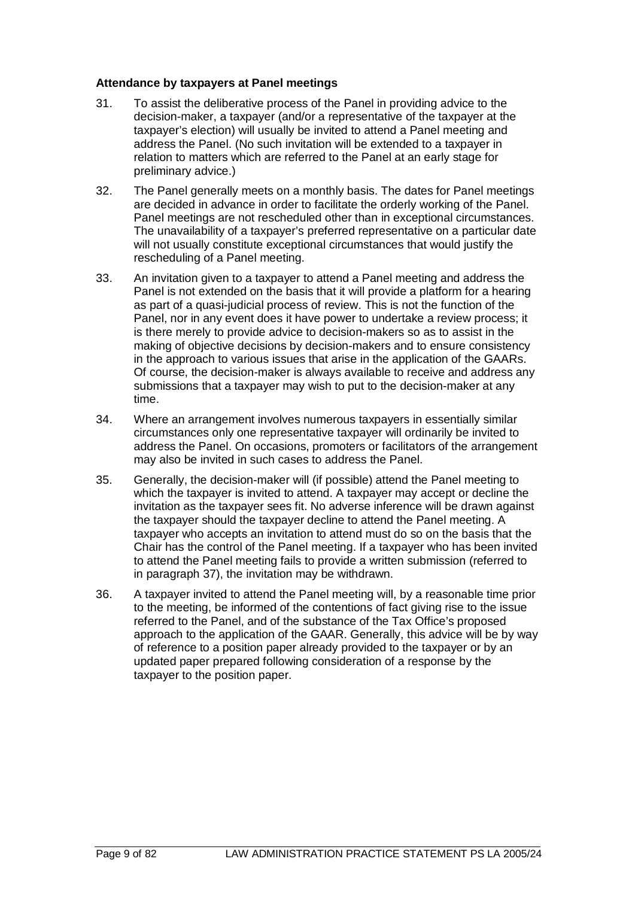**Attendance by taxpayers at Panel meetings**

31. To assist the deliberative process of the Panel in providing advice to the decision-maker, a taxpayer (and/or a representative of the taxpayer at the taxpayer's election) will usually be invited to attend a Panel meeting and address the Panel. (No such invitation will be extended to a taxpayer in relation to matters which are referred to the Panel at an early stage for preliminary advice.)

32. The Panel generally meets on a monthly basis. The dates for Panel meetings are decided in advance in order to facilitate the orderly working of the Panel. Panel meetings are not rescheduled other than in exceptional circumstances. The unavailability of a taxpayer's preferred representative on a particular date will not usually constitute exceptional circumstances that would justify the rescheduling of a Panel meeting.

33. An invitation given to a taxpayer to attend a Panel meeting and address the Panel is not extended on the basis that it will provide a platform for a hearing as part of a quasi-judicial process of review. This is not the function of the Panel, nor in any event does it have power to undertake a review process; it is there merely to provide advice to decision-makers so as to assist in the making of objective decisions by decision-makers and to ensure consistency in the approach to various issues that arise in the application of the GAARs. Of course, the decision-maker is always available to receive and address any submissions that a taxpayer may wish to put to the decision-maker at any time.

34. Where an arrangement involves numerous taxpayers in essentially similar circumstances only one representative taxpayer will ordinarily be invited to address the Panel. On occasions, promoters or facilitators of the arrangement may also be invited in such cases to address the Panel.

35. Generally, the decision-maker will (if possible) attend the Panel meeting to which the taxpayer is invited to attend. A taxpayer may accept or decline the invitation as the taxpayer sees fit. No adverse inference will be drawn against the taxpayer should the taxpayer decline to attend the Panel meeting. A taxpayer who accepts an invitation to attend must do so on the basis that the Chair has the control of the Panel meeting. If a taxpayer who has been invited to attend the Panel meeting fails to provide a written submission (referred to in paragraph 37), the invitation may be withdrawn.

36. A taxpayer invited to attend the Panel meeting will, by a reasonable time prior to the meeting, be informed of the contentions of fact giving rise to the issue referred to the Panel, and of the substance of the Tax Office's proposed approach to the application of the GAAR. Generally, this advice will be by way of reference to a position paper already provided to the taxpayer or by an updated paper prepared following consideration of a response by the taxpayer to the position paper.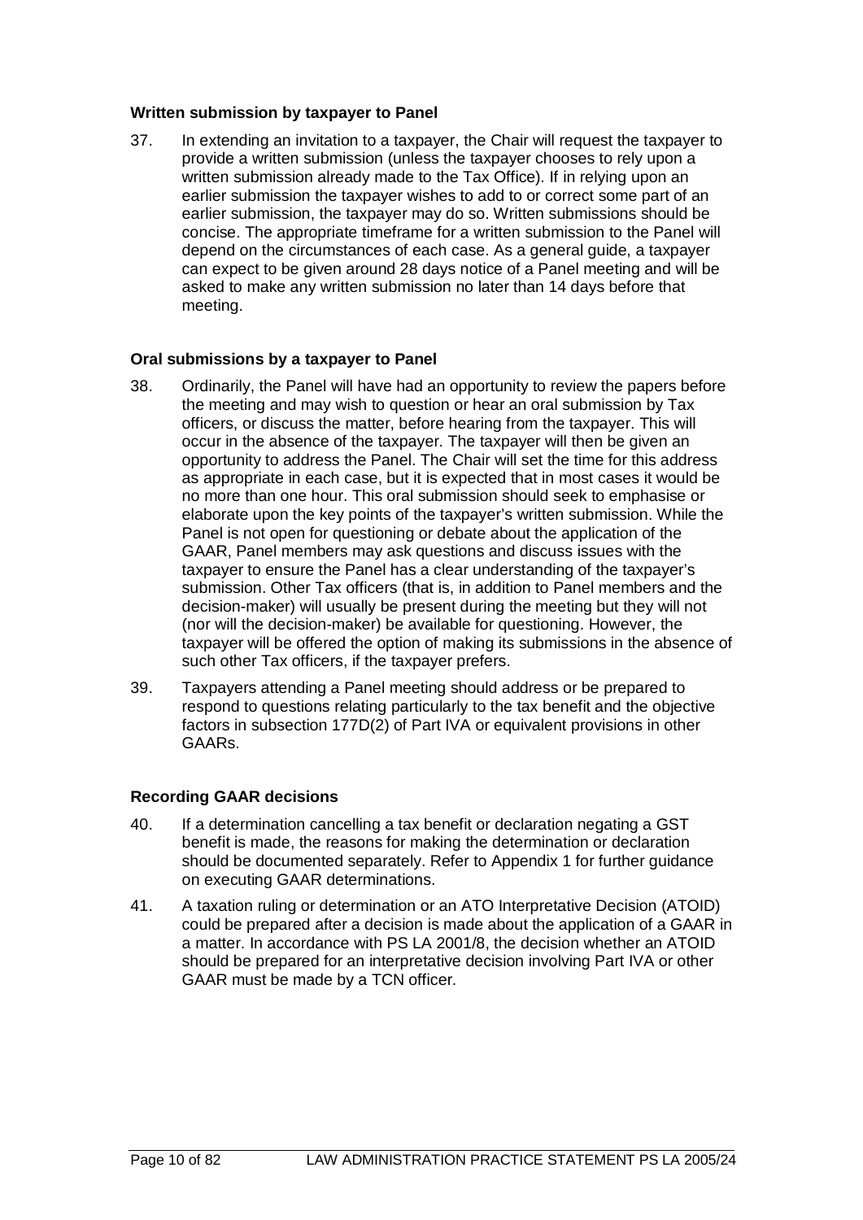**Written submission by taxpayer to Panel**

37. In extending an invitation to a taxpayer, the Chair will request the taxpayer to provide a written submission (unless the taxpayer chooses to rely upon a written submission already made to the Tax Office). If in relying upon an earlier submission the taxpayer wishes to add to or correct some part of an earlier submission, the taxpayer may do so. Written submissions should be concise. The appropriate timeframe for a written submission to the Panel will depend on the circumstances of each case. As a general guide, a taxpayer can expect to be given around 28 days notice of a Panel meeting and will be asked to make any written submission no later than 14 days before that meeting.

**Oral submissions by a taxpayer to Panel**

38. Ordinarily, the Panel will have had an opportunity to review the papers before the meeting and may wish to question or hear an oral submission by Tax officers, or discuss the matter, before hearing from the taxpayer. This will occur in the absence of the taxpayer. The taxpayer will then be given an opportunity to address the Panel. The Chair will set the time for this address as appropriate in each case, but it is expected that in most cases it would be no more than one hour. This oral submission should seek to emphasise or elaborate upon the key points of the taxpayer's written submission. While the Panel is not open for questioning or debate about the application of the GAAR, Panel members may ask questions and discuss issues with the taxpayer to ensure the Panel has a clear understanding of the taxpayer's submission. Other Tax officers (that is, in addition to Panel members and the decision-maker) will usually be present during the meeting but they will not (nor will the decision-maker) be available for questioning. However, the taxpayer will be offered the option of making its submissions in the absence of such other Tax officers, if the taxpayer prefers.

39. Taxpayers attending a Panel meeting should address or be prepared to respond to questions relating particularly to the tax benefit and the objective factors in subsection 177D(2) of Part IVA or equivalent provisions in other GAARs.

**Recording GAAR decisions**

40. If a determination cancelling a tax benefit or declaration negating a GST benefit is made, the reasons for making the determination or declaration should be documented separately. Refer to Appendix 1 for further guidance on executing GAAR determinations.

41. A taxation ruling or determination or an ATO Interpretative Decision (ATOID) could be prepared after a decision is made about the application of a GAAR in a matter. In accordance with PS LA 2001/8, the decision whether an ATOID should be prepared for an interpretative decision involving Part IVA or other GAAR must be made by a TCN officer.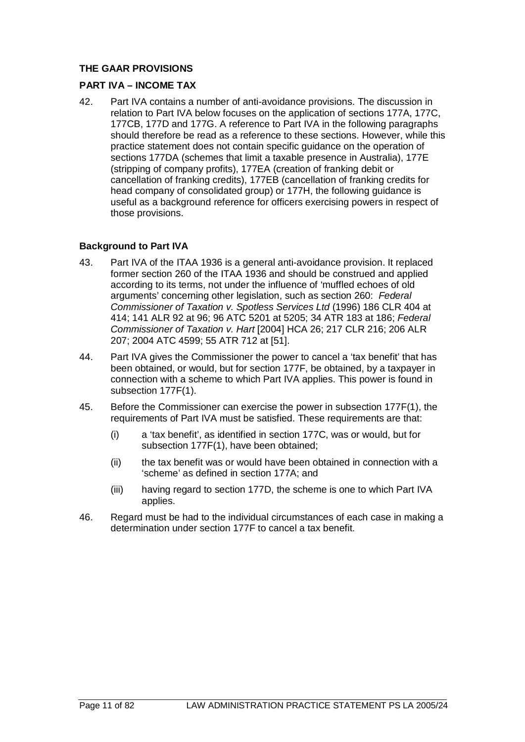## THE GAAR PROVISIONS

### PART IVA – INCOME TAX

42. Part IVA contains a number of anti-avoidance provisions. The discussion in relation to Part IVA below focuses on the application of sections 177A, 177C, 177CB, 177D and 177G. A reference to Part IVA in the following paragraphs should therefore be read as a reference to these sections. However, while this practice statement does not contain specific guidance on the operation of sections 177DA (schemes that limit a taxable presence in Australia), 177E (stripping of company profits), 177EA (creation of franking debit or cancellation of franking credits), 177EB (cancellation of franking credits for head company of consolidated group) or 177H, the following guidance is useful as a background reference for officers exercising powers in respect of those provisions.

#### Background to Part IVA

43. Part IVA of the ITAA 1936 is a general anti-avoidance provision. It replaced former section 260 of the ITAA 1936 and should be construed and applied according to its terms, not under the influence of 'muffled echoes of old arguments' concerning other legislation, such as section 260: *Federal Commissioner of Taxation v. Spotless Services Ltd* (1996) 186 CLR 404 at 414; 141 ALR 92 at 96; 96 ATC 5201 at 5205; 34 ATR 183 at 186; *Federal Commissioner of Taxation v. Hart* [2004] HCA 26; 217 CLR 216; 206 ALR 207; 2004 ATC 4599; 55 ATR 712 at [51].

44. Part IVA gives the Commissioner the power to cancel a 'tax benefit' that has been obtained, or would, but for section 177F, be obtained, by a taxpayer in connection with a scheme to which Part IVA applies. This power is found in subsection 177F(1).

45. Before the Commissioner can exercise the power in subsection 177F(1), the requirements of Part IVA must be satisfied. These requirements are that:

    (i) a 'tax benefit', as identified in section 177C, was or would, but for subsection 177F(1), have been obtained;

    (ii) the tax benefit was or would have been obtained in connection with a 'scheme' as defined in section 177A; and

    (iii) having regard to section 177D, the scheme is one to which Part IVA applies.

46. Regard must be had to the individual circumstances of each case in making a determination under section 177F to cancel a tax benefit.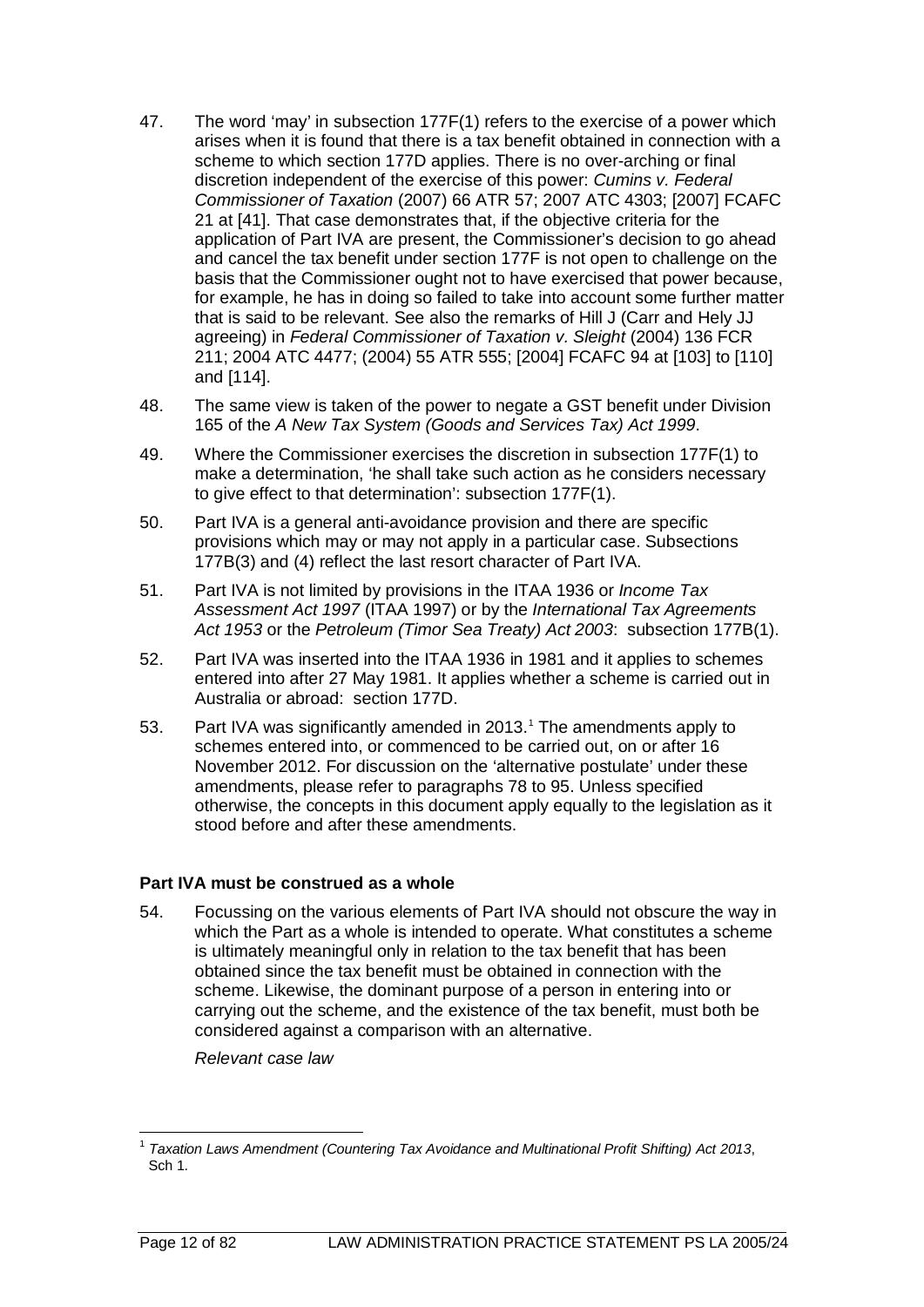47. The word 'may' in subsection 177F(1) refers to the exercise of a power which arises when it is found that there is a tax benefit obtained in connection with a scheme to which section 177D applies. There is no over-arching or final discretion independent of the exercise of this power: *Cumins v. Federal Commissioner of Taxation* (2007) 66 ATR 57; 2007 ATC 4303; [2007] FCAFC 21 at [41]. That case demonstrates that, if the objective criteria for the application of Part IVA are present, the Commissioner's decision to go ahead and cancel the tax benefit under section 177F is not open to challenge on the basis that the Commissioner ought not to have exercised that power because, for example, he has in doing so failed to take into account some further matter that is said to be relevant. See also the remarks of Hill J (Carr and Hely JJ agreeing) in *Federal Commissioner of Taxation v. Sleight* (2004) 136 FCR 211; 2004 ATC 4477; (2004) 55 ATR 555; [2004] FCAFC 94 at [103] to [110] and [114].

48. The same view is taken of the power to negate a GST benefit under Division 165 of the *A New Tax System (Goods and Services Tax) Act 1999*.

49. Where the Commissioner exercises the discretion in subsection 177F(1) to make a determination, 'he shall take such action as he considers necessary to give effect to that determination': subsection 177F(1).

50. Part IVA is a general anti-avoidance provision and there are specific provisions which may or may not apply in a particular case. Subsections 177B(3) and (4) reflect the last resort character of Part IVA.

51. Part IVA is not limited by provisions in the ITAA 1936 or *Income Tax Assessment Act 1997* (ITAA 1997) or by the *International Tax Agreements Act 1953* or the *Petroleum (Timor Sea Treaty) Act 2003*: subsection 177B(1).

52. Part IVA was inserted into the ITAA 1936 in 1981 and it applies to schemes entered into after 27 May 1981. It applies whether a scheme is carried out in Australia or abroad: section 177D.

53. Part IVA was significantly amended in 2013.[1] The amendments apply to schemes entered into, or commenced to be carried out, on or after 16 November 2012. For discussion on the 'alternative postulate' under these amendments, please refer to paragraphs 78 to 95. Unless specified otherwise, the concepts in this document apply equally to the legislation as it stood before and after these amendments.

**Part IVA must be construed as a whole**

54. Focussing on the various elements of Part IVA should not obscure the way in which the Part as a whole is intended to operate. What constitutes a scheme is ultimately meaningful only in relation to the tax benefit that has been obtained since the tax benefit must be obtained in connection with the scheme. Likewise, the dominant purpose of a person in entering into or carrying out the scheme, and the existence of the tax benefit, must both be considered against a comparison with an alternative.

*Relevant case law*

---

[1] *Taxation Laws Amendment (Countering Tax Avoidance and Multinational Profit Shifting) Act 2013*, Sch 1.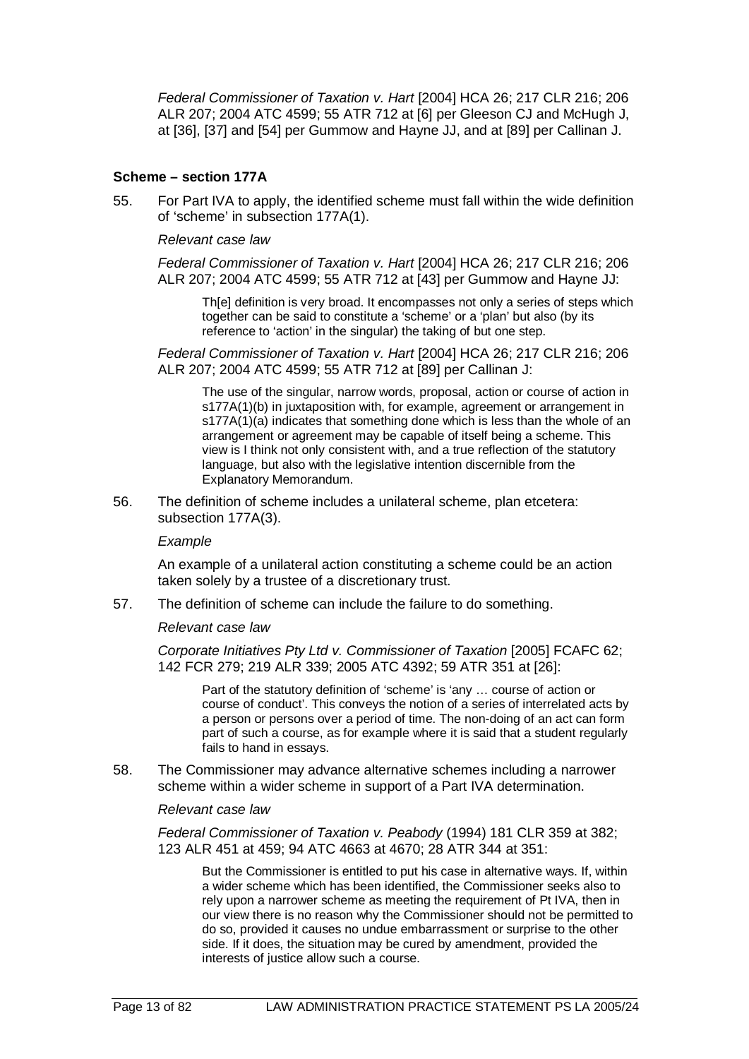*Federal Commissioner of Taxation v. Hart* [2004] HCA 26; 217 CLR 216; 206 ALR 207; 2004 ATC 4599; 55 ATR 712 at [6] per Gleeson CJ and McHugh J, at [36], [37] and [54] per Gummow and Hayne JJ, and at [89] per Callinan J.

### Scheme – section 177A

55. For Part IVA to apply, the identified scheme must fall within the wide definition of 'scheme' in subsection 177A(1).

*Relevant case law*

*Federal Commissioner of Taxation v. Hart* [2004] HCA 26; 217 CLR 216; 206 ALR 207; 2004 ATC 4599; 55 ATR 712 at [43] per Gummow and Hayne JJ:

> Th[e] definition is very broad. It encompasses not only a series of steps which together can be said to constitute a 'scheme' or a 'plan' but also (by its reference to 'action' in the singular) the taking of but one step.

*Federal Commissioner of Taxation v. Hart* [2004] HCA 26; 217 CLR 216; 206 ALR 207; 2004 ATC 4599; 55 ATR 712 at [89] per Callinan J:

> The use of the singular, narrow words, proposal, action or course of action in s177A(1)(b) in juxtaposition with, for example, agreement or arrangement in s177A(1)(a) indicates that something done which is less than the whole of an arrangement or agreement may be capable of itself being a scheme. This view is I think not only consistent with, and a true reflection of the statutory language, but also with the legislative intention discernible from the Explanatory Memorandum.

56. The definition of scheme includes a unilateral scheme, plan etcetera: subsection 177A(3).

*Example*

An example of a unilateral action constituting a scheme could be an action taken solely by a trustee of a discretionary trust.

57. The definition of scheme can include the failure to do something.

*Relevant case law*

*Corporate Initiatives Pty Ltd v. Commissioner of Taxation* [2005] FCAFC 62; 142 FCR 279; 219 ALR 339; 2005 ATC 4392; 59 ATR 351 at [26]:

> Part of the statutory definition of 'scheme' is 'any … course of action or course of conduct'. This conveys the notion of a series of interrelated acts by a person or persons over a period of time. The non-doing of an act can form part of such a course, as for example where it is said that a student regularly fails to hand in essays.

58. The Commissioner may advance alternative schemes including a narrower scheme within a wider scheme in support of a Part IVA determination.

*Relevant case law*

*Federal Commissioner of Taxation v. Peabody* (1994) 181 CLR 359 at 382; 123 ALR 451 at 459; 94 ATC 4663 at 4670; 28 ATR 344 at 351:

> But the Commissioner is entitled to put his case in alternative ways. If, within a wider scheme which has been identified, the Commissioner seeks also to rely upon a narrower scheme as meeting the requirement of Pt IVA, then in our view there is no reason why the Commissioner should not be permitted to do so, provided it causes no undue embarrassment or surprise to the other side. If it does, the situation may be cured by amendment, provided the interests of justice allow such a course.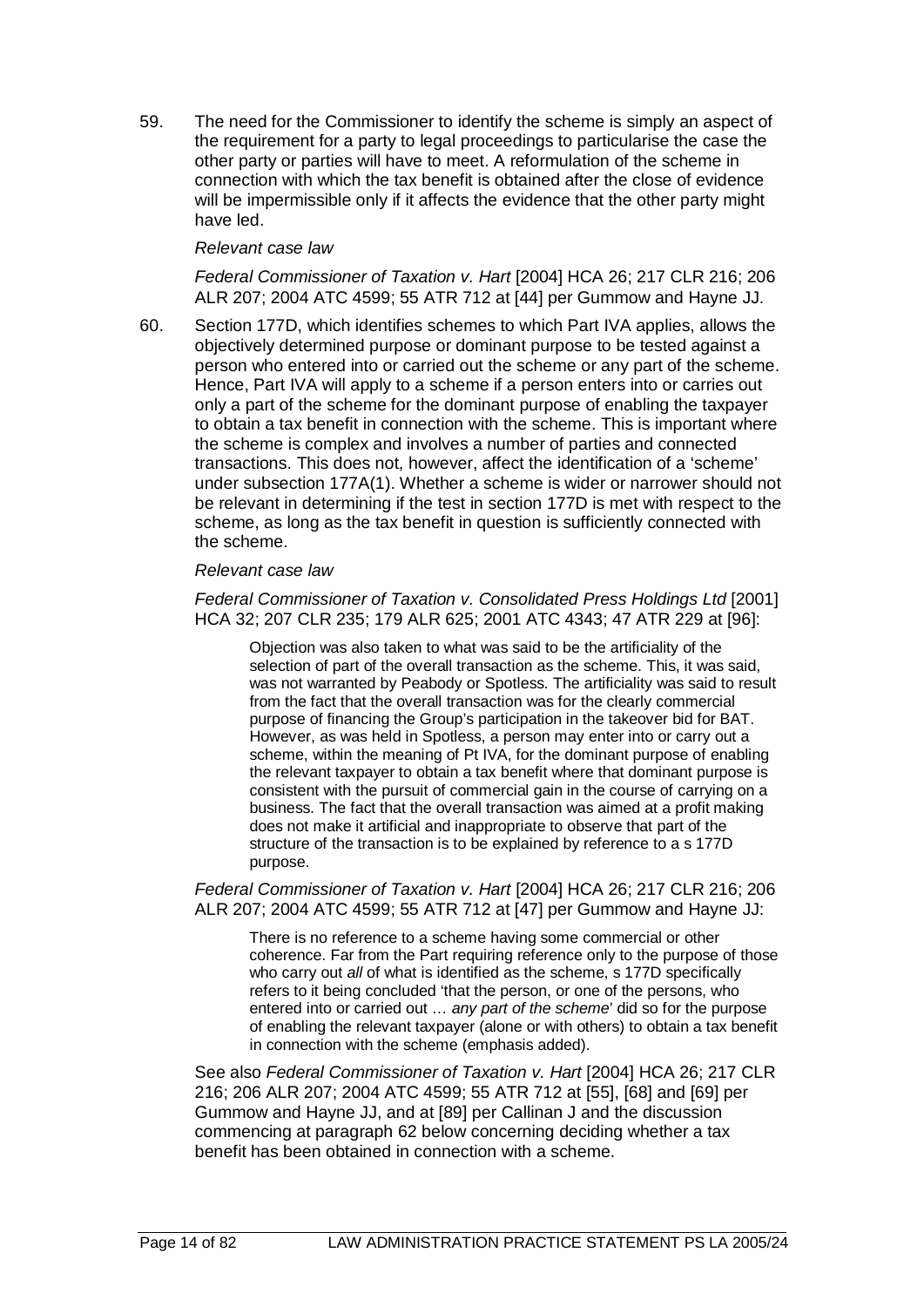59. The need for the Commissioner to identify the scheme is simply an aspect of the requirement for a party to legal proceedings to particularise the case the other party or parties will have to meet. A reformulation of the scheme in connection with which the tax benefit is obtained after the close of evidence will be impermissible only if it affects the evidence that the other party might have led.

*Relevant case law*

*Federal Commissioner of Taxation v. Hart* [2004] HCA 26; 217 CLR 216; 206 ALR 207; 2004 ATC 4599; 55 ATR 712 at [44] per Gummow and Hayne JJ.

60. Section 177D, which identifies schemes to which Part IVA applies, allows the objectively determined purpose or dominant purpose to be tested against a person who entered into or carried out the scheme or any part of the scheme. Hence, Part IVA will apply to a scheme if a person enters into or carries out only a part of the scheme for the dominant purpose of enabling the taxpayer to obtain a tax benefit in connection with the scheme. This is important where the scheme is complex and involves a number of parties and connected transactions. This does not, however, affect the identification of a 'scheme' under subsection 177A(1). Whether a scheme is wider or narrower should not be relevant in determining if the test in section 177D is met with respect to the scheme, as long as the tax benefit in question is sufficiently connected with the scheme.

*Relevant case law*

*Federal Commissioner of Taxation v. Consolidated Press Holdings Ltd* [2001] HCA 32; 207 CLR 235; 179 ALR 625; 2001 ATC 4343; 47 ATR 229 at [96]:

> Objection was also taken to what was said to be the artificiality of the selection of part of the overall transaction as the scheme. This, it was said, was not warranted by Peabody or Spotless. The artificiality was said to result from the fact that the overall transaction was for the clearly commercial purpose of financing the Group's participation in the takeover bid for BAT. However, as was held in Spotless, a person may enter into or carry out a scheme, within the meaning of Pt IVA, for the dominant purpose of enabling the relevant taxpayer to obtain a tax benefit where that dominant purpose is consistent with the pursuit of commercial gain in the course of carrying on a business. The fact that the overall transaction was aimed at a profit making does not make it artificial and inappropriate to observe that part of the structure of the transaction is to be explained by reference to a s 177D purpose.

*Federal Commissioner of Taxation v. Hart* [2004] HCA 26; 217 CLR 216; 206 ALR 207; 2004 ATC 4599; 55 ATR 712 at [47] per Gummow and Hayne JJ:

> There is no reference to a scheme having some commercial or other coherence. Far from the Part requiring reference only to the purpose of those who carry out *all* of what is identified as the scheme, s 177D specifically refers to it being concluded 'that the person, or one of the persons, who entered into or carried out … *any part of the scheme*' did so for the purpose of enabling the relevant taxpayer (alone or with others) to obtain a tax benefit in connection with the scheme (emphasis added).

See also *Federal Commissioner of Taxation v. Hart* [2004] HCA 26; 217 CLR 216; 206 ALR 207; 2004 ATC 4599; 55 ATR 712 at [55], [68] and [69] per Gummow and Hayne JJ, and at [89] per Callinan J and the discussion commencing at paragraph 62 below concerning deciding whether a tax benefit has been obtained in connection with a scheme.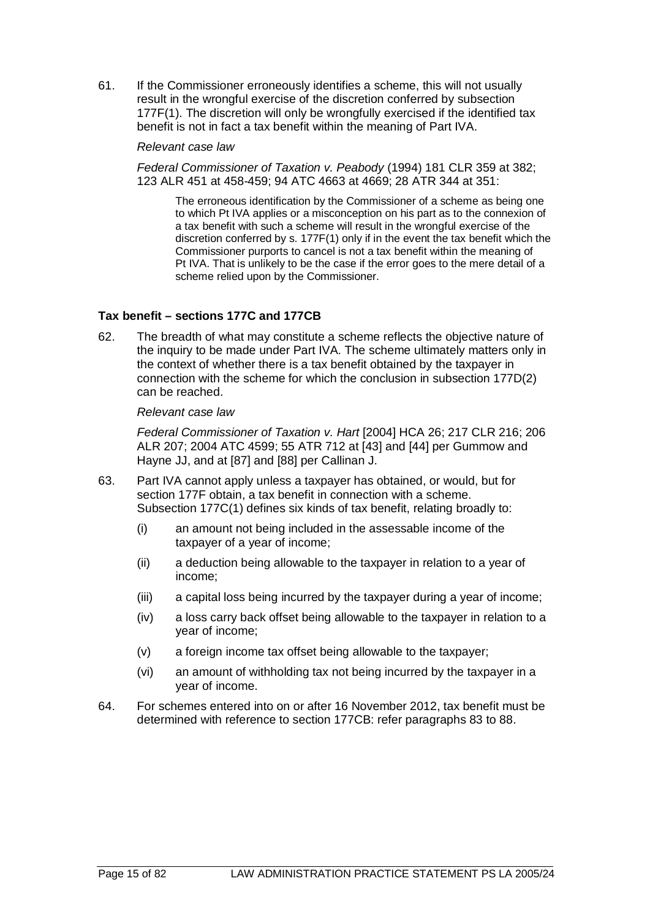61. If the Commissioner erroneously identifies a scheme, this will not usually result in the wrongful exercise of the discretion conferred by subsection 177F(1). The discretion will only be wrongfully exercised if the identified tax benefit is not in fact a tax benefit within the meaning of Part IVA.

*Relevant case law*

*Federal Commissioner of Taxation v. Peabody* (1994) 181 CLR 359 at 382; 123 ALR 451 at 458-459; 94 ATC 4663 at 4669; 28 ATR 344 at 351:

> The erroneous identification by the Commissioner of a scheme as being one to which Pt IVA applies or a misconception on his part as to the connexion of a tax benefit with such a scheme will result in the wrongful exercise of the discretion conferred by s. 177F(1) only if in the event the tax benefit which the Commissioner purports to cancel is not a tax benefit within the meaning of Pt IVA. That is unlikely to be the case if the error goes to the mere detail of a scheme relied upon by the Commissioner.

### Tax benefit – sections 177C and 177CB

62. The breadth of what may constitute a scheme reflects the objective nature of the inquiry to be made under Part IVA. The scheme ultimately matters only in the context of whether there is a tax benefit obtained by the taxpayer in connection with the scheme for which the conclusion in subsection 177D(2) can be reached.

*Relevant case law*

*Federal Commissioner of Taxation v. Hart* [2004] HCA 26; 217 CLR 216; 206 ALR 207; 2004 ATC 4599; 55 ATR 712 at [43] and [44] per Gummow and Hayne JJ, and at [87] and [88] per Callinan J.

63. Part IVA cannot apply unless a taxpayer has obtained, or would, but for section 177F obtain, a tax benefit in connection with a scheme. Subsection 177C(1) defines six kinds of tax benefit, relating broadly to:

    (i) an amount not being included in the assessable income of the taxpayer of a year of income;

    (ii) a deduction being allowable to the taxpayer in relation to a year of income;

    (iii) a capital loss being incurred by the taxpayer during a year of income;

    (iv) a loss carry back offset being allowable to the taxpayer in relation to a year of income;

    (v) a foreign income tax offset being allowable to the taxpayer;

    (vi) an amount of withholding tax not being incurred by the taxpayer in a year of income.

64. For schemes entered into on or after 16 November 2012, tax benefit must be determined with reference to section 177CB: refer paragraphs 83 to 88.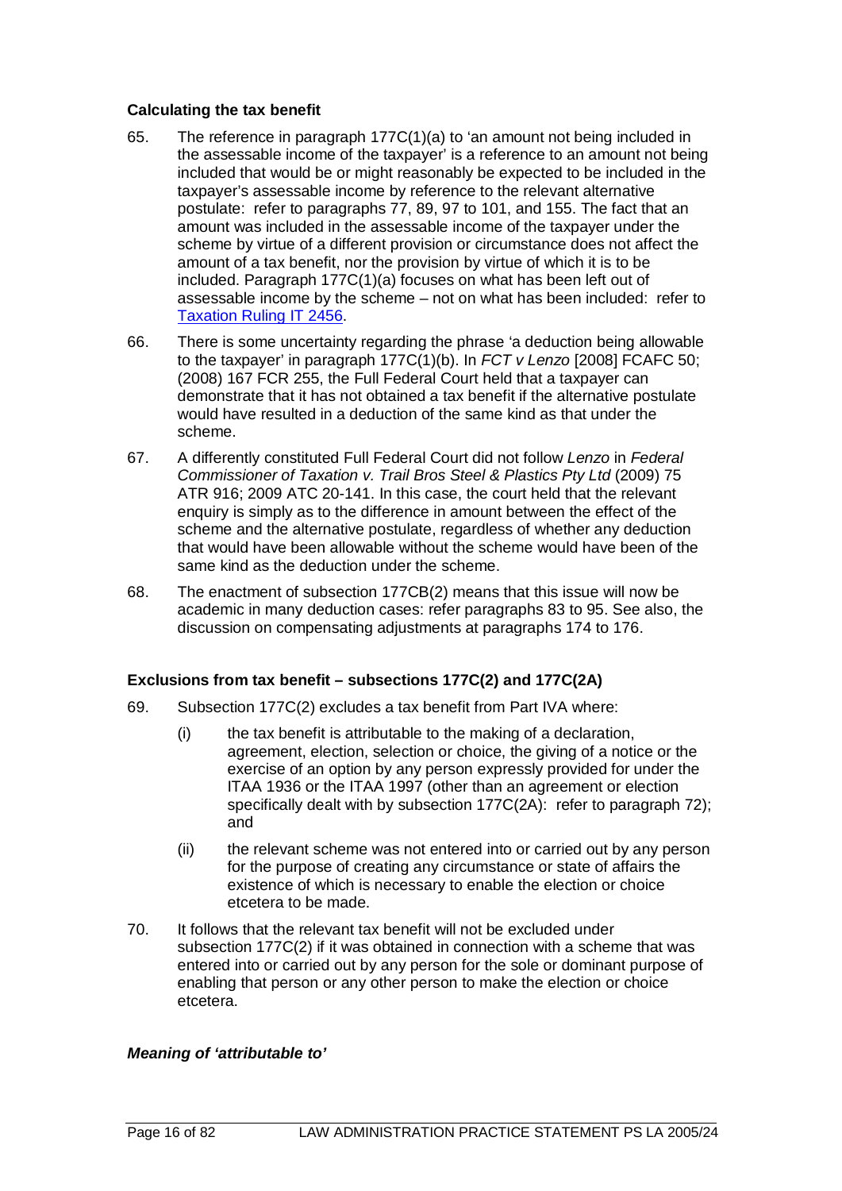### Calculating the tax benefit

65. The reference in paragraph 177C(1)(a) to 'an amount not being included in the assessable income of the taxpayer' is a reference to an amount not being included that would be or might reasonably be expected to be included in the taxpayer's assessable income by reference to the relevant alternative postulate: refer to paragraphs 77, 89, 97 to 101, and 155. The fact that an amount was included in the assessable income of the taxpayer under the scheme by virtue of a different provision or circumstance does not affect the amount of a tax benefit, nor the provision by virtue of which it is to be included. Paragraph 177C(1)(a) focuses on what has been left out of assessable income by the scheme – not on what has been included: refer to Taxation Ruling IT 2456.

66. There is some uncertainty regarding the phrase 'a deduction being allowable to the taxpayer' in paragraph 177C(1)(b). In *FCT v Lenzo* [2008] FCAFC 50; (2008) 167 FCR 255, the Full Federal Court held that a taxpayer can demonstrate that it has not obtained a tax benefit if the alternative postulate would have resulted in a deduction of the same kind as that under the scheme.

67. A differently constituted Full Federal Court did not follow *Lenzo* in *Federal Commissioner of Taxation v. Trail Bros Steel & Plastics Pty Ltd* (2009) 75 ATR 916; 2009 ATC 20-141. In this case, the court held that the relevant enquiry is simply as to the difference in amount between the effect of the scheme and the alternative postulate, regardless of whether any deduction that would have been allowable without the scheme would have been of the same kind as the deduction under the scheme.

68. The enactment of subsection 177CB(2) means that this issue will now be academic in many deduction cases: refer paragraphs 83 to 95. See also, the discussion on compensating adjustments at paragraphs 174 to 176.

### Exclusions from tax benefit – subsections 177C(2) and 177C(2A)

69. Subsection 177C(2) excludes a tax benefit from Part IVA where:

    (i) the tax benefit is attributable to the making of a declaration, agreement, election, selection or choice, the giving of a notice or the exercise of an option by any person expressly provided for under the ITAA 1936 or the ITAA 1997 (other than an agreement or election specifically dealt with by subsection 177C(2A): refer to paragraph 72); and

    (ii) the relevant scheme was not entered into or carried out by any person for the purpose of creating any circumstance or state of affairs the existence of which is necessary to enable the election or choice etcetera to be made.

70. It follows that the relevant tax benefit will not be excluded under subsection 177C(2) if it was obtained in connection with a scheme that was entered into or carried out by any person for the sole or dominant purpose of enabling that person or any other person to make the election or choice etcetera.

#### *Meaning of 'attributable to'*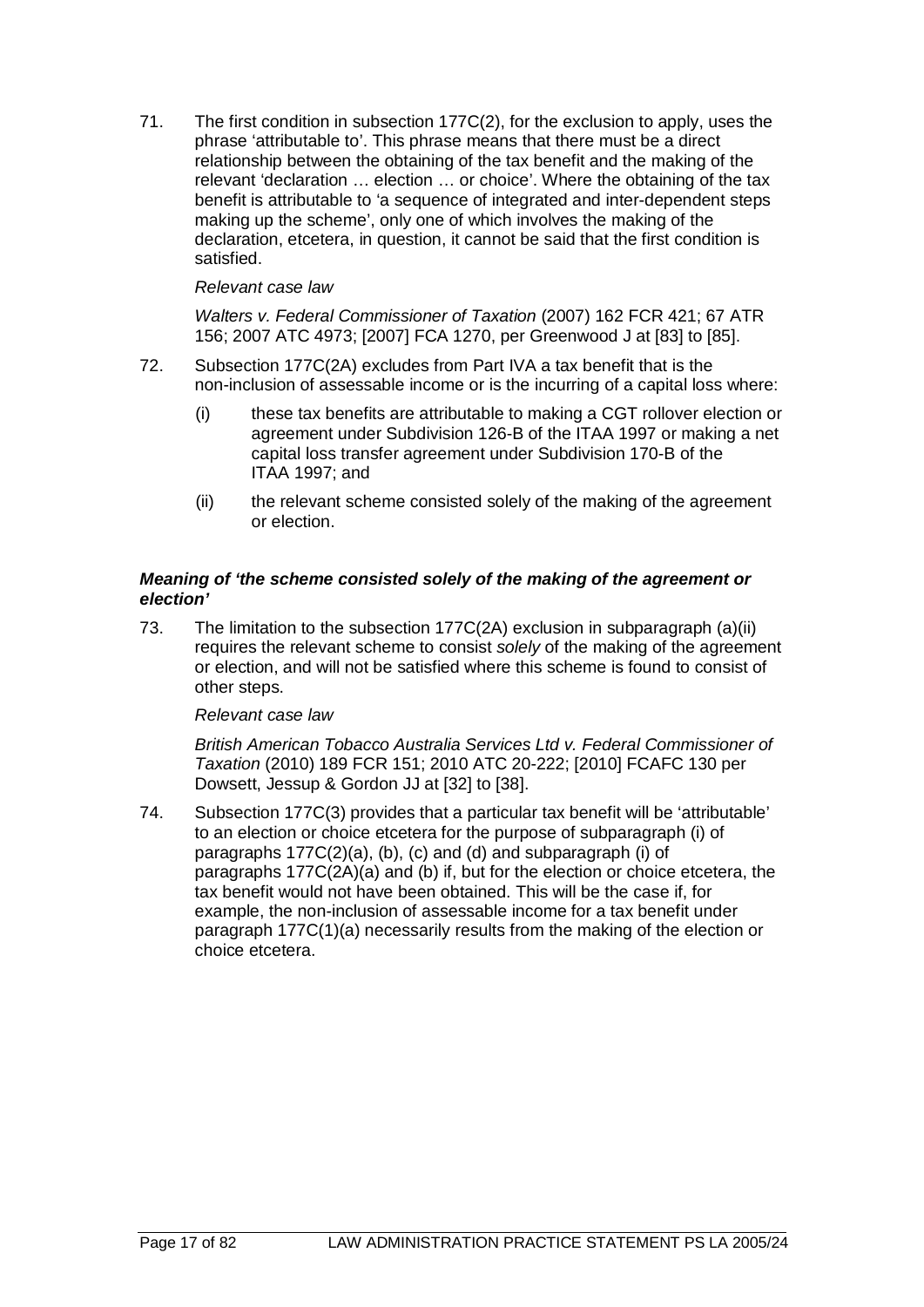71. The first condition in subsection 177C(2), for the exclusion to apply, uses the phrase 'attributable to'. This phrase means that there must be a direct relationship between the obtaining of the tax benefit and the making of the relevant 'declaration … election … or choice'. Where the obtaining of the tax benefit is attributable to 'a sequence of integrated and inter-dependent steps making up the scheme', only one of which involves the making of the declaration, etcetera, in question, it cannot be said that the first condition is satisfied.

   *Relevant case law*

   *Walters v. Federal Commissioner of Taxation* (2007) 162 FCR 421; 67 ATR 156; 2007 ATC 4973; [2007] FCA 1270, per Greenwood J at [83] to [85].

72. Subsection 177C(2A) excludes from Part IVA a tax benefit that is the non-inclusion of assessable income or is the incurring of a capital loss where:

   (i) these tax benefits are attributable to making a CGT rollover election or agreement under Subdivision 126-B of the ITAA 1997 or making a net capital loss transfer agreement under Subdivision 170-B of the ITAA 1997; and

   (ii) the relevant scheme consisted solely of the making of the agreement or election.

### *Meaning of 'the scheme consisted solely of the making of the agreement or election'*

73. The limitation to the subsection 177C(2A) exclusion in subparagraph (a)(ii) requires the relevant scheme to consist *solely* of the making of the agreement or election, and will not be satisfied where this scheme is found to consist of other steps.

   *Relevant case law*

   *British American Tobacco Australia Services Ltd v. Federal Commissioner of Taxation* (2010) 189 FCR 151; 2010 ATC 20-222; [2010] FCAFC 130 per Dowsett, Jessup & Gordon JJ at [32] to [38].

74. Subsection 177C(3) provides that a particular tax benefit will be 'attributable' to an election or choice etcetera for the purpose of subparagraph (i) of paragraphs 177C(2)(a), (b), (c) and (d) and subparagraph (i) of paragraphs 177C(2A)(a) and (b) if, but for the election or choice etcetera, the tax benefit would not have been obtained. This will be the case if, for example, the non-inclusion of assessable income for a tax benefit under paragraph 177C(1)(a) necessarily results from the making of the election or choice etcetera.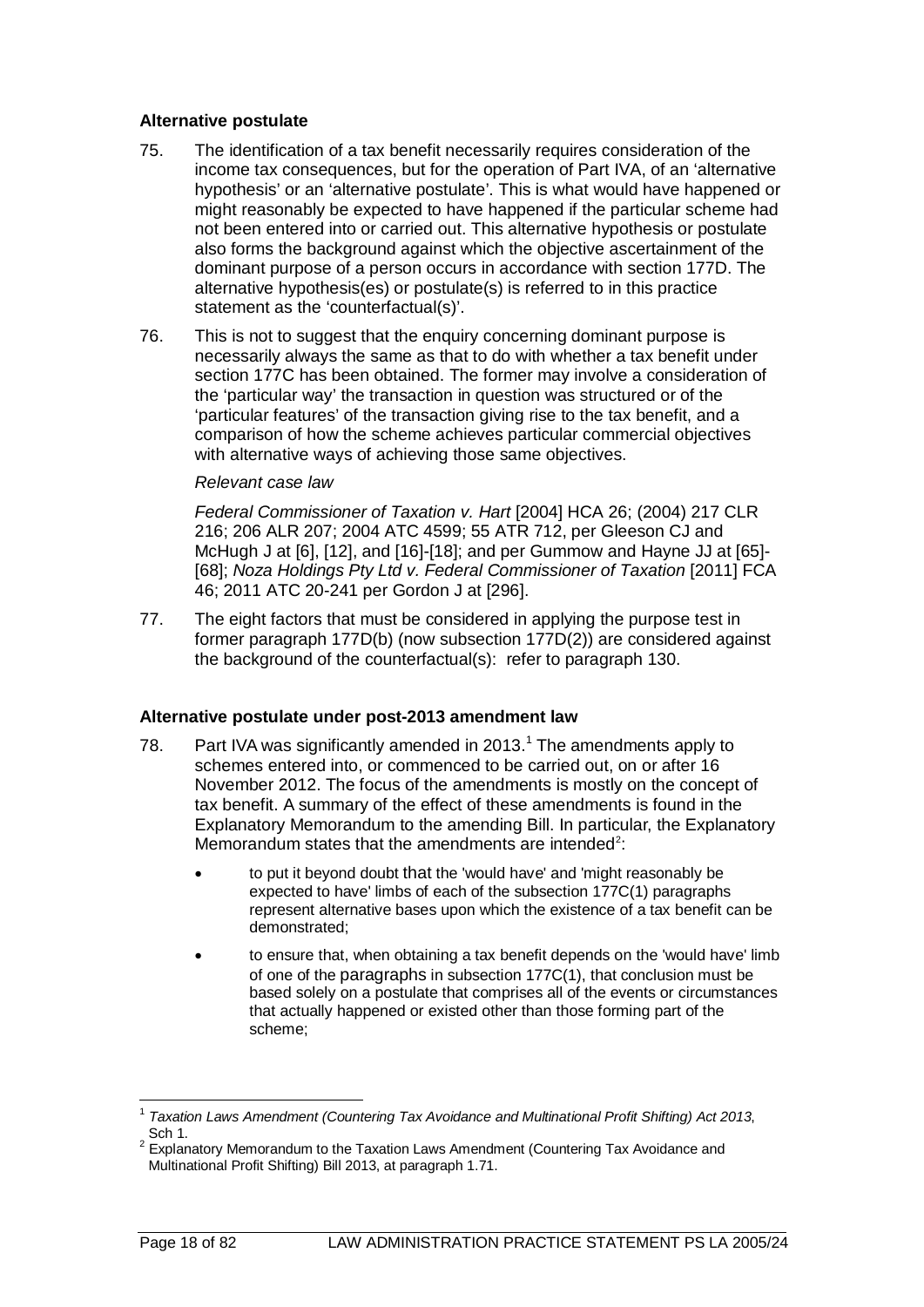### Alternative postulate

75. The identification of a tax benefit necessarily requires consideration of the income tax consequences, but for the operation of Part IVA, of an 'alternative hypothesis' or an 'alternative postulate'. This is what would have happened or might reasonably be expected to have happened if the particular scheme had not been entered into or carried out. This alternative hypothesis or postulate also forms the background against which the objective ascertainment of the dominant purpose of a person occurs in accordance with section 177D. The alternative hypothesis(es) or postulate(s) is referred to in this practice statement as the 'counterfactual(s)'.

76. This is not to suggest that the enquiry concerning dominant purpose is necessarily always the same as that to do with whether a tax benefit under section 177C has been obtained. The former may involve a consideration of the 'particular way' the transaction in question was structured or of the 'particular features' of the transaction giving rise to the tax benefit, and a comparison of how the scheme achieves particular commercial objectives with alternative ways of achieving those same objectives.

    *Relevant case law*

    *Federal Commissioner of Taxation v. Hart* [2004] HCA 26; (2004) 217 CLR 216; 206 ALR 207; 2004 ATC 4599; 55 ATR 712, per Gleeson CJ and McHugh J at [6], [12], and [16]-[18]; and per Gummow and Hayne JJ at [65]-[68]; *Noza Holdings Pty Ltd v. Federal Commissioner of Taxation* [2011] FCA 46; 2011 ATC 20-241 per Gordon J at [296].

77. The eight factors that must be considered in applying the purpose test in former paragraph 177D(b) (now subsection 177D(2)) are considered against the background of the counterfactual(s): refer to paragraph 130.

### Alternative postulate under post-2013 amendment law

78. Part IVA was significantly amended in 2013.[1] The amendments apply to schemes entered into, or commenced to be carried out, on or after 16 November 2012. The focus of the amendments is mostly on the concept of tax benefit. A summary of the effect of these amendments is found in the Explanatory Memorandum to the amending Bill. In particular, the Explanatory Memorandum states that the amendments are intended[2]:

    - to put it beyond doubt that the 'would have' and 'might reasonably be expected to have' limbs of each of the subsection 177C(1) paragraphs represent alternative bases upon which the existence of a tax benefit can be demonstrated;
    - to ensure that, when obtaining a tax benefit depends on the 'would have' limb of one of the paragraphs in subsection 177C(1), that conclusion must be based solely on a postulate that comprises all of the events or circumstances that actually happened or existed other than those forming part of the scheme;

---

[1] *Taxation Laws Amendment (Countering Tax Avoidance and Multinational Profit Shifting) Act 2013*, Sch 1.

[2] Explanatory Memorandum to the Taxation Laws Amendment (Countering Tax Avoidance and Multinational Profit Shifting) Bill 2013, at paragraph 1.71.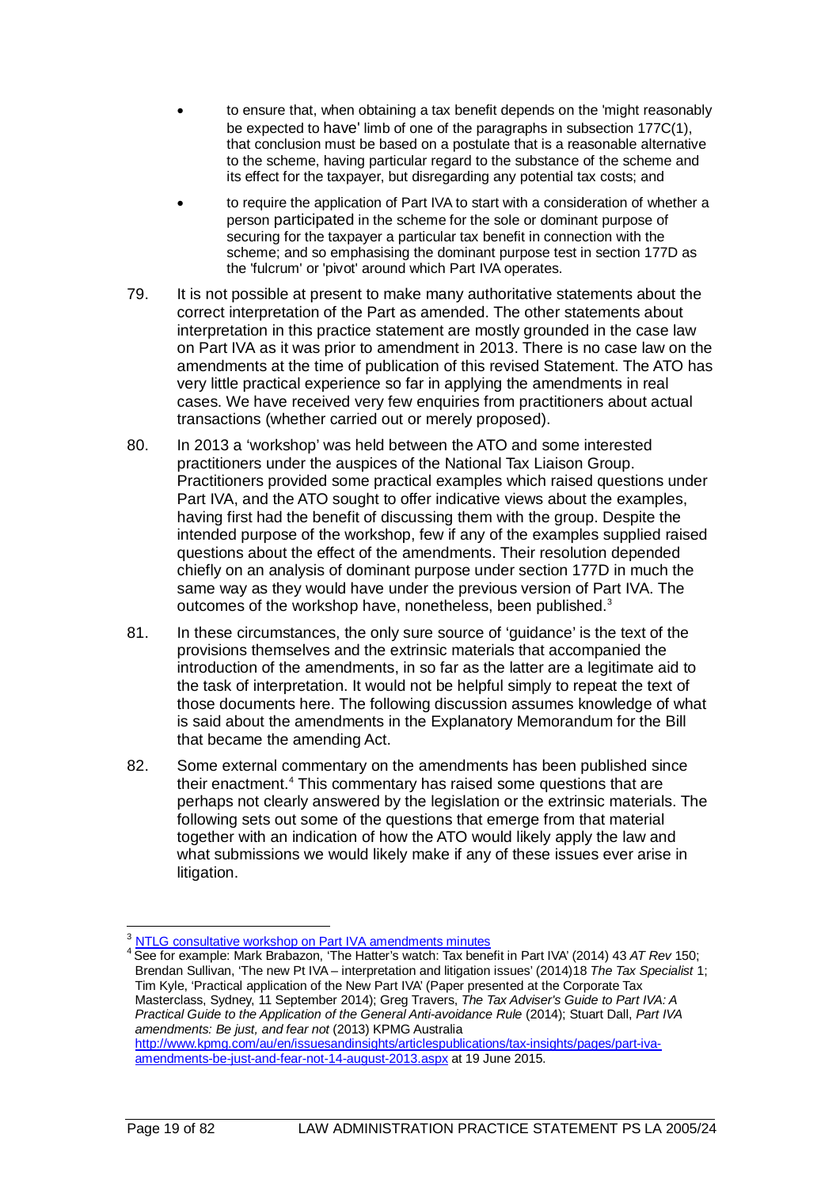- to ensure that, when obtaining a tax benefit depends on the 'might reasonably be expected to have' limb of one of the paragraphs in subsection 177C(1), that conclusion must be based on a postulate that is a reasonable alternative to the scheme, having particular regard to the substance of the scheme and its effect for the taxpayer, but disregarding any potential tax costs; and
- to require the application of Part IVA to start with a consideration of whether a person participated in the scheme for the sole or dominant purpose of securing for the taxpayer a particular tax benefit in connection with the scheme; and so emphasising the dominant purpose test in section 177D as the 'fulcrum' or 'pivot' around which Part IVA operates.

79. It is not possible at present to make many authoritative statements about the correct interpretation of the Part as amended. The other statements about interpretation in this practice statement are mostly grounded in the case law on Part IVA as it was prior to amendment in 2013. There is no case law on the amendments at the time of publication of this revised Statement. The ATO has very little practical experience so far in applying the amendments in real cases. We have received very few enquiries from practitioners about actual transactions (whether carried out or merely proposed).

80. In 2013 a 'workshop' was held between the ATO and some interested practitioners under the auspices of the National Tax Liaison Group. Practitioners provided some practical examples which raised questions under Part IVA, and the ATO sought to offer indicative views about the examples, having first had the benefit of discussing them with the group. Despite the intended purpose of the workshop, few if any of the examples supplied raised questions about the effect of the amendments. Their resolution depended chiefly on an analysis of dominant purpose under section 177D in much the same way as they would have under the previous version of Part IVA. The outcomes of the workshop have, nonetheless, been published.[3]

81. In these circumstances, the only sure source of 'guidance' is the text of the provisions themselves and the extrinsic materials that accompanied the introduction of the amendments, in so far as the latter are a legitimate aid to the task of interpretation. It would not be helpful simply to repeat the text of those documents here. The following discussion assumes knowledge of what is said about the amendments in the Explanatory Memorandum for the Bill that became the amending Act.

82. Some external commentary on the amendments has been published since their enactment.[4] This commentary has raised some questions that are perhaps not clearly answered by the legislation or the extrinsic materials. The following sets out some of the questions that emerge from that material together with an indication of how the ATO would likely apply the law and what submissions we would likely make if any of these issues ever arise in litigation.

---

[3] NTLG consultative workshop on Part IVA amendments minutes

[4] See for example: Mark Brabazon, 'The Hatter's watch: Tax benefit in Part IVA' (2014) 43 *AT Rev* 150; Brendan Sullivan, 'The new Pt IVA – interpretation and litigation issues' (2014)18 *The Tax Specialist* 1; Tim Kyle, 'Practical application of the New Part IVA' (Paper presented at the Corporate Tax Masterclass, Sydney, 11 September 2014); Greg Travers, *The Tax Adviser's Guide to Part IVA: A Practical Guide to the Application of the General Anti-avoidance Rule* (2014); Stuart Dall, *Part IVA amendments: Be just, and fear not* (2013) KPMG Australia http://www.kpmg.com/au/en/issuesandinsights/articlespublications/tax-insights/pages/part-iva-amendments-be-just-and-fear-not-14-august-2013.aspx at 19 June 2015.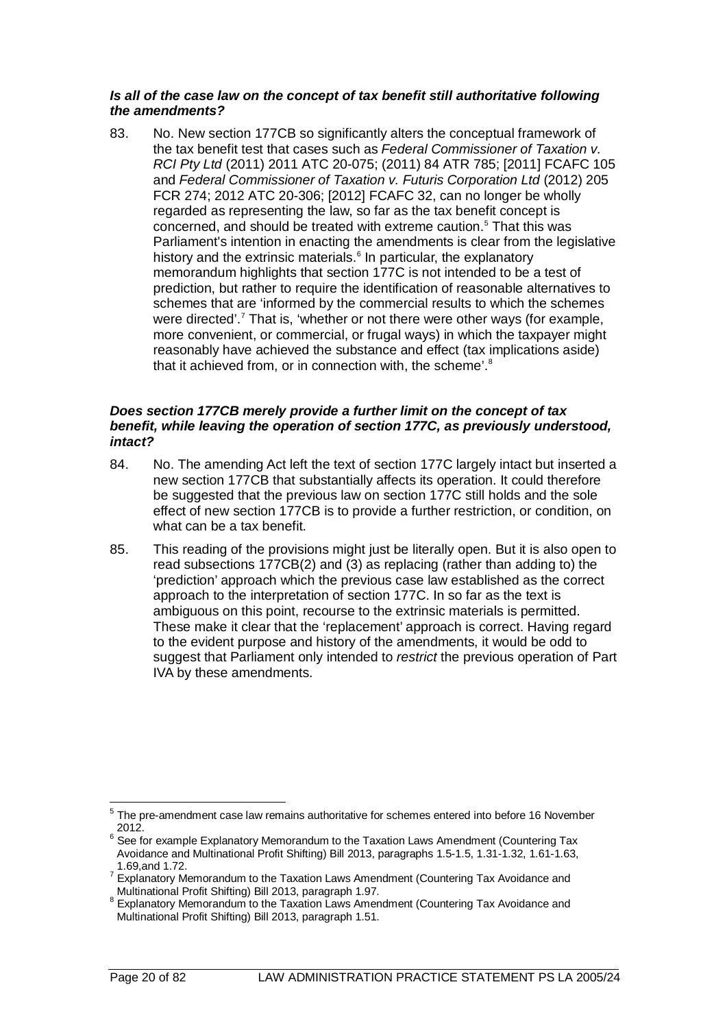***Is all of the case law on the concept of tax benefit still authoritative following the amendments?***

83. No. New section 177CB so significantly alters the conceptual framework of the tax benefit test that cases such as *Federal Commissioner of Taxation v. RCI Pty Ltd* (2011) 2011 ATC 20-075; (2011) 84 ATR 785; [2011] FCAFC 105 and *Federal Commissioner of Taxation v. Futuris Corporation Ltd* (2012) 205 FCR 274; 2012 ATC 20-306; [2012] FCAFC 32, can no longer be wholly regarded as representing the law, so far as the tax benefit concept is concerned, and should be treated with extreme caution.[5] That this was Parliament's intention in enacting the amendments is clear from the legislative history and the extrinsic materials.[6] In particular, the explanatory memorandum highlights that section 177C is not intended to be a test of prediction, but rather to require the identification of reasonable alternatives to schemes that are 'informed by the commercial results to which the schemes were directed'.[7] That is, 'whether or not there were other ways (for example, more convenient, or commercial, or frugal ways) in which the taxpayer might reasonably have achieved the substance and effect (tax implications aside) that it achieved from, or in connection with, the scheme'.[8]

***Does section 177CB merely provide a further limit on the concept of tax benefit, while leaving the operation of section 177C, as previously understood, intact?***

84. No. The amending Act left the text of section 177C largely intact but inserted a new section 177CB that substantially affects its operation. It could therefore be suggested that the previous law on section 177C still holds and the sole effect of new section 177CB is to provide a further restriction, or condition, on what can be a tax benefit.

85. This reading of the provisions might just be literally open. But it is also open to read subsections 177CB(2) and (3) as replacing (rather than adding to) the 'prediction' approach which the previous case law established as the correct approach to the interpretation of section 177C. In so far as the text is ambiguous on this point, recourse to the extrinsic materials is permitted. These make it clear that the 'replacement' approach is correct. Having regard to the evident purpose and history of the amendments, it would be odd to suggest that Parliament only intended to *restrict* the previous operation of Part IVA by these amendments.

---

[5] The pre-amendment case law remains authoritative for schemes entered into before 16 November 2012.

[6] See for example Explanatory Memorandum to the Taxation Laws Amendment (Countering Tax Avoidance and Multinational Profit Shifting) Bill 2013, paragraphs 1.5-1.5, 1.31-1.32, 1.61-1.63, 1.69,and 1.72.

[7] Explanatory Memorandum to the Taxation Laws Amendment (Countering Tax Avoidance and Multinational Profit Shifting) Bill 2013, paragraph 1.97.

[8] Explanatory Memorandum to the Taxation Laws Amendment (Countering Tax Avoidance and Multinational Profit Shifting) Bill 2013, paragraph 1.51.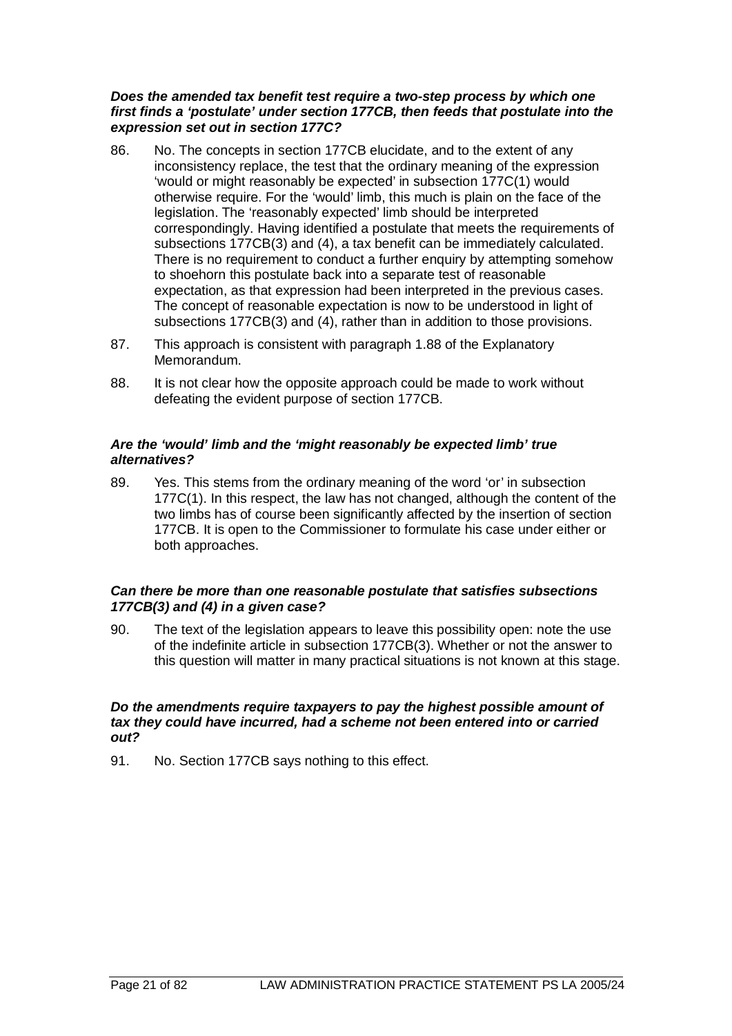***Does the amended tax benefit test require a two-step process by which one first finds a 'postulate' under section 177CB, then feeds that postulate into the expression set out in section 177C?***

86. No. The concepts in section 177CB elucidate, and to the extent of any inconsistency replace, the test that the ordinary meaning of the expression 'would or might reasonably be expected' in subsection 177C(1) would otherwise require. For the 'would' limb, this much is plain on the face of the legislation. The 'reasonably expected' limb should be interpreted correspondingly. Having identified a postulate that meets the requirements of subsections 177CB(3) and (4), a tax benefit can be immediately calculated. There is no requirement to conduct a further enquiry by attempting somehow to shoehorn this postulate back into a separate test of reasonable expectation, as that expression had been interpreted in the previous cases. The concept of reasonable expectation is now to be understood in light of subsections 177CB(3) and (4), rather than in addition to those provisions.

87. This approach is consistent with paragraph 1.88 of the Explanatory Memorandum.

88. It is not clear how the opposite approach could be made to work without defeating the evident purpose of section 177CB.

***Are the 'would' limb and the 'might reasonably be expected limb' true alternatives?***

89. Yes. This stems from the ordinary meaning of the word 'or' in subsection 177C(1). In this respect, the law has not changed, although the content of the two limbs has of course been significantly affected by the insertion of section 177CB. It is open to the Commissioner to formulate his case under either or both approaches.

***Can there be more than one reasonable postulate that satisfies subsections 177CB(3) and (4) in a given case?***

90. The text of the legislation appears to leave this possibility open: note the use of the indefinite article in subsection 177CB(3). Whether or not the answer to this question will matter in many practical situations is not known at this stage.

***Do the amendments require taxpayers to pay the highest possible amount of tax they could have incurred, had a scheme not been entered into or carried out?***

91. No. Section 177CB says nothing to this effect.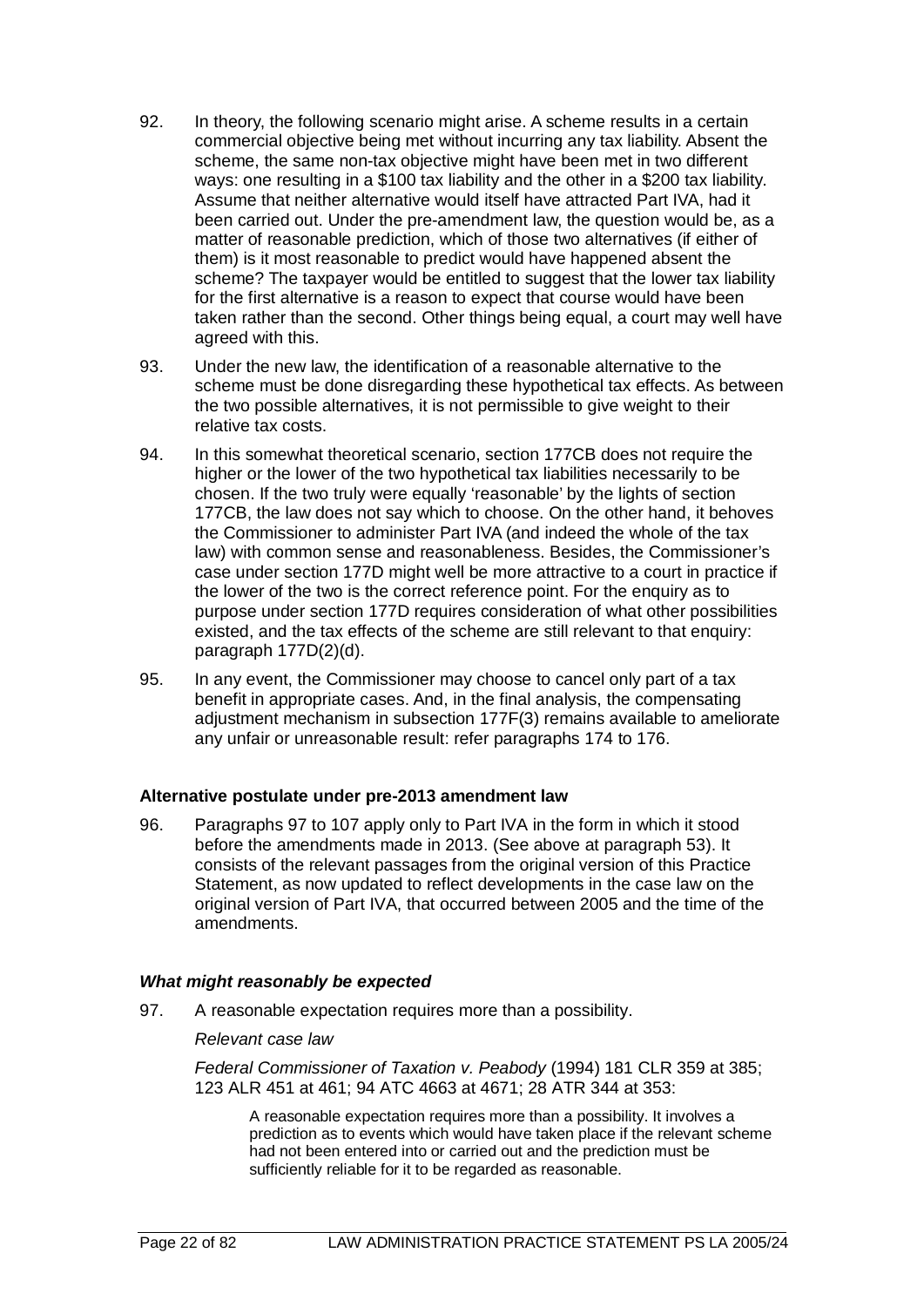92. In theory, the following scenario might arise. A scheme results in a certain commercial objective being met without incurring any tax liability. Absent the scheme, the same non-tax objective might have been met in two different ways: one resulting in a $100 tax liability and the other in a $200 tax liability. Assume that neither alternative would itself have attracted Part IVA, had it been carried out. Under the pre-amendment law, the question would be, as a matter of reasonable prediction, which of those two alternatives (if either of them) is it most reasonable to predict would have happened absent the scheme? The taxpayer would be entitled to suggest that the lower tax liability for the first alternative is a reason to expect that course would have been taken rather than the second. Other things being equal, a court may well have agreed with this.

93. Under the new law, the identification of a reasonable alternative to the scheme must be done disregarding these hypothetical tax effects. As between the two possible alternatives, it is not permissible to give weight to their relative tax costs.

94. In this somewhat theoretical scenario, section 177CB does not require the higher or the lower of the two hypothetical tax liabilities necessarily to be chosen. If the two truly were equally 'reasonable' by the lights of section 177CB, the law does not say which to choose. On the other hand, it behoves the Commissioner to administer Part IVA (and indeed the whole of the tax law) with common sense and reasonableness. Besides, the Commissioner's case under section 177D might well be more attractive to a court in practice if the lower of the two is the correct reference point. For the enquiry as to purpose under section 177D requires consideration of what other possibilities existed, and the tax effects of the scheme are still relevant to that enquiry: paragraph 177D(2)(d).

95. In any event, the Commissioner may choose to cancel only part of a tax benefit in appropriate cases. And, in the final analysis, the compensating adjustment mechanism in subsection 177F(3) remains available to ameliorate any unfair or unreasonable result: refer paragraphs 174 to 176.

### Alternative postulate under pre-2013 amendment law

96. Paragraphs 97 to 107 apply only to Part IVA in the form in which it stood before the amendments made in 2013. (See above at paragraph 53). It consists of the relevant passages from the original version of this Practice Statement, as now updated to reflect developments in the case law on the original version of Part IVA, that occurred between 2005 and the time of the amendments.

#### *What might reasonably be expected*

97. A reasonable expectation requires more than a possibility.

*Relevant case law*

*Federal Commissioner of Taxation v. Peabody* (1994) 181 CLR 359 at 385; 123 ALR 451 at 461; 94 ATC 4663 at 4671; 28 ATR 344 at 353:

> A reasonable expectation requires more than a possibility. It involves a prediction as to events which would have taken place if the relevant scheme had not been entered into or carried out and the prediction must be sufficiently reliable for it to be regarded as reasonable.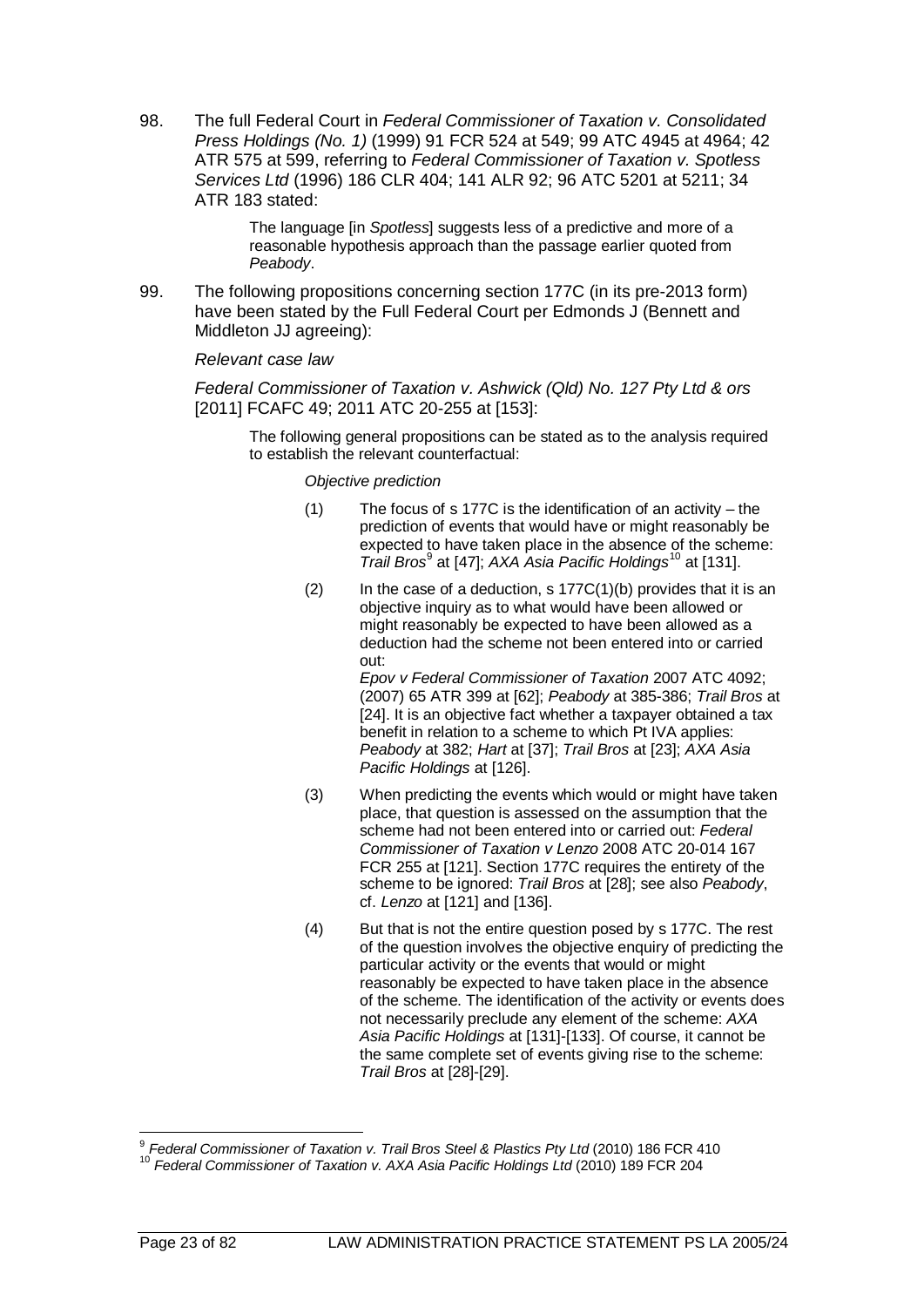98. The full Federal Court in *Federal Commissioner of Taxation v. Consolidated Press Holdings (No. 1)* (1999) 91 FCR 524 at 549; 99 ATC 4945 at 4964; 42 ATR 575 at 599, referring to *Federal Commissioner of Taxation v. Spotless Services Ltd* (1996) 186 CLR 404; 141 ALR 92; 96 ATC 5201 at 5211; 34 ATR 183 stated:

> The language [in *Spotless*] suggests less of a predictive and more of a reasonable hypothesis approach than the passage earlier quoted from *Peabody*.

99. The following propositions concerning section 177C (in its pre-2013 form) have been stated by the Full Federal Court per Edmonds J (Bennett and Middleton JJ agreeing):

*Relevant case law*

*Federal Commissioner of Taxation v. Ashwick (Qld) No. 127 Pty Ltd & ors* [2011] FCAFC 49; 2011 ATC 20-255 at [153]:

> The following general propositions can be stated as to the analysis required to establish the relevant counterfactual:
>
> *Objective prediction*
>
> (1) The focus of s 177C is the identification of an activity – the prediction of events that would have or might reasonably be expected to have taken place in the absence of the scheme: *Trail Bros*[9] at [47]; *AXA Asia Pacific Holdings*[10] at [131].
>
> (2) In the case of a deduction, s 177C(1)(b) provides that it is an objective inquiry as to what would have been allowed or might reasonably be expected to have been allowed as a deduction had the scheme not been entered into or carried out: *Epov v Federal Commissioner of Taxation* 2007 ATC 4092; (2007) 65 ATR 399 at [62]; *Peabody* at 385-386; *Trail Bros* at [24]. It is an objective fact whether a taxpayer obtained a tax benefit in relation to a scheme to which Pt IVA applies: *Peabody* at 382; *Hart* at [37]; *Trail Bros* at [23]; *AXA Asia Pacific Holdings* at [126].
>
> (3) When predicting the events which would or might have taken place, that question is assessed on the assumption that the scheme had not been entered into or carried out: *Federal Commissioner of Taxation v Lenzo* 2008 ATC 20-014 167 FCR 255 at [121]. Section 177C requires the entirety of the scheme to be ignored: *Trail Bros* at [28]; see also *Peabody*, cf. *Lenzo* at [121] and [136].
>
> (4) But that is not the entire question posed by s 177C. The rest of the question involves the objective enquiry of predicting the particular activity or the events that would or might reasonably be expected to have taken place in the absence of the scheme. The identification of the activity or events does not necessarily preclude any element of the scheme: *AXA Asia Pacific Holdings* at [131]-[133]. Of course, it cannot be the same complete set of events giving rise to the scheme: *Trail Bros* at [28]-[29].

---

[9] *Federal Commissioner of Taxation v. Trail Bros Steel & Plastics Pty Ltd* (2010) 186 FCR 410

[10] *Federal Commissioner of Taxation v. AXA Asia Pacific Holdings Ltd* (2010) 189 FCR 204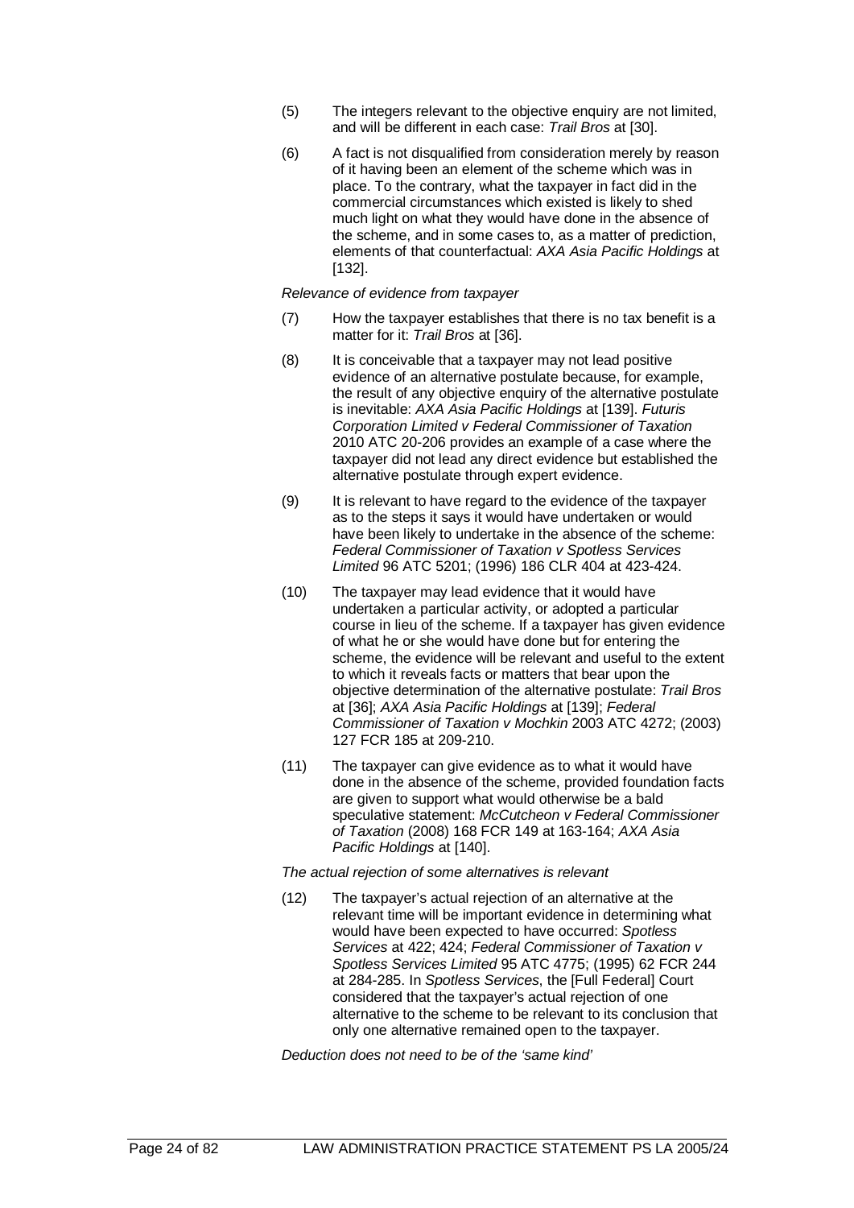(5) The integers relevant to the objective enquiry are not limited, and will be different in each case: *Trail Bros* at [30].

(6) A fact is not disqualified from consideration merely by reason of it having been an element of the scheme which was in place. To the contrary, what the taxpayer in fact did in the commercial circumstances which existed is likely to shed much light on what they would have done in the absence of the scheme, and in some cases to, as a matter of prediction, elements of that counterfactual: *AXA Asia Pacific Holdings* at [132].

*Relevance of evidence from taxpayer*

(7) How the taxpayer establishes that there is no tax benefit is a matter for it: *Trail Bros* at [36].

(8) It is conceivable that a taxpayer may not lead positive evidence of an alternative postulate because, for example, the result of any objective enquiry of the alternative postulate is inevitable: *AXA Asia Pacific Holdings* at [139]. *Futuris Corporation Limited v Federal Commissioner of Taxation* 2010 ATC 20-206 provides an example of a case where the taxpayer did not lead any direct evidence but established the alternative postulate through expert evidence.

(9) It is relevant to have regard to the evidence of the taxpayer as to the steps it says it would have undertaken or would have been likely to undertake in the absence of the scheme: *Federal Commissioner of Taxation v Spotless Services Limited* 96 ATC 5201; (1996) 186 CLR 404 at 423-424.

(10) The taxpayer may lead evidence that it would have undertaken a particular activity, or adopted a particular course in lieu of the scheme. If a taxpayer has given evidence of what he or she would have done but for entering the scheme, the evidence will be relevant and useful to the extent to which it reveals facts or matters that bear upon the objective determination of the alternative postulate: *Trail Bros* at [36]; *AXA Asia Pacific Holdings* at [139]; *Federal Commissioner of Taxation v Mochkin* 2003 ATC 4272; (2003) 127 FCR 185 at 209-210.

(11) The taxpayer can give evidence as to what it would have done in the absence of the scheme, provided foundation facts are given to support what would otherwise be a bald speculative statement: *McCutcheon v Federal Commissioner of Taxation* (2008) 168 FCR 149 at 163-164; *AXA Asia Pacific Holdings* at [140].

*The actual rejection of some alternatives is relevant*

(12) The taxpayer's actual rejection of an alternative at the relevant time will be important evidence in determining what would have been expected to have occurred: *Spotless Services* at 422; 424; *Federal Commissioner of Taxation v Spotless Services Limited* 95 ATC 4775; (1995) 62 FCR 244 at 284-285. In *Spotless Services*, the [Full Federal] Court considered that the taxpayer's actual rejection of one alternative to the scheme to be relevant to its conclusion that only one alternative remained open to the taxpayer.

*Deduction does not need to be of the 'same kind'*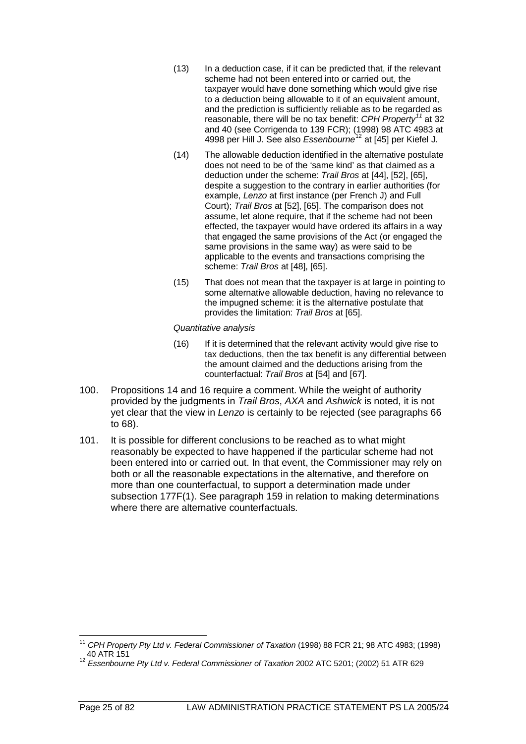(13) In a deduction case, if it can be predicted that, if the relevant scheme had not been entered into or carried out, the taxpayer would have done something which would give rise to a deduction being allowable to it of an equivalent amount, and the prediction is sufficiently reliable as to be regarded as reasonable, there will be no tax benefit: *CPH Property*[11] at 32 and 40 (see Corrigenda to 139 FCR); (1998) 98 ATC 4983 at 4998 per Hill J. See also *Essenbourne*[12] at [45] per Kiefel J.

(14) The allowable deduction identified in the alternative postulate does not need to be of the 'same kind' as that claimed as a deduction under the scheme: *Trail Bros* at [44], [52], [65], despite a suggestion to the contrary in earlier authorities (for example, *Lenzo* at first instance (per French J) and Full Court); *Trail Bros* at [52], [65]. The comparison does not assume, let alone require, that if the scheme had not been effected, the taxpayer would have ordered its affairs in a way that engaged the same provisions of the Act (or engaged the same provisions in the same way) as were said to be applicable to the events and transactions comprising the scheme: *Trail Bros* at [48], [65].

(15) That does not mean that the taxpayer is at large in pointing to some alternative allowable deduction, having no relevance to the impugned scheme: it is the alternative postulate that provides the limitation: *Trail Bros* at [65].

*Quantitative analysis*

(16) If it is determined that the relevant activity would give rise to tax deductions, then the tax benefit is any differential between the amount claimed and the deductions arising from the counterfactual: *Trail Bros* at [54] and [67].

100. Propositions 14 and 16 require a comment. While the weight of authority provided by the judgments in *Trail Bros*, *AXA* and *Ashwick* is noted, it is not yet clear that the view in *Lenzo* is certainly to be rejected (see paragraphs 66 to 68).

101. It is possible for different conclusions to be reached as to what might reasonably be expected to have happened if the particular scheme had not been entered into or carried out. In that event, the Commissioner may rely on both or all the reasonable expectations in the alternative, and therefore on more than one counterfactual, to support a determination made under subsection 177F(1). See paragraph 159 in relation to making determinations where there are alternative counterfactuals.

[11] *CPH Property Pty Ltd v. Federal Commissioner of Taxation* (1998) 88 FCR 21; 98 ATC 4983; (1998) 40 ATR 151

[12] *Essenbourne Pty Ltd v. Federal Commissioner of Taxation* 2002 ATC 5201; (2002) 51 ATR 629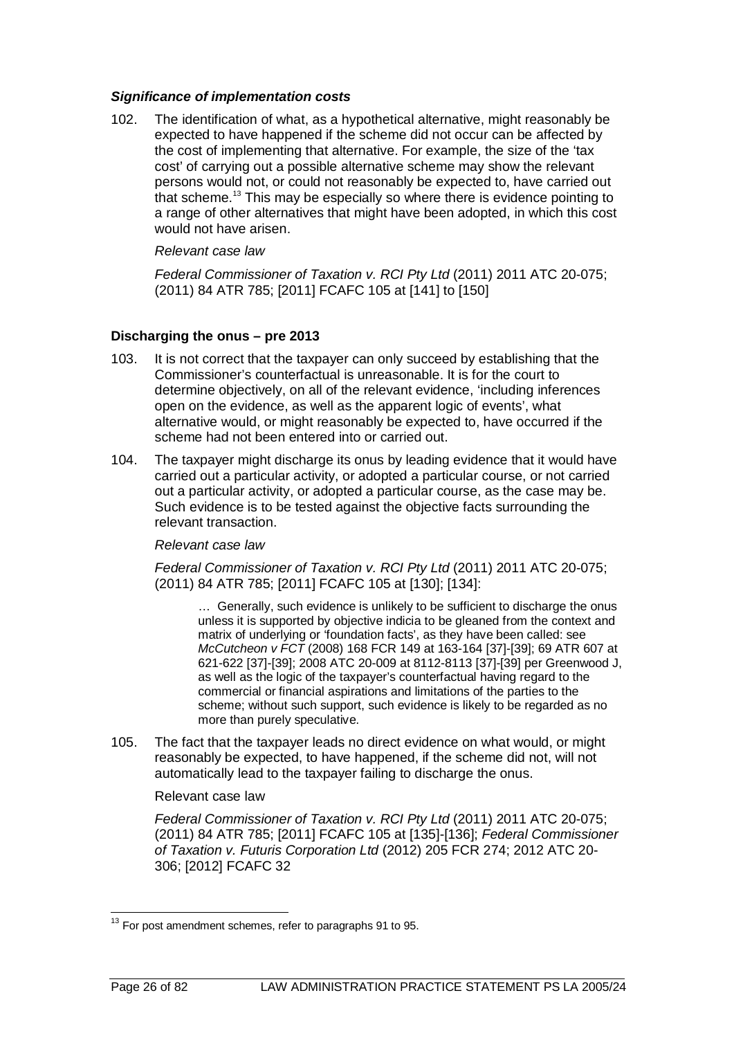### *Significance of implementation costs*

102. The identification of what, as a hypothetical alternative, might reasonably be expected to have happened if the scheme did not occur can be affected by the cost of implementing that alternative. For example, the size of the 'tax cost' of carrying out a possible alternative scheme may show the relevant persons would not, or could not reasonably be expected to, have carried out that scheme.[13] This may be especially so where there is evidence pointing to a range of other alternatives that might have been adopted, in which this cost would not have arisen.

*Relevant case law*

*Federal Commissioner of Taxation v. RCI Pty Ltd* (2011) 2011 ATC 20-075; (2011) 84 ATR 785; [2011] FCAFC 105 at [141] to [150]

### **Discharging the onus – pre 2013**

103. It is not correct that the taxpayer can only succeed by establishing that the Commissioner's counterfactual is unreasonable. It is for the court to determine objectively, on all of the relevant evidence, 'including inferences open on the evidence, as well as the apparent logic of events', what alternative would, or might reasonably be expected to, have occurred if the scheme had not been entered into or carried out.

104. The taxpayer might discharge its onus by leading evidence that it would have carried out a particular activity, or adopted a particular course, or not carried out a particular activity, or adopted a particular course, as the case may be. Such evidence is to be tested against the objective facts surrounding the relevant transaction.

*Relevant case law*

*Federal Commissioner of Taxation v. RCI Pty Ltd* (2011) 2011 ATC 20-075; (2011) 84 ATR 785; [2011] FCAFC 105 at [130]; [134]:

> … Generally, such evidence is unlikely to be sufficient to discharge the onus unless it is supported by objective indicia to be gleaned from the context and matrix of underlying or 'foundation facts', as they have been called: see *McCutcheon v FCT* (2008) 168 FCR 149 at 163-164 [37]-[39]; 69 ATR 607 at 621-622 [37]-[39]; 2008 ATC 20-009 at 8112-8113 [37]-[39] per Greenwood J, as well as the logic of the taxpayer's counterfactual having regard to the commercial or financial aspirations and limitations of the parties to the scheme; without such support, such evidence is likely to be regarded as no more than purely speculative.

105. The fact that the taxpayer leads no direct evidence on what would, or might reasonably be expected, to have happened, if the scheme did not, will not automatically lead to the taxpayer failing to discharge the onus.

Relevant case law

*Federal Commissioner of Taxation v. RCI Pty Ltd* (2011) 2011 ATC 20-075; (2011) 84 ATR 785; [2011] FCAFC 105 at [135]-[136]; *Federal Commissioner of Taxation v. Futuris Corporation Ltd* (2012) 205 FCR 274; 2012 ATC 20-306; [2012] FCAFC 32

---

[13] For post amendment schemes, refer to paragraphs 91 to 95.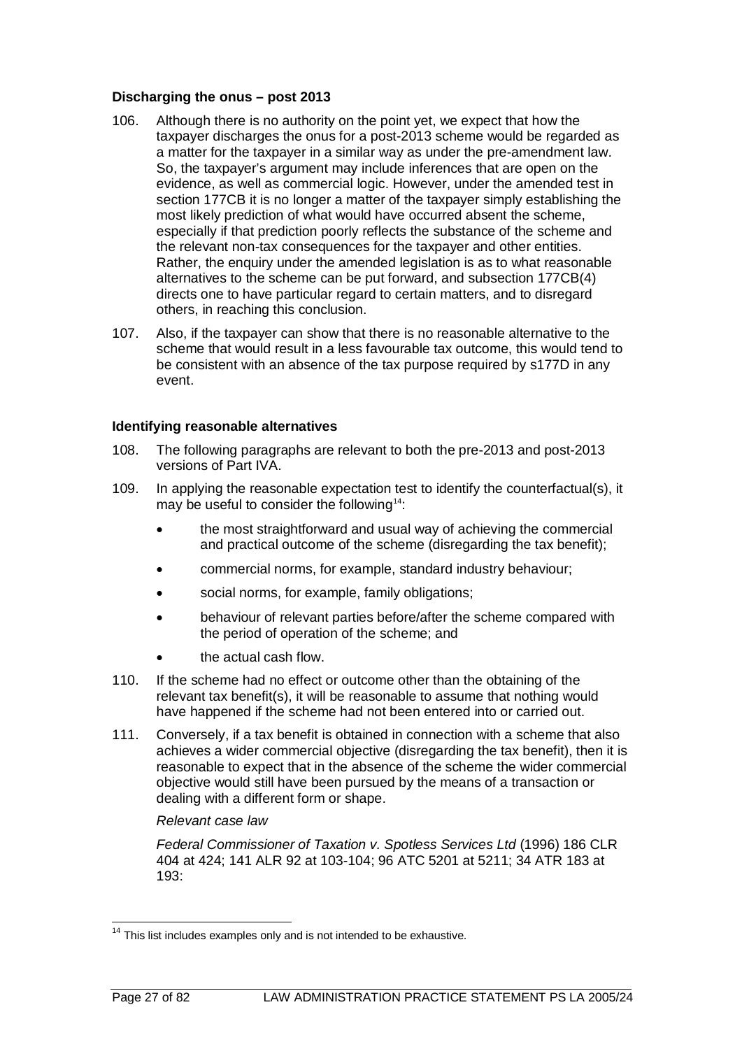### Discharging the onus – post 2013

106. Although there is no authority on the point yet, we expect that how the taxpayer discharges the onus for a post-2013 scheme would be regarded as a matter for the taxpayer in a similar way as under the pre-amendment law. So, the taxpayer's argument may include inferences that are open on the evidence, as well as commercial logic. However, under the amended test in section 177CB it is no longer a matter of the taxpayer simply establishing the most likely prediction of what would have occurred absent the scheme, especially if that prediction poorly reflects the substance of the scheme and the relevant non-tax consequences for the taxpayer and other entities. Rather, the enquiry under the amended legislation is as to what reasonable alternatives to the scheme can be put forward, and subsection 177CB(4) directs one to have particular regard to certain matters, and to disregard others, in reaching this conclusion.

107. Also, if the taxpayer can show that there is no reasonable alternative to the scheme that would result in a less favourable tax outcome, this would tend to be consistent with an absence of the tax purpose required by s177D in any event.

### Identifying reasonable alternatives

108. The following paragraphs are relevant to both the pre-2013 and post-2013 versions of Part IVA.

109. In applying the reasonable expectation test to identify the counterfactual(s), it may be useful to consider the following[14]:

- the most straightforward and usual way of achieving the commercial and practical outcome of the scheme (disregarding the tax benefit);
- commercial norms, for example, standard industry behaviour;
- social norms, for example, family obligations;
- behaviour of relevant parties before/after the scheme compared with the period of operation of the scheme; and
- the actual cash flow.

110. If the scheme had no effect or outcome other than the obtaining of the relevant tax benefit(s), it will be reasonable to assume that nothing would have happened if the scheme had not been entered into or carried out.

111. Conversely, if a tax benefit is obtained in connection with a scheme that also achieves a wider commercial objective (disregarding the tax benefit), then it is reasonable to expect that in the absence of the scheme the wider commercial objective would still have been pursued by the means of a transaction or dealing with a different form or shape.

*Relevant case law*

*Federal Commissioner of Taxation v. Spotless Services Ltd* (1996) 186 CLR 404 at 424; 141 ALR 92 at 103-104; 96 ATC 5201 at 5211; 34 ATR 183 at 193:

[14] This list includes examples only and is not intended to be exhaustive.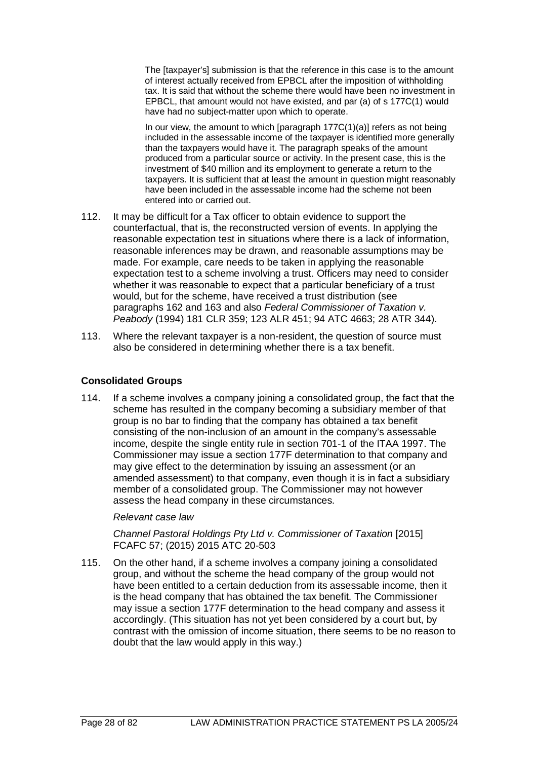> The [taxpayer's] submission is that the reference in this case is to the amount of interest actually received from EPBCL after the imposition of withholding tax. It is said that without the scheme there would have been no investment in EPBCL, that amount would not have existed, and par (a) of s 177C(1) would have had no subject-matter upon which to operate.
>
> In our view, the amount to which [paragraph 177C(1)(a)] refers as not being included in the assessable income of the taxpayer is identified more generally than the taxpayers would have it. The paragraph speaks of the amount produced from a particular source or activity. In the present case, this is the investment of $40 million and its employment to generate a return to the taxpayers. It is sufficient that at least the amount in question might reasonably have been included in the assessable income had the scheme not been entered into or carried out.

112. It may be difficult for a Tax officer to obtain evidence to support the counterfactual, that is, the reconstructed version of events. In applying the reasonable expectation test in situations where there is a lack of information, reasonable inferences may be drawn, and reasonable assumptions may be made. For example, care needs to be taken in applying the reasonable expectation test to a scheme involving a trust. Officers may need to consider whether it was reasonable to expect that a particular beneficiary of a trust would, but for the scheme, have received a trust distribution (see paragraphs 162 and 163 and also *Federal Commissioner of Taxation v. Peabody* (1994) 181 CLR 359; 123 ALR 451; 94 ATC 4663; 28 ATR 344).

113. Where the relevant taxpayer is a non-resident, the question of source must also be considered in determining whether there is a tax benefit.

### Consolidated Groups

114. If a scheme involves a company joining a consolidated group, the fact that the scheme has resulted in the company becoming a subsidiary member of that group is no bar to finding that the company has obtained a tax benefit consisting of the non-inclusion of an amount in the company's assessable income, despite the single entity rule in section 701-1 of the ITAA 1997. The Commissioner may issue a section 177F determination to that company and may give effect to the determination by issuing an assessment (or an amended assessment) to that company, even though it is in fact a subsidiary member of a consolidated group. The Commissioner may not however assess the head company in these circumstances.

*Relevant case law*

*Channel Pastoral Holdings Pty Ltd v. Commissioner of Taxation* [2015] FCAFC 57; (2015) 2015 ATC 20-503

115. On the other hand, if a scheme involves a company joining a consolidated group, and without the scheme the head company of the group would not have been entitled to a certain deduction from its assessable income, then it is the head company that has obtained the tax benefit. The Commissioner may issue a section 177F determination to the head company and assess it accordingly. (This situation has not yet been considered by a court but, by contrast with the omission of income situation, there seems to be no reason to doubt that the law would apply in this way.)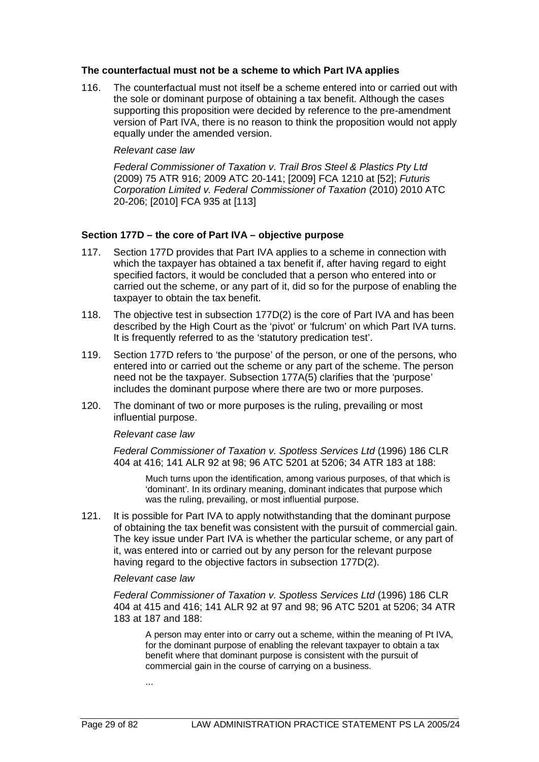### The counterfactual must not be a scheme to which Part IVA applies

116. The counterfactual must not itself be a scheme entered into or carried out with the sole or dominant purpose of obtaining a tax benefit. Although the cases supporting this proposition were decided by reference to the pre-amendment version of Part IVA, there is no reason to think the proposition would not apply equally under the amended version.

*Relevant case law*

*Federal Commissioner of Taxation v. Trail Bros Steel & Plastics Pty Ltd* (2009) 75 ATR 916; 2009 ATC 20-141; [2009] FCA 1210 at [52]; *Futuris Corporation Limited v. Federal Commissioner of Taxation* (2010) 2010 ATC 20-206; [2010] FCA 935 at [113]

### Section 177D – the core of Part IVA – objective purpose

117. Section 177D provides that Part IVA applies to a scheme in connection with which the taxpayer has obtained a tax benefit if, after having regard to eight specified factors, it would be concluded that a person who entered into or carried out the scheme, or any part of it, did so for the purpose of enabling the taxpayer to obtain the tax benefit.

118. The objective test in subsection 177D(2) is the core of Part IVA and has been described by the High Court as the 'pivot' or 'fulcrum' on which Part IVA turns. It is frequently referred to as the 'statutory predication test'.

119. Section 177D refers to 'the purpose' of the person, or one of the persons, who entered into or carried out the scheme or any part of the scheme. The person need not be the taxpayer. Subsection 177A(5) clarifies that the 'purpose' includes the dominant purpose where there are two or more purposes.

120. The dominant of two or more purposes is the ruling, prevailing or most influential purpose.

*Relevant case law*

*Federal Commissioner of Taxation v. Spotless Services Ltd* (1996) 186 CLR 404 at 416; 141 ALR 92 at 98; 96 ATC 5201 at 5206; 34 ATR 183 at 188:

> Much turns upon the identification, among various purposes, of that which is 'dominant'. In its ordinary meaning, dominant indicates that purpose which was the ruling, prevailing, or most influential purpose.

121. It is possible for Part IVA to apply notwithstanding that the dominant purpose of obtaining the tax benefit was consistent with the pursuit of commercial gain. The key issue under Part IVA is whether the particular scheme, or any part of it, was entered into or carried out by any person for the relevant purpose having regard to the objective factors in subsection 177D(2).

*Relevant case law*

*Federal Commissioner of Taxation v. Spotless Services Ltd* (1996) 186 CLR 404 at 415 and 416; 141 ALR 92 at 97 and 98; 96 ATC 5201 at 5206; 34 ATR 183 at 187 and 188:

> A person may enter into or carry out a scheme, within the meaning of Pt IVA, for the dominant purpose of enabling the relevant taxpayer to obtain a tax benefit where that dominant purpose is consistent with the pursuit of commercial gain in the course of carrying on a business.
>
> ...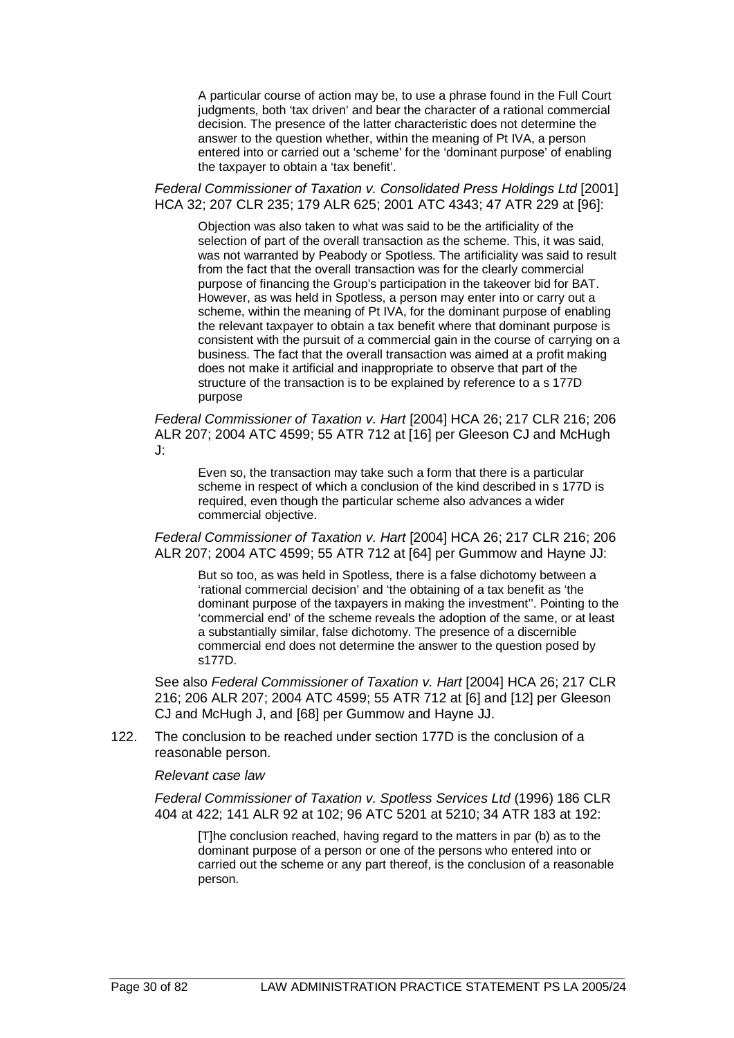> A particular course of action may be, to use a phrase found in the Full Court judgments, both 'tax driven' and bear the character of a rational commercial decision. The presence of the latter characteristic does not determine the answer to the question whether, within the meaning of Pt IVA, a person entered into or carried out a 'scheme' for the 'dominant purpose' of enabling the taxpayer to obtain a 'tax benefit'.

*Federal Commissioner of Taxation v. Consolidated Press Holdings Ltd* [2001] HCA 32; 207 CLR 235; 179 ALR 625; 2001 ATC 4343; 47 ATR 229 at [96]:

> Objection was also taken to what was said to be the artificiality of the selection of part of the overall transaction as the scheme. This, it was said, was not warranted by Peabody or Spotless. The artificiality was said to result from the fact that the overall transaction was for the clearly commercial purpose of financing the Group's participation in the takeover bid for BAT. However, as was held in Spotless, a person may enter into or carry out a scheme, within the meaning of Pt IVA, for the dominant purpose of enabling the relevant taxpayer to obtain a tax benefit where that dominant purpose is consistent with the pursuit of a commercial gain in the course of carrying on a business. The fact that the overall transaction was aimed at a profit making does not make it artificial and inappropriate to observe that part of the structure of the transaction is to be explained by reference to a s 177D purpose

*Federal Commissioner of Taxation v. Hart* [2004] HCA 26; 217 CLR 216; 206 ALR 207; 2004 ATC 4599; 55 ATR 712 at [16] per Gleeson CJ and McHugh J:

> Even so, the transaction may take such a form that there is a particular scheme in respect of which a conclusion of the kind described in s 177D is required, even though the particular scheme also advances a wider commercial objective.

*Federal Commissioner of Taxation v. Hart* [2004] HCA 26; 217 CLR 216; 206 ALR 207; 2004 ATC 4599; 55 ATR 712 at [64] per Gummow and Hayne JJ:

> But so too, as was held in Spotless, there is a false dichotomy between a 'rational commercial decision' and 'the obtaining of a tax benefit as 'the dominant purpose of the taxpayers in making the investment''. Pointing to the 'commercial end' of the scheme reveals the adoption of the same, or at least a substantially similar, false dichotomy. The presence of a discernible commercial end does not determine the answer to the question posed by s177D.

See also *Federal Commissioner of Taxation v. Hart* [2004] HCA 26; 217 CLR 216; 206 ALR 207; 2004 ATC 4599; 55 ATR 712 at [6] and [12] per Gleeson CJ and McHugh J, and [68] per Gummow and Hayne JJ.

122. The conclusion to be reached under section 177D is the conclusion of a reasonable person.

*Relevant case law*

*Federal Commissioner of Taxation v. Spotless Services Ltd* (1996) 186 CLR 404 at 422; 141 ALR 92 at 102; 96 ATC 5201 at 5210; 34 ATR 183 at 192:

> [T]he conclusion reached, having regard to the matters in par (b) as to the dominant purpose of a person or one of the persons who entered into or carried out the scheme or any part thereof, is the conclusion of a reasonable person.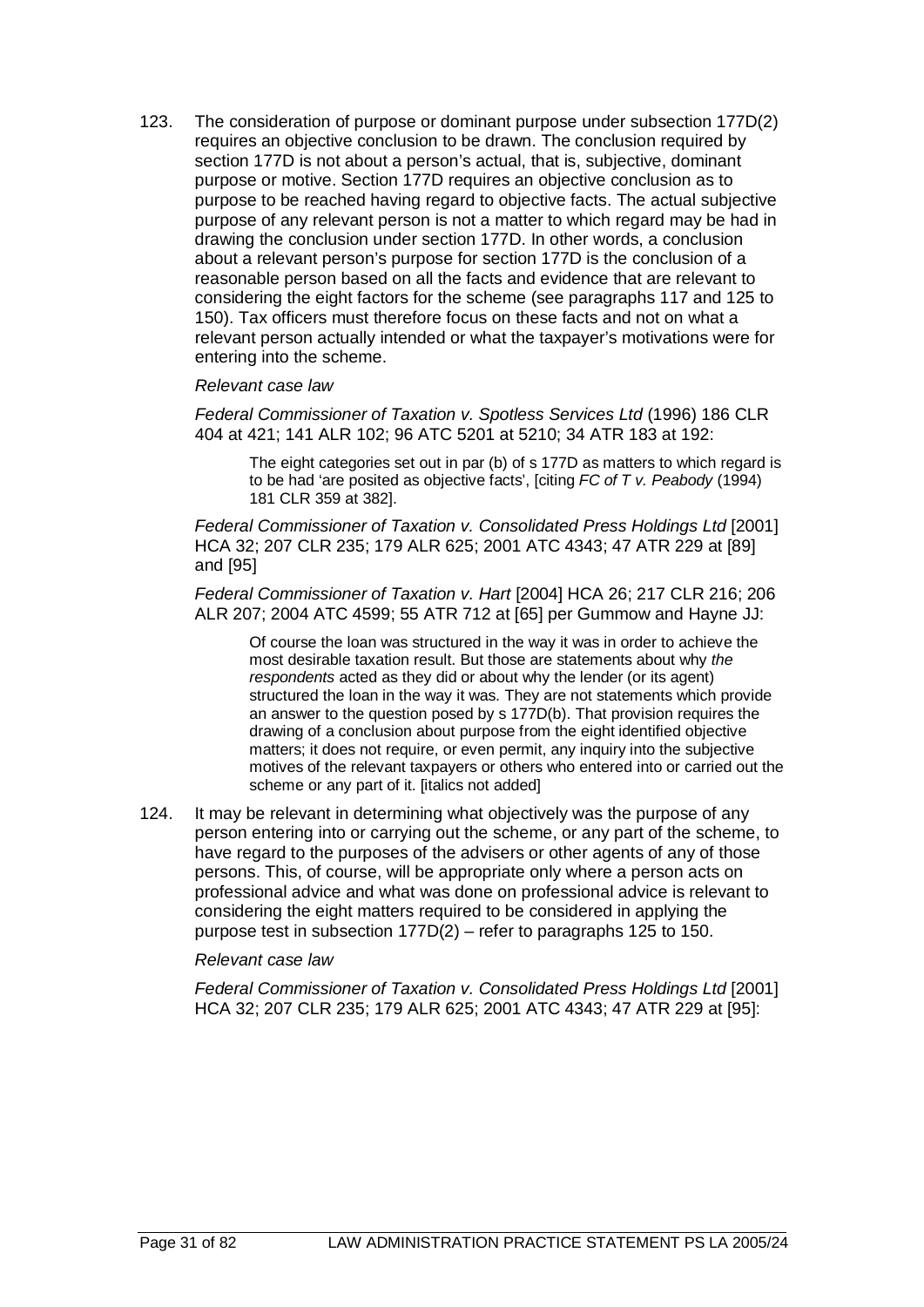123. The consideration of purpose or dominant purpose under subsection 177D(2) requires an objective conclusion to be drawn. The conclusion required by section 177D is not about a person's actual, that is, subjective, dominant purpose or motive. Section 177D requires an objective conclusion as to purpose to be reached having regard to objective facts. The actual subjective purpose of any relevant person is not a matter to which regard may be had in drawing the conclusion under section 177D. In other words, a conclusion about a relevant person's purpose for section 177D is the conclusion of a reasonable person based on all the facts and evidence that are relevant to considering the eight factors for the scheme (see paragraphs 117 and 125 to 150). Tax officers must therefore focus on these facts and not on what a relevant person actually intended or what the taxpayer's motivations were for entering into the scheme.

*Relevant case law*

*Federal Commissioner of Taxation v. Spotless Services Ltd* (1996) 186 CLR 404 at 421; 141 ALR 102; 96 ATC 5201 at 5210; 34 ATR 183 at 192:

> The eight categories set out in par (b) of s 177D as matters to which regard is to be had 'are posited as objective facts', [citing *FC of T v. Peabody* (1994) 181 CLR 359 at 382].

*Federal Commissioner of Taxation v. Consolidated Press Holdings Ltd* [2001] HCA 32; 207 CLR 235; 179 ALR 625; 2001 ATC 4343; 47 ATR 229 at [89] and [95]

*Federal Commissioner of Taxation v. Hart* [2004] HCA 26; 217 CLR 216; 206 ALR 207; 2004 ATC 4599; 55 ATR 712 at [65] per Gummow and Hayne JJ:

> Of course the loan was structured in the way it was in order to achieve the most desirable taxation result. But those are statements about why *the respondents* acted as they did or about why the lender (or its agent) structured the loan in the way it was. They are not statements which provide an answer to the question posed by s 177D(b). That provision requires the drawing of a conclusion about purpose from the eight identified objective matters; it does not require, or even permit, any inquiry into the subjective motives of the relevant taxpayers or others who entered into or carried out the scheme or any part of it. [italics not added]

124. It may be relevant in determining what objectively was the purpose of any person entering into or carrying out the scheme, or any part of the scheme, to have regard to the purposes of the advisers or other agents of any of those persons. This, of course, will be appropriate only where a person acts on professional advice and what was done on professional advice is relevant to considering the eight matters required to be considered in applying the purpose test in subsection 177D(2) – refer to paragraphs 125 to 150.

*Relevant case law*

*Federal Commissioner of Taxation v. Consolidated Press Holdings Ltd* [2001] HCA 32; 207 CLR 235; 179 ALR 625; 2001 ATC 4343; 47 ATR 229 at [95]: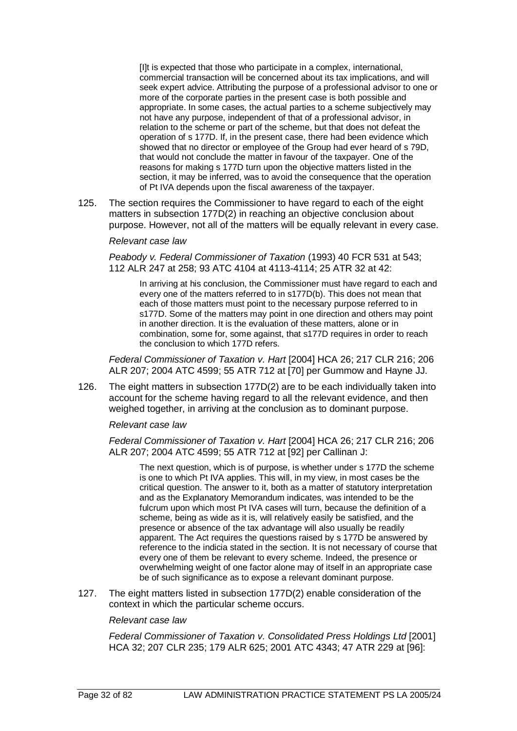> [I]t is expected that those who participate in a complex, international, commercial transaction will be concerned about its tax implications, and will seek expert advice. Attributing the purpose of a professional advisor to one or more of the corporate parties in the present case is both possible and appropriate. In some cases, the actual parties to a scheme subjectively may not have any purpose, independent of that of a professional advisor, in relation to the scheme or part of the scheme, but that does not defeat the operation of s 177D. If, in the present case, there had been evidence which showed that no director or employee of the Group had ever heard of s 79D, that would not conclude the matter in favour of the taxpayer. One of the reasons for making s 177D turn upon the objective matters listed in the section, it may be inferred, was to avoid the consequence that the operation of Pt IVA depends upon the fiscal awareness of the taxpayer.

125. The section requires the Commissioner to have regard to each of the eight matters in subsection 177D(2) in reaching an objective conclusion about purpose. However, not all of the matters will be equally relevant in every case.

*Relevant case law*

*Peabody v. Federal Commissioner of Taxation* (1993) 40 FCR 531 at 543; 112 ALR 247 at 258; 93 ATC 4104 at 4113-4114; 25 ATR 32 at 42:

> In arriving at his conclusion, the Commissioner must have regard to each and every one of the matters referred to in s177D(b). This does not mean that each of those matters must point to the necessary purpose referred to in s177D. Some of the matters may point in one direction and others may point in another direction. It is the evaluation of these matters, alone or in combination, some for, some against, that s177D requires in order to reach the conclusion to which 177D refers.

*Federal Commissioner of Taxation v. Hart* [2004] HCA 26; 217 CLR 216; 206 ALR 207; 2004 ATC 4599; 55 ATR 712 at [70] per Gummow and Hayne JJ.

126. The eight matters in subsection 177D(2) are to be each individually taken into account for the scheme having regard to all the relevant evidence, and then weighed together, in arriving at the conclusion as to dominant purpose.

*Relevant case law*

*Federal Commissioner of Taxation v. Hart* [2004] HCA 26; 217 CLR 216; 206 ALR 207; 2004 ATC 4599; 55 ATR 712 at [92] per Callinan J:

> The next question, which is of purpose, is whether under s 177D the scheme is one to which Pt IVA applies. This will, in my view, in most cases be the critical question. The answer to it, both as a matter of statutory interpretation and as the Explanatory Memorandum indicates, was intended to be the fulcrum upon which most Pt IVA cases will turn, because the definition of a scheme, being as wide as it is, will relatively easily be satisfied, and the presence or absence of the tax advantage will also usually be readily apparent. The Act requires the questions raised by s 177D be answered by reference to the indicia stated in the section. It is not necessary of course that every one of them be relevant to every scheme. Indeed, the presence or overwhelming weight of one factor alone may of itself in an appropriate case be of such significance as to expose a relevant dominant purpose.

127. The eight matters listed in subsection 177D(2) enable consideration of the context in which the particular scheme occurs.

*Relevant case law*

*Federal Commissioner of Taxation v. Consolidated Press Holdings Ltd* [2001] HCA 32; 207 CLR 235; 179 ALR 625; 2001 ATC 4343; 47 ATR 229 at [96]: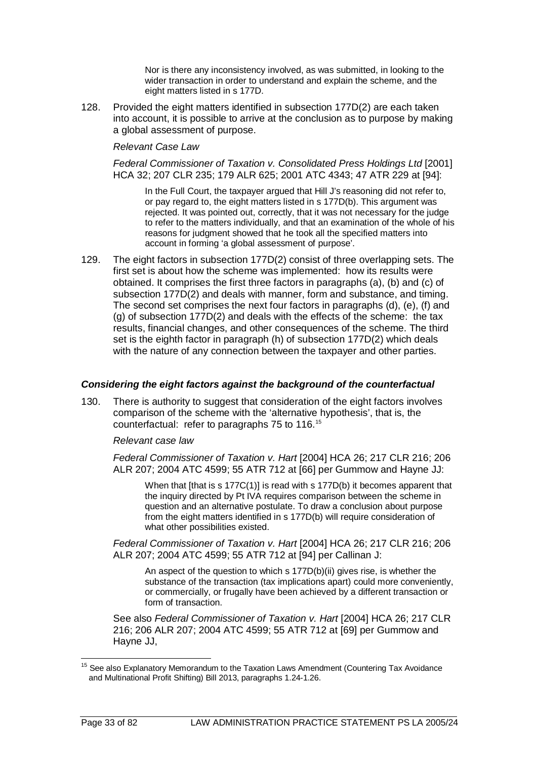> Nor is there any inconsistency involved, as was submitted, in looking to the wider transaction in order to understand and explain the scheme, and the eight matters listed in s 177D.

128. Provided the eight matters identified in subsection 177D(2) are each taken into account, it is possible to arrive at the conclusion as to purpose by making a global assessment of purpose.

*Relevant Case Law*

*Federal Commissioner of Taxation v. Consolidated Press Holdings Ltd* [2001] HCA 32; 207 CLR 235; 179 ALR 625; 2001 ATC 4343; 47 ATR 229 at [94]:

> In the Full Court, the taxpayer argued that Hill J's reasoning did not refer to, or pay regard to, the eight matters listed in s 177D(b). This argument was rejected. It was pointed out, correctly, that it was not necessary for the judge to refer to the matters individually, and that an examination of the whole of his reasons for judgment showed that he took all the specified matters into account in forming 'a global assessment of purpose'.

129. The eight factors in subsection 177D(2) consist of three overlapping sets. The first set is about how the scheme was implemented: how its results were obtained. It comprises the first three factors in paragraphs (a), (b) and (c) of subsection 177D(2) and deals with manner, form and substance, and timing. The second set comprises the next four factors in paragraphs (d), (e), (f) and (g) of subsection 177D(2) and deals with the effects of the scheme: the tax results, financial changes, and other consequences of the scheme. The third set is the eighth factor in paragraph (h) of subsection 177D(2) which deals with the nature of any connection between the taxpayer and other parties.

### *Considering the eight factors against the background of the counterfactual*

130. There is authority to suggest that consideration of the eight factors involves comparison of the scheme with the 'alternative hypothesis', that is, the counterfactual: refer to paragraphs 75 to 116.[15]

*Relevant case law*

*Federal Commissioner of Taxation v. Hart* [2004] HCA 26; 217 CLR 216; 206 ALR 207; 2004 ATC 4599; 55 ATR 712 at [66] per Gummow and Hayne JJ:

> When that [that is s 177C(1)] is read with s 177D(b) it becomes apparent that the inquiry directed by Pt IVA requires comparison between the scheme in question and an alternative postulate. To draw a conclusion about purpose from the eight matters identified in s 177D(b) will require consideration of what other possibilities existed.

*Federal Commissioner of Taxation v. Hart* [2004] HCA 26; 217 CLR 216; 206 ALR 207; 2004 ATC 4599; 55 ATR 712 at [94] per Callinan J:

> An aspect of the question to which s 177D(b)(ii) gives rise, is whether the substance of the transaction (tax implications apart) could more conveniently, or commercially, or frugally have been achieved by a different transaction or form of transaction.

See also *Federal Commissioner of Taxation v. Hart* [2004] HCA 26; 217 CLR 216; 206 ALR 207; 2004 ATC 4599; 55 ATR 712 at [69] per Gummow and Hayne JJ,

---

[15] See also Explanatory Memorandum to the Taxation Laws Amendment (Countering Tax Avoidance and Multinational Profit Shifting) Bill 2013, paragraphs 1.24-1.26.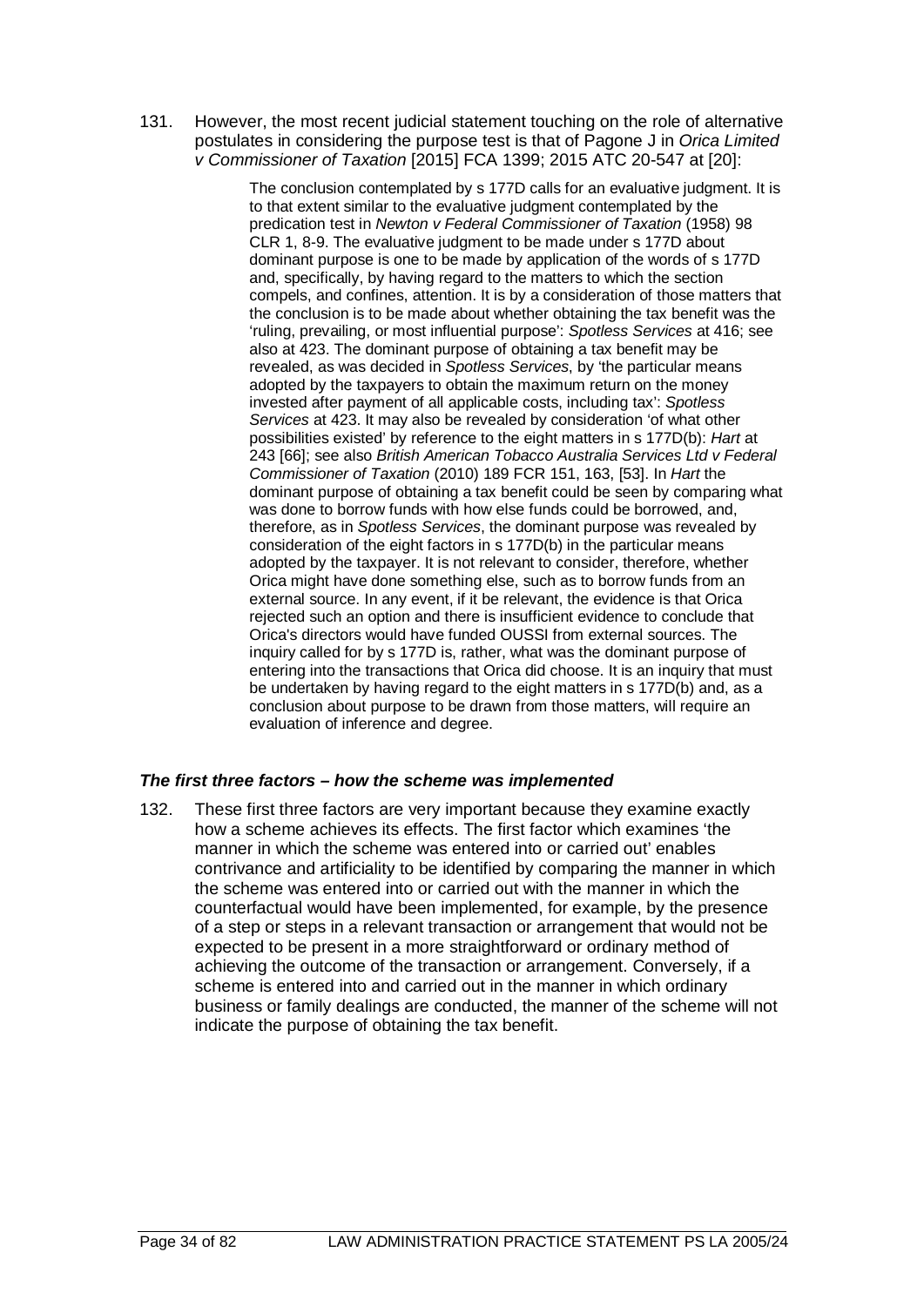131. However, the most recent judicial statement touching on the role of alternative postulates in considering the purpose test is that of Pagone J in *Orica Limited v Commissioner of Taxation* [2015] FCA 1399; 2015 ATC 20-547 at [20]:

> The conclusion contemplated by s 177D calls for an evaluative judgment. It is to that extent similar to the evaluative judgment contemplated by the predication test in *Newton v Federal Commissioner of Taxation* (1958) 98 CLR 1, 8-9. The evaluative judgment to be made under s 177D about dominant purpose is one to be made by application of the words of s 177D and, specifically, by having regard to the matters to which the section compels, and confines, attention. It is by a consideration of those matters that the conclusion is to be made about whether obtaining the tax benefit was the 'ruling, prevailing, or most influential purpose': *Spotless Services* at 416; see also at 423. The dominant purpose of obtaining a tax benefit may be revealed, as was decided in *Spotless Services*, by 'the particular means adopted by the taxpayers to obtain the maximum return on the money invested after payment of all applicable costs, including tax': *Spotless Services* at 423. It may also be revealed by consideration 'of what other possibilities existed' by reference to the eight matters in s 177D(b): *Hart* at 243 [66]; see also *British American Tobacco Australia Services Ltd v Federal Commissioner of Taxation* (2010) 189 FCR 151, 163, [53]. In *Hart* the dominant purpose of obtaining a tax benefit could be seen by comparing what was done to borrow funds with how else funds could be borrowed, and, therefore, as in *Spotless Services*, the dominant purpose was revealed by consideration of the eight factors in s 177D(b) in the particular means adopted by the taxpayer. It is not relevant to consider, therefore, whether Orica might have done something else, such as to borrow funds from an external source. In any event, if it be relevant, the evidence is that Orica rejected such an option and there is insufficient evidence to conclude that Orica's directors would have funded OUSSI from external sources. The inquiry called for by s 177D is, rather, what was the dominant purpose of entering into the transactions that Orica did choose. It is an inquiry that must be undertaken by having regard to the eight matters in s 177D(b) and, as a conclusion about purpose to be drawn from those matters, will require an evaluation of inference and degree.

### *The first three factors – how the scheme was implemented*

132. These first three factors are very important because they examine exactly how a scheme achieves its effects. The first factor which examines 'the manner in which the scheme was entered into or carried out' enables contrivance and artificiality to be identified by comparing the manner in which the scheme was entered into or carried out with the manner in which the counterfactual would have been implemented, for example, by the presence of a step or steps in a relevant transaction or arrangement that would not be expected to be present in a more straightforward or ordinary method of achieving the outcome of the transaction or arrangement. Conversely, if a scheme is entered into and carried out in the manner in which ordinary business or family dealings are conducted, the manner of the scheme will not indicate the purpose of obtaining the tax benefit.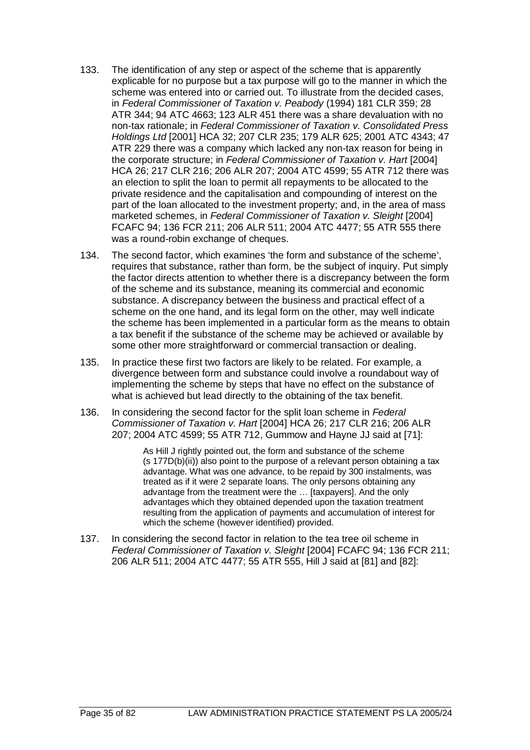133. The identification of any step or aspect of the scheme that is apparently explicable for no purpose but a tax purpose will go to the manner in which the scheme was entered into or carried out. To illustrate from the decided cases, in *Federal Commissioner of Taxation v. Peabody* (1994) 181 CLR 359; 28 ATR 344; 94 ATC 4663; 123 ALR 451 there was a share devaluation with no non-tax rationale; in *Federal Commissioner of Taxation v. Consolidated Press Holdings Ltd* [2001] HCA 32; 207 CLR 235; 179 ALR 625; 2001 ATC 4343; 47 ATR 229 there was a company which lacked any non-tax reason for being in the corporate structure; in *Federal Commissioner of Taxation v. Hart* [2004] HCA 26; 217 CLR 216; 206 ALR 207; 2004 ATC 4599; 55 ATR 712 there was an election to split the loan to permit all repayments to be allocated to the private residence and the capitalisation and compounding of interest on the part of the loan allocated to the investment property; and, in the area of mass marketed schemes, in *Federal Commissioner of Taxation v. Sleight* [2004] FCAFC 94; 136 FCR 211; 206 ALR 511; 2004 ATC 4477; 55 ATR 555 there was a round-robin exchange of cheques.

134. The second factor, which examines 'the form and substance of the scheme', requires that substance, rather than form, be the subject of inquiry. Put simply the factor directs attention to whether there is a discrepancy between the form of the scheme and its substance, meaning its commercial and economic substance. A discrepancy between the business and practical effect of a scheme on the one hand, and its legal form on the other, may well indicate the scheme has been implemented in a particular form as the means to obtain a tax benefit if the substance of the scheme may be achieved or available by some other more straightforward or commercial transaction or dealing.

135. In practice these first two factors are likely to be related. For example, a divergence between form and substance could involve a roundabout way of implementing the scheme by steps that have no effect on the substance of what is achieved but lead directly to the obtaining of the tax benefit.

136. In considering the second factor for the split loan scheme in *Federal Commissioner of Taxation v. Hart* [2004] HCA 26; 217 CLR 216; 206 ALR 207; 2004 ATC 4599; 55 ATR 712, Gummow and Hayne JJ said at [71]:

> As Hill J rightly pointed out, the form and substance of the scheme (s 177D(b)(ii)) also point to the purpose of a relevant person obtaining a tax advantage. What was one advance, to be repaid by 300 instalments, was treated as if it were 2 separate loans. The only persons obtaining any advantage from the treatment were the … [taxpayers]. And the only advantages which they obtained depended upon the taxation treatment resulting from the application of payments and accumulation of interest for which the scheme (however identified) provided.

137. In considering the second factor in relation to the tea tree oil scheme in *Federal Commissioner of Taxation v. Sleight* [2004] FCAFC 94; 136 FCR 211; 206 ALR 511; 2004 ATC 4477; 55 ATR 555, Hill J said at [81] and [82]: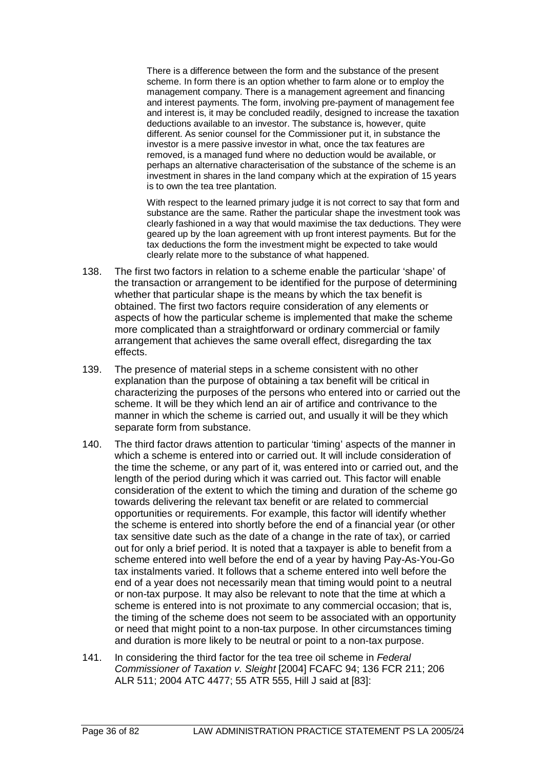> There is a difference between the form and the substance of the present scheme. In form there is an option whether to farm alone or to employ the management company. There is a management agreement and financing and interest payments. The form, involving pre-payment of management fee and interest is, it may be concluded readily, designed to increase the taxation deductions available to an investor. The substance is, however, quite different. As senior counsel for the Commissioner put it, in substance the investor is a mere passive investor in what, once the tax features are removed, is a managed fund where no deduction would be available, or perhaps an alternative characterisation of the substance of the scheme is an investment in shares in the land company which at the expiration of 15 years is to own the tea tree plantation.
>
> With respect to the learned primary judge it is not correct to say that form and substance are the same. Rather the particular shape the investment took was clearly fashioned in a way that would maximise the tax deductions. They were geared up by the loan agreement with up front interest payments. But for the tax deductions the form the investment might be expected to take would clearly relate more to the substance of what happened.

138. The first two factors in relation to a scheme enable the particular 'shape' of the transaction or arrangement to be identified for the purpose of determining whether that particular shape is the means by which the tax benefit is obtained. The first two factors require consideration of any elements or aspects of how the particular scheme is implemented that make the scheme more complicated than a straightforward or ordinary commercial or family arrangement that achieves the same overall effect, disregarding the tax effects.

139. The presence of material steps in a scheme consistent with no other explanation than the purpose of obtaining a tax benefit will be critical in characterizing the purposes of the persons who entered into or carried out the scheme. It will be they which lend an air of artifice and contrivance to the manner in which the scheme is carried out, and usually it will be they which separate form from substance.

140. The third factor draws attention to particular 'timing' aspects of the manner in which a scheme is entered into or carried out. It will include consideration of the time the scheme, or any part of it, was entered into or carried out, and the length of the period during which it was carried out. This factor will enable consideration of the extent to which the timing and duration of the scheme go towards delivering the relevant tax benefit or are related to commercial opportunities or requirements. For example, this factor will identify whether the scheme is entered into shortly before the end of a financial year (or other tax sensitive date such as the date of a change in the rate of tax), or carried out for only a brief period. It is noted that a taxpayer is able to benefit from a scheme entered into well before the end of a year by having Pay-As-You-Go tax instalments varied. It follows that a scheme entered into well before the end of a year does not necessarily mean that timing would point to a neutral or non-tax purpose. It may also be relevant to note that the time at which a scheme is entered into is not proximate to any commercial occasion; that is, the timing of the scheme does not seem to be associated with an opportunity or need that might point to a non-tax purpose. In other circumstances timing and duration is more likely to be neutral or point to a non-tax purpose.

141. In considering the third factor for the tea tree oil scheme in *Federal Commissioner of Taxation v. Sleight* [2004] FCAFC 94; 136 FCR 211; 206 ALR 511; 2004 ATC 4477; 55 ATR 555, Hill J said at [83]: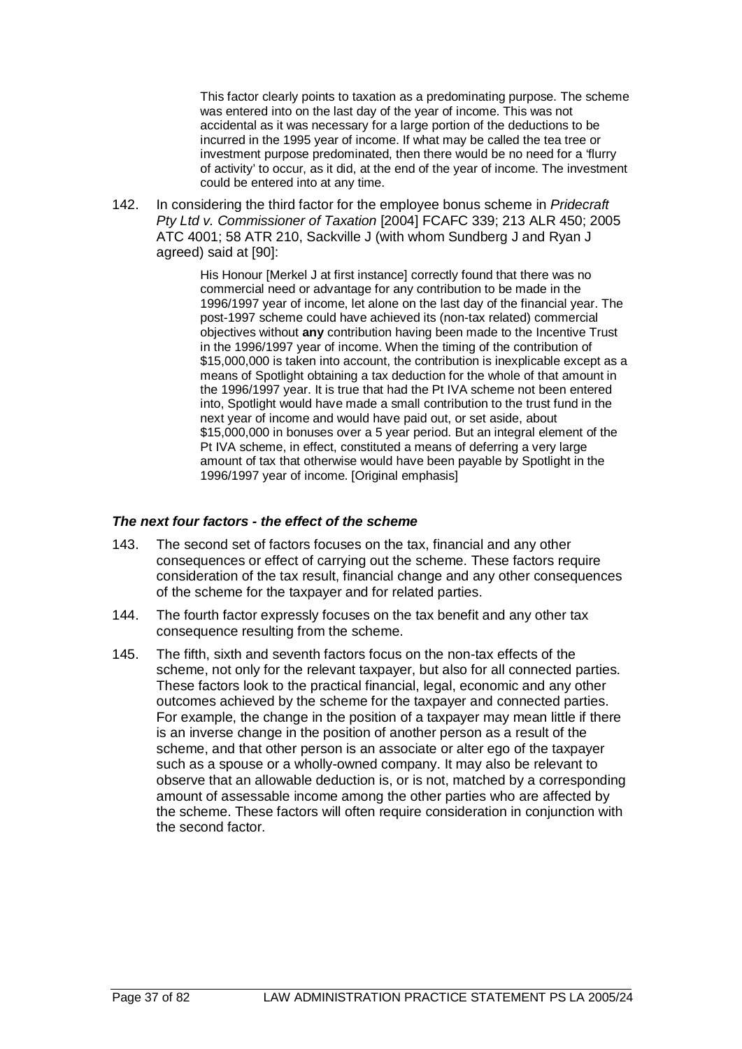> This factor clearly points to taxation as a predominating purpose. The scheme was entered into on the last day of the year of income. This was not accidental as it was necessary for a large portion of the deductions to be incurred in the 1995 year of income. If what may be called the tea tree or investment purpose predominated, then there would be no need for a 'flurry of activity' to occur, as it did, at the end of the year of income. The investment could be entered into at any time.

142. In considering the third factor for the employee bonus scheme in *Pridecraft Pty Ltd v. Commissioner of Taxation* [2004] FCAFC 339; 213 ALR 450; 2005 ATC 4001; 58 ATR 210, Sackville J (with whom Sundberg J and Ryan J agreed) said at [90]:

> His Honour [Merkel J at first instance] correctly found that there was no commercial need or advantage for any contribution to be made in the 1996/1997 year of income, let alone on the last day of the financial year. The post-1997 scheme could have achieved its (non-tax related) commercial objectives without **any** contribution having been made to the Incentive Trust in the 1996/1997 year of income. When the timing of the contribution of $15,000,000 is taken into account, the contribution is inexplicable except as a means of Spotlight obtaining a tax deduction for the whole of that amount in the 1996/1997 year. It is true that had the Pt IVA scheme not been entered into, Spotlight would have made a small contribution to the trust fund in the next year of income and would have paid out, or set aside, about $15,000,000 in bonuses over a 5 year period. But an integral element of the Pt IVA scheme, in effect, constituted a means of deferring a very large amount of tax that otherwise would have been payable by Spotlight in the 1996/1997 year of income. [Original emphasis]

### *The next four factors - the effect of the scheme*

143. The second set of factors focuses on the tax, financial and any other consequences or effect of carrying out the scheme. These factors require consideration of the tax result, financial change and any other consequences of the scheme for the taxpayer and for related parties.

144. The fourth factor expressly focuses on the tax benefit and any other tax consequence resulting from the scheme.

145. The fifth, sixth and seventh factors focus on the non-tax effects of the scheme, not only for the relevant taxpayer, but also for all connected parties. These factors look to the practical financial, legal, economic and any other outcomes achieved by the scheme for the taxpayer and connected parties. For example, the change in the position of a taxpayer may mean little if there is an inverse change in the position of another person as a result of the scheme, and that other person is an associate or alter ego of the taxpayer such as a spouse or a wholly-owned company. It may also be relevant to observe that an allowable deduction is, or is not, matched by a corresponding amount of assessable income among the other parties who are affected by the scheme. These factors will often require consideration in conjunction with the second factor.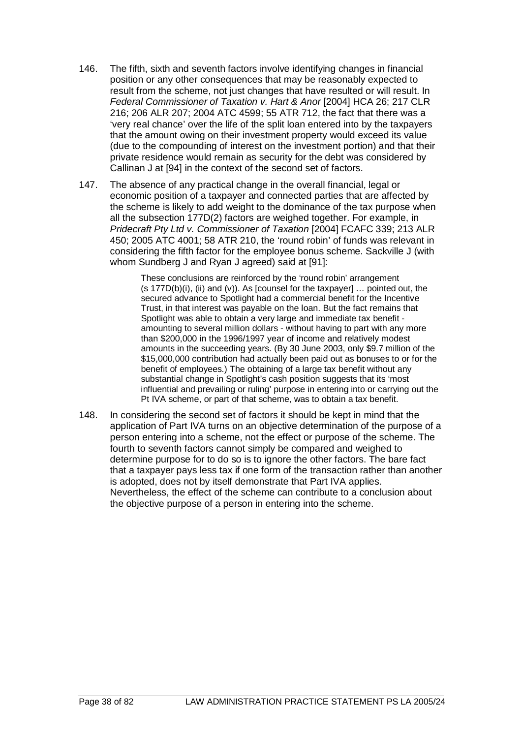146. The fifth, sixth and seventh factors involve identifying changes in financial position or any other consequences that may be reasonably expected to result from the scheme, not just changes that have resulted or will result. In *Federal Commissioner of Taxation v. Hart & Anor* [2004] HCA 26; 217 CLR 216; 206 ALR 207; 2004 ATC 4599; 55 ATR 712, the fact that there was a 'very real chance' over the life of the split loan entered into by the taxpayers that the amount owing on their investment property would exceed its value (due to the compounding of interest on the investment portion) and that their private residence would remain as security for the debt was considered by Callinan J at [94] in the context of the second set of factors.

147. The absence of any practical change in the overall financial, legal or economic position of a taxpayer and connected parties that are affected by the scheme is likely to add weight to the dominance of the tax purpose when all the subsection 177D(2) factors are weighed together. For example, in *Pridecraft Pty Ltd v. Commissioner of Taxation* [2004] FCAFC 339; 213 ALR 450; 2005 ATC 4001; 58 ATR 210, the 'round robin' of funds was relevant in considering the fifth factor for the employee bonus scheme. Sackville J (with whom Sundberg J and Ryan J agreed) said at [91]:

> These conclusions are reinforced by the 'round robin' arrangement (s 177D(b)(i), (ii) and (v)). As [counsel for the taxpayer] … pointed out, the secured advance to Spotlight had a commercial benefit for the Incentive Trust, in that interest was payable on the loan. But the fact remains that Spotlight was able to obtain a very large and immediate tax benefit - amounting to several million dollars - without having to part with any more than $200,000 in the 1996/1997 year of income and relatively modest amounts in the succeeding years. (By 30 June 2003, only $9.7 million of the $15,000,000 contribution had actually been paid out as bonuses to or for the benefit of employees.) The obtaining of a large tax benefit without any substantial change in Spotlight's cash position suggests that its 'most influential and prevailing or ruling' purpose in entering into or carrying out the Pt IVA scheme, or part of that scheme, was to obtain a tax benefit.

148. In considering the second set of factors it should be kept in mind that the application of Part IVA turns on an objective determination of the purpose of a person entering into a scheme, not the effect or purpose of the scheme. The fourth to seventh factors cannot simply be compared and weighed to determine purpose for to do so is to ignore the other factors. The bare fact that a taxpayer pays less tax if one form of the transaction rather than another is adopted, does not by itself demonstrate that Part IVA applies. Nevertheless, the effect of the scheme can contribute to a conclusion about the objective purpose of a person in entering into the scheme.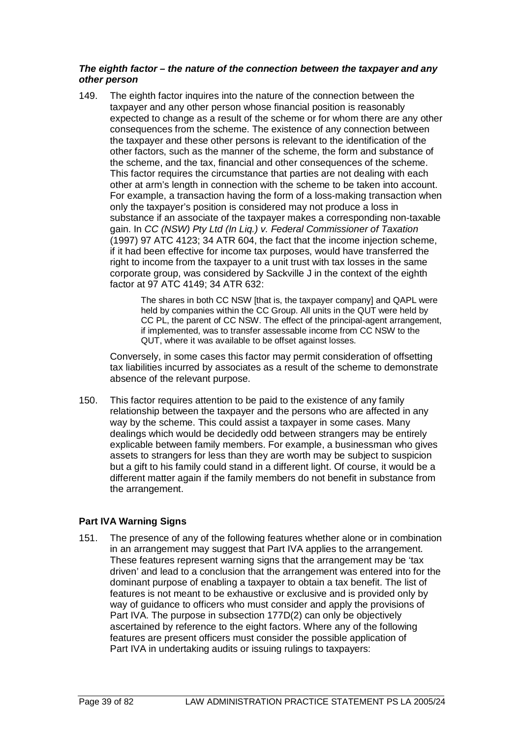### *The eighth factor – the nature of the connection between the taxpayer and any other person*

149. The eighth factor inquires into the nature of the connection between the taxpayer and any other person whose financial position is reasonably expected to change as a result of the scheme or for whom there are any other consequences from the scheme. The existence of any connection between the taxpayer and these other persons is relevant to the identification of the other factors, such as the manner of the scheme, the form and substance of the scheme, and the tax, financial and other consequences of the scheme. This factor requires the circumstance that parties are not dealing with each other at arm's length in connection with the scheme to be taken into account. For example, a transaction having the form of a loss-making transaction when only the taxpayer's position is considered may not produce a loss in substance if an associate of the taxpayer makes a corresponding non-taxable gain. In *CC (NSW) Pty Ltd (In Liq.) v. Federal Commissioner of Taxation* (1997) 97 ATC 4123; 34 ATR 604, the fact that the income injection scheme, if it had been effective for income tax purposes, would have transferred the right to income from the taxpayer to a unit trust with tax losses in the same corporate group, was considered by Sackville J in the context of the eighth factor at 97 ATC 4149; 34 ATR 632:

> The shares in both CC NSW [that is, the taxpayer company] and QAPL were held by companies within the CC Group. All units in the QUT were held by CC PL, the parent of CC NSW. The effect of the principal-agent arrangement, if implemented, was to transfer assessable income from CC NSW to the QUT, where it was available to be offset against losses.

Conversely, in some cases this factor may permit consideration of offsetting tax liabilities incurred by associates as a result of the scheme to demonstrate absence of the relevant purpose.

150. This factor requires attention to be paid to the existence of any family relationship between the taxpayer and the persons who are affected in any way by the scheme. This could assist a taxpayer in some cases. Many dealings which would be decidedly odd between strangers may be entirely explicable between family members. For example, a businessman who gives assets to strangers for less than they are worth may be subject to suspicion but a gift to his family could stand in a different light. Of course, it would be a different matter again if the family members do not benefit in substance from the arrangement.

## **Part IVA Warning Signs**

151. The presence of any of the following features whether alone or in combination in an arrangement may suggest that Part IVA applies to the arrangement. These features represent warning signs that the arrangement may be 'tax driven' and lead to a conclusion that the arrangement was entered into for the dominant purpose of enabling a taxpayer to obtain a tax benefit. The list of features is not meant to be exhaustive or exclusive and is provided only by way of guidance to officers who must consider and apply the provisions of Part IVA. The purpose in subsection 177D(2) can only be objectively ascertained by reference to the eight factors. Where any of the following features are present officers must consider the possible application of Part IVA in undertaking audits or issuing rulings to taxpayers: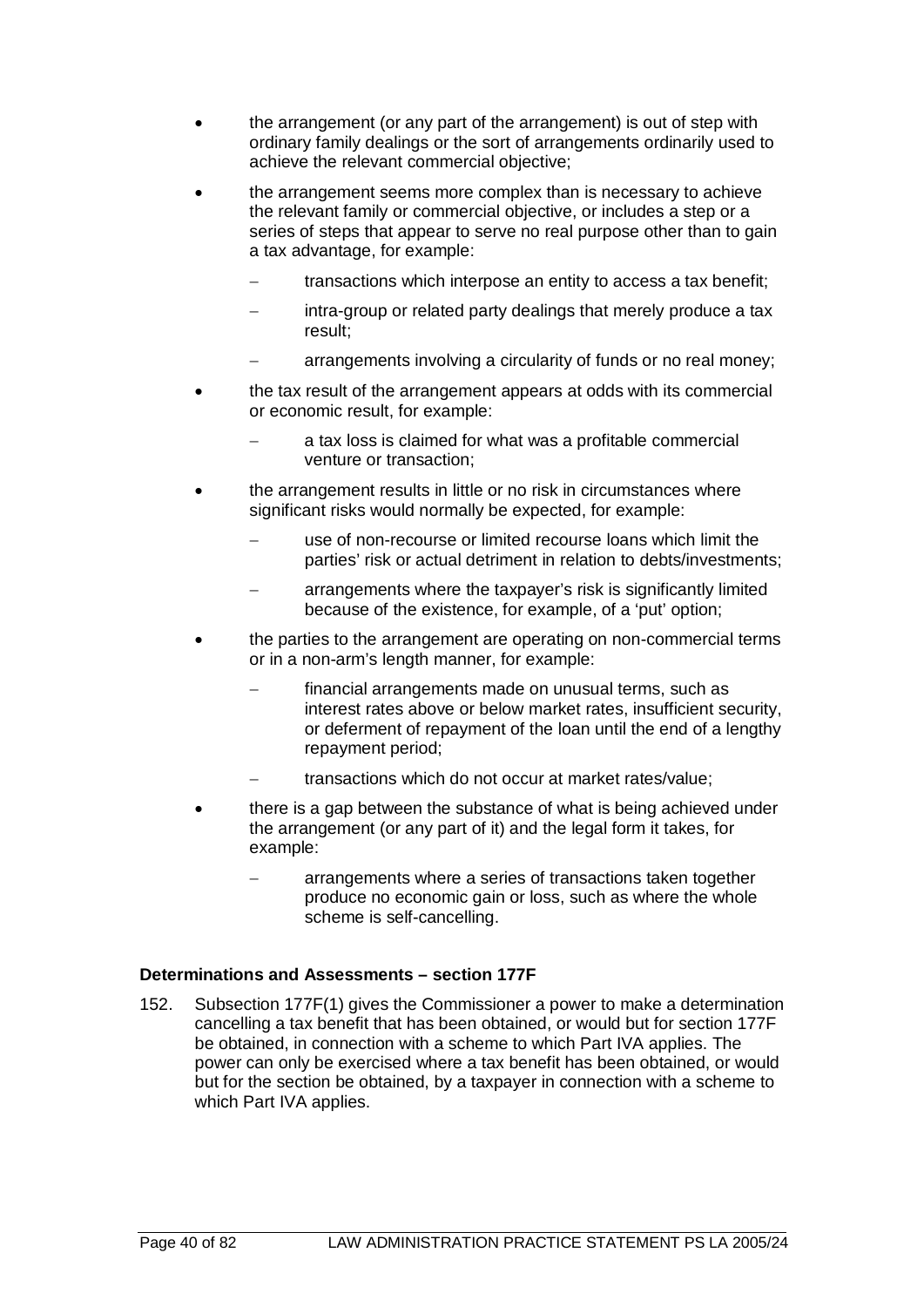- the arrangement (or any part of the arrangement) is out of step with ordinary family dealings or the sort of arrangements ordinarily used to achieve the relevant commercial objective;
- the arrangement seems more complex than is necessary to achieve the relevant family or commercial objective, or includes a step or a series of steps that appear to serve no real purpose other than to gain a tax advantage, for example:
  - transactions which interpose an entity to access a tax benefit;
  - intra-group or related party dealings that merely produce a tax result;
  - arrangements involving a circularity of funds or no real money;
- the tax result of the arrangement appears at odds with its commercial or economic result, for example:
  - a tax loss is claimed for what was a profitable commercial venture or transaction;
- the arrangement results in little or no risk in circumstances where significant risks would normally be expected, for example:
  - use of non-recourse or limited recourse loans which limit the parties' risk or actual detriment in relation to debts/investments;
  - arrangements where the taxpayer's risk is significantly limited because of the existence, for example, of a 'put' option;
- the parties to the arrangement are operating on non-commercial terms or in a non-arm's length manner, for example:
  - financial arrangements made on unusual terms, such as interest rates above or below market rates, insufficient security, or deferment of repayment of the loan until the end of a lengthy repayment period;
  - transactions which do not occur at market rates/value;
- there is a gap between the substance of what is being achieved under the arrangement (or any part of it) and the legal form it takes, for example:
  - arrangements where a series of transactions taken together produce no economic gain or loss, such as where the whole scheme is self-cancelling.

**Determinations and Assessments – section 177F**

152. Subsection 177F(1) gives the Commissioner a power to make a determination cancelling a tax benefit that has been obtained, or would but for section 177F be obtained, in connection with a scheme to which Part IVA applies. The power can only be exercised where a tax benefit has been obtained, or would but for the section be obtained, by a taxpayer in connection with a scheme to which Part IVA applies.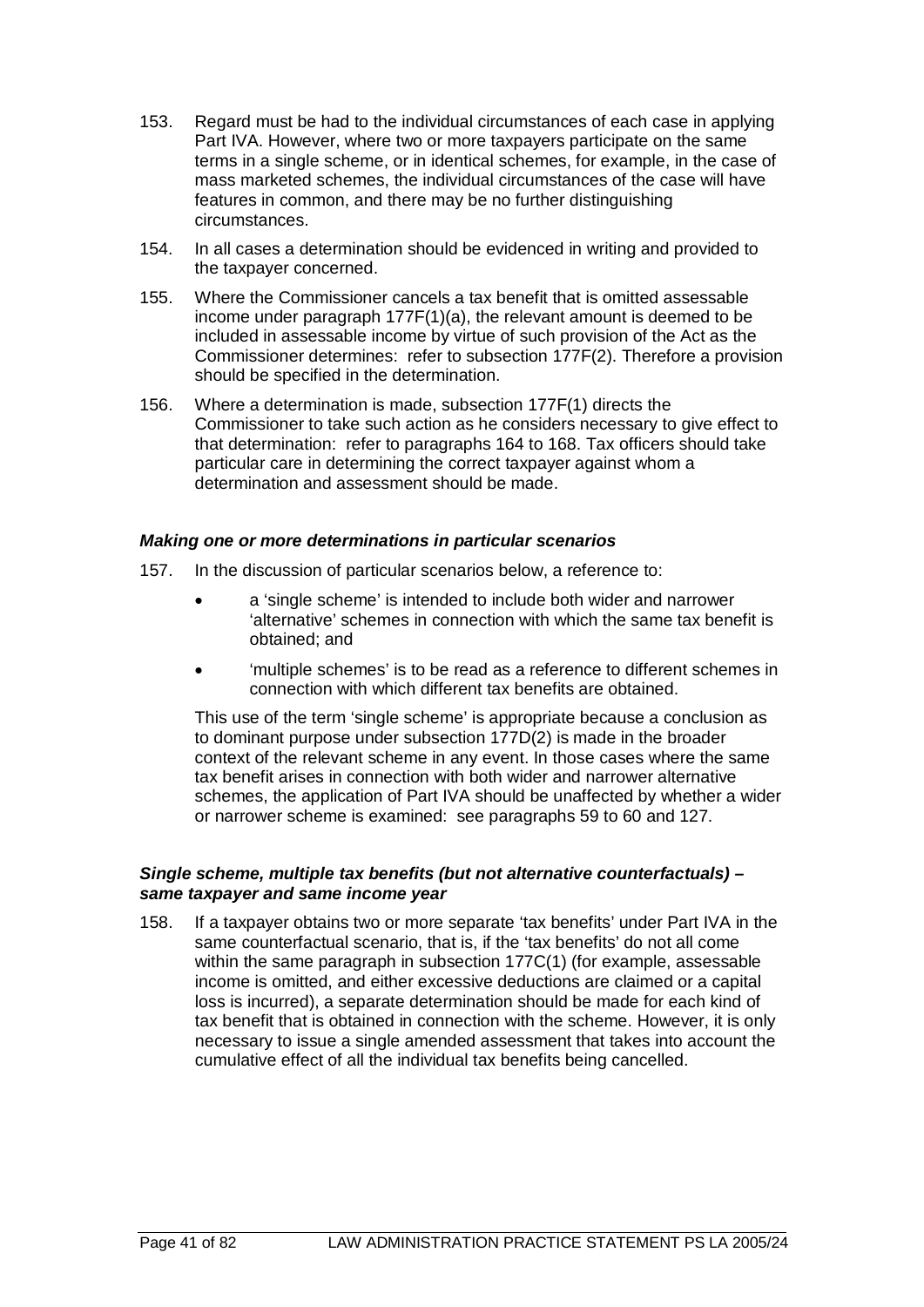153. Regard must be had to the individual circumstances of each case in applying Part IVA. However, where two or more taxpayers participate on the same terms in a single scheme, or in identical schemes, for example, in the case of mass marketed schemes, the individual circumstances of the case will have features in common, and there may be no further distinguishing circumstances.

154. In all cases a determination should be evidenced in writing and provided to the taxpayer concerned.

155. Where the Commissioner cancels a tax benefit that is omitted assessable income under paragraph 177F(1)(a), the relevant amount is deemed to be included in assessable income by virtue of such provision of the Act as the Commissioner determines: refer to subsection 177F(2). Therefore a provision should be specified in the determination.

156. Where a determination is made, subsection 177F(1) directs the Commissioner to take such action as he considers necessary to give effect to that determination: refer to paragraphs 164 to 168. Tax officers should take particular care in determining the correct taxpayer against whom a determination and assessment should be made.

#### *Making one or more determinations in particular scenarios*

157. In the discussion of particular scenarios below, a reference to:

- a 'single scheme' is intended to include both wider and narrower 'alternative' schemes in connection with which the same tax benefit is obtained; and
- 'multiple schemes' is to be read as a reference to different schemes in connection with which different tax benefits are obtained.

This use of the term 'single scheme' is appropriate because a conclusion as to dominant purpose under subsection 177D(2) is made in the broader context of the relevant scheme in any event. In those cases where the same tax benefit arises in connection with both wider and narrower alternative schemes, the application of Part IVA should be unaffected by whether a wider or narrower scheme is examined: see paragraphs 59 to 60 and 127.

#### *Single scheme, multiple tax benefits (but not alternative counterfactuals) – same taxpayer and same income year*

158. If a taxpayer obtains two or more separate 'tax benefits' under Part IVA in the same counterfactual scenario, that is, if the 'tax benefits' do not all come within the same paragraph in subsection 177C(1) (for example, assessable income is omitted, and either excessive deductions are claimed or a capital loss is incurred), a separate determination should be made for each kind of tax benefit that is obtained in connection with the scheme. However, it is only necessary to issue a single amended assessment that takes into account the cumulative effect of all the individual tax benefits being cancelled.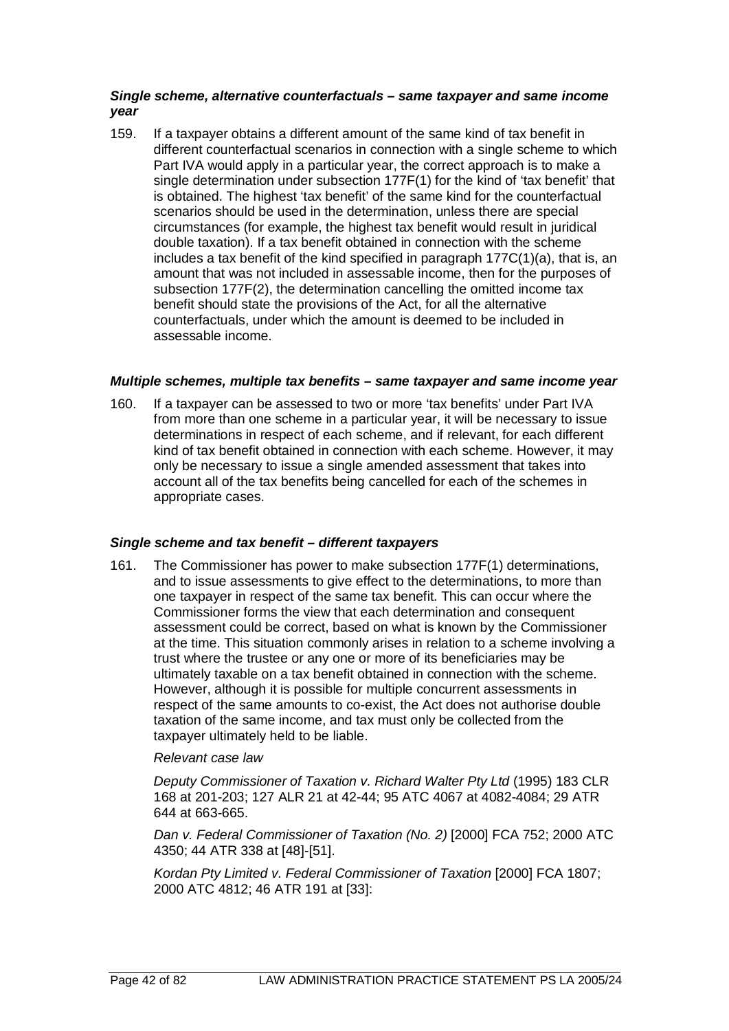### *Single scheme, alternative counterfactuals – same taxpayer and same income year*

159. If a taxpayer obtains a different amount of the same kind of tax benefit in different counterfactual scenarios in connection with a single scheme to which Part IVA would apply in a particular year, the correct approach is to make a single determination under subsection 177F(1) for the kind of 'tax benefit' that is obtained. The highest 'tax benefit' of the same kind for the counterfactual scenarios should be used in the determination, unless there are special circumstances (for example, the highest tax benefit would result in juridical double taxation). If a tax benefit obtained in connection with the scheme includes a tax benefit of the kind specified in paragraph 177C(1)(a), that is, an amount that was not included in assessable income, then for the purposes of subsection 177F(2), the determination cancelling the omitted income tax benefit should state the provisions of the Act, for all the alternative counterfactuals, under which the amount is deemed to be included in assessable income.

### *Multiple schemes, multiple tax benefits – same taxpayer and same income year*

160. If a taxpayer can be assessed to two or more 'tax benefits' under Part IVA from more than one scheme in a particular year, it will be necessary to issue determinations in respect of each scheme, and if relevant, for each different kind of tax benefit obtained in connection with each scheme. However, it may only be necessary to issue a single amended assessment that takes into account all of the tax benefits being cancelled for each of the schemes in appropriate cases.

### *Single scheme and tax benefit – different taxpayers*

161. The Commissioner has power to make subsection 177F(1) determinations, and to issue assessments to give effect to the determinations, to more than one taxpayer in respect of the same tax benefit. This can occur where the Commissioner forms the view that each determination and consequent assessment could be correct, based on what is known by the Commissioner at the time. This situation commonly arises in relation to a scheme involving a trust where the trustee or any one or more of its beneficiaries may be ultimately taxable on a tax benefit obtained in connection with the scheme. However, although it is possible for multiple concurrent assessments in respect of the same amounts to co-exist, the Act does not authorise double taxation of the same income, and tax must only be collected from the taxpayer ultimately held to be liable.

*Relevant case law*

*Deputy Commissioner of Taxation v. Richard Walter Pty Ltd* (1995) 183 CLR 168 at 201-203; 127 ALR 21 at 42-44; 95 ATC 4067 at 4082-4084; 29 ATR 644 at 663-665.

*Dan v. Federal Commissioner of Taxation (No. 2)* [2000] FCA 752; 2000 ATC 4350; 44 ATR 338 at [48]-[51].

*Kordan Pty Limited v. Federal Commissioner of Taxation* [2000] FCA 1807; 2000 ATC 4812; 46 ATR 191 at [33]: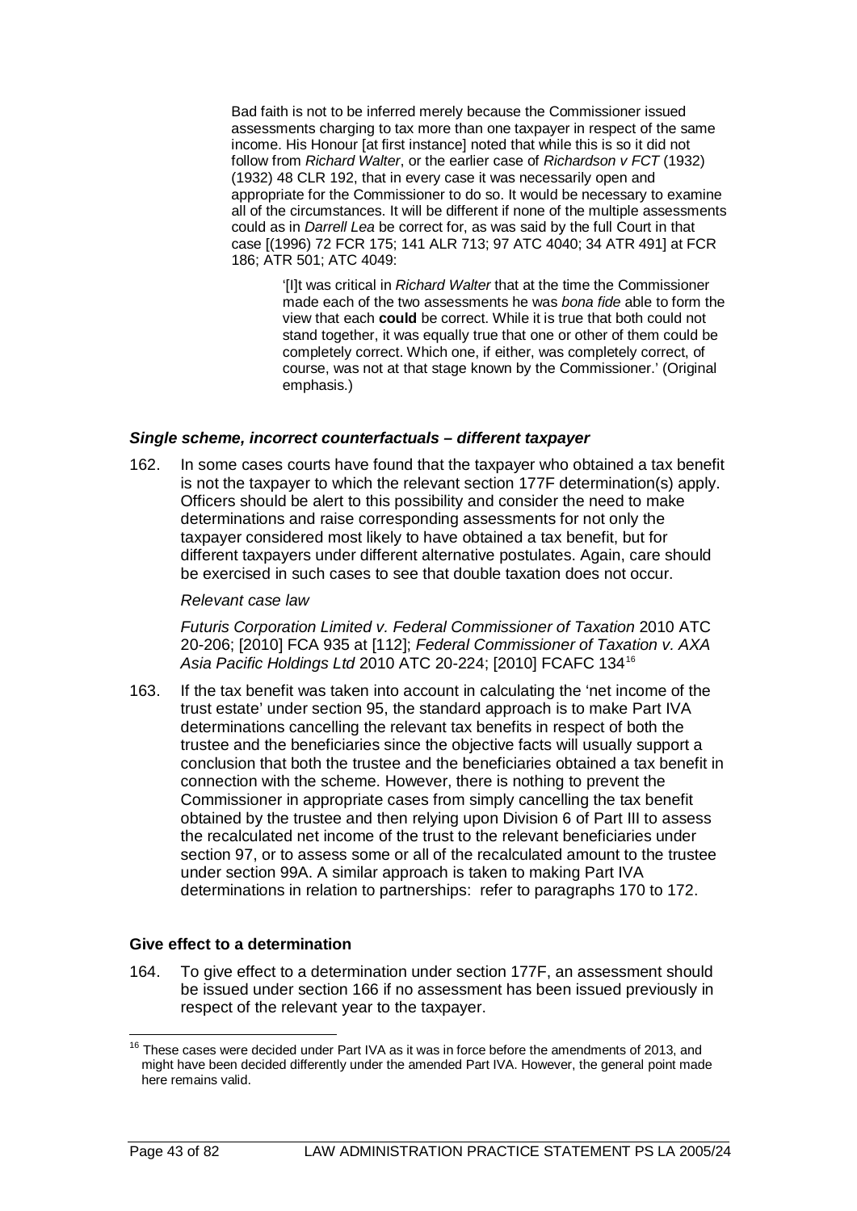> Bad faith is not to be inferred merely because the Commissioner issued assessments charging to tax more than one taxpayer in respect of the same income. His Honour [at first instance] noted that while this is so it did not follow from *Richard Walter*, or the earlier case of *Richardson v FCT* (1932) (1932) 48 CLR 192, that in every case it was necessarily open and appropriate for the Commissioner to do so. It would be necessary to examine all of the circumstances. It will be different if none of the multiple assessments could as in *Darrell Lea* be correct for, as was said by the full Court in that case [(1996) 72 FCR 175; 141 ALR 713; 97 ATC 4040; 34 ATR 491] at FCR 186; ATR 501; ATC 4049:
>
> > '[I]t was critical in *Richard Walter* that at the time the Commissioner made each of the two assessments he was *bona fide* able to form the view that each **could** be correct. While it is true that both could not stand together, it was equally true that one or other of them could be completely correct. Which one, if either, was completely correct, of course, was not at that stage known by the Commissioner.' (Original emphasis.)

### *Single scheme, incorrect counterfactuals – different taxpayer*

162. In some cases courts have found that the taxpayer who obtained a tax benefit is not the taxpayer to which the relevant section 177F determination(s) apply. Officers should be alert to this possibility and consider the need to make determinations and raise corresponding assessments for not only the taxpayer considered most likely to have obtained a tax benefit, but for different taxpayers under different alternative postulates. Again, care should be exercised in such cases to see that double taxation does not occur.

*Relevant case law*

*Futuris Corporation Limited v. Federal Commissioner of Taxation* 2010 ATC 20-206; [2010] FCA 935 at [112]; *Federal Commissioner of Taxation v. AXA Asia Pacific Holdings Ltd* 2010 ATC 20-224; [2010] FCAFC 134[16]

163. If the tax benefit was taken into account in calculating the 'net income of the trust estate' under section 95, the standard approach is to make Part IVA determinations cancelling the relevant tax benefits in respect of both the trustee and the beneficiaries since the objective facts will usually support a conclusion that both the trustee and the beneficiaries obtained a tax benefit in connection with the scheme. However, there is nothing to prevent the Commissioner in appropriate cases from simply cancelling the tax benefit obtained by the trustee and then relying upon Division 6 of Part III to assess the recalculated net income of the trust to the relevant beneficiaries under section 97, or to assess some or all of the recalculated amount to the trustee under section 99A. A similar approach is taken to making Part IVA determinations in relation to partnerships: refer to paragraphs 170 to 172.

### Give effect to a determination

164. To give effect to a determination under section 177F, an assessment should be issued under section 166 if no assessment has been issued previously in respect of the relevant year to the taxpayer.

---

[16] These cases were decided under Part IVA as it was in force before the amendments of 2013, and might have been decided differently under the amended Part IVA. However, the general point made here remains valid.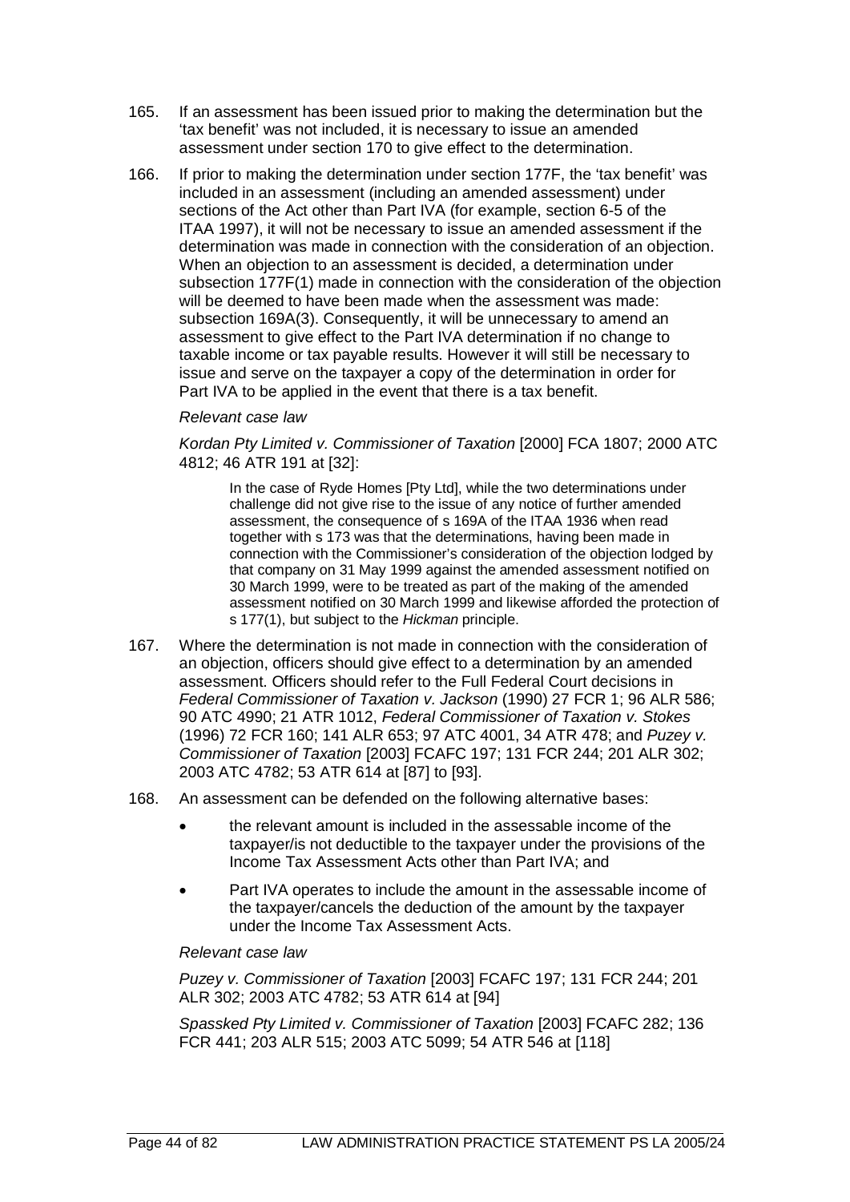165. If an assessment has been issued prior to making the determination but the 'tax benefit' was not included, it is necessary to issue an amended assessment under section 170 to give effect to the determination.

166. If prior to making the determination under section 177F, the 'tax benefit' was included in an assessment (including an amended assessment) under sections of the Act other than Part IVA (for example, section 6-5 of the ITAA 1997), it will not be necessary to issue an amended assessment if the determination was made in connection with the consideration of an objection. When an objection to an assessment is decided, a determination under subsection 177F(1) made in connection with the consideration of the objection will be deemed to have been made when the assessment was made: subsection 169A(3). Consequently, it will be unnecessary to amend an assessment to give effect to the Part IVA determination if no change to taxable income or tax payable results. However it will still be necessary to issue and serve on the taxpayer a copy of the determination in order for Part IVA to be applied in the event that there is a tax benefit.

*Relevant case law*

*Kordan Pty Limited v. Commissioner of Taxation* [2000] FCA 1807; 2000 ATC 4812; 46 ATR 191 at [32]:

> In the case of Ryde Homes [Pty Ltd], while the two determinations under challenge did not give rise to the issue of any notice of further amended assessment, the consequence of s 169A of the ITAA 1936 when read together with s 173 was that the determinations, having been made in connection with the Commissioner's consideration of the objection lodged by that company on 31 May 1999 against the amended assessment notified on 30 March 1999, were to be treated as part of the making of the amended assessment notified on 30 March 1999 and likewise afforded the protection of s 177(1), but subject to the *Hickman* principle.

167. Where the determination is not made in connection with the consideration of an objection, officers should give effect to a determination by an amended assessment. Officers should refer to the Full Federal Court decisions in *Federal Commissioner of Taxation v. Jackson* (1990) 27 FCR 1; 96 ALR 586; 90 ATC 4990; 21 ATR 1012, *Federal Commissioner of Taxation v. Stokes* (1996) 72 FCR 160; 141 ALR 653; 97 ATC 4001, 34 ATR 478; and *Puzey v. Commissioner of Taxation* [2003] FCAFC 197; 131 FCR 244; 201 ALR 302; 2003 ATC 4782; 53 ATR 614 at [87] to [93].

168. An assessment can be defended on the following alternative bases:

- the relevant amount is included in the assessable income of the taxpayer/is not deductible to the taxpayer under the provisions of the Income Tax Assessment Acts other than Part IVA; and
- Part IVA operates to include the amount in the assessable income of the taxpayer/cancels the deduction of the amount by the taxpayer under the Income Tax Assessment Acts.

*Relevant case law*

*Puzey v. Commissioner of Taxation* [2003] FCAFC 197; 131 FCR 244; 201 ALR 302; 2003 ATC 4782; 53 ATR 614 at [94]

*Spassked Pty Limited v. Commissioner of Taxation* [2003] FCAFC 282; 136 FCR 441; 203 ALR 515; 2003 ATC 5099; 54 ATR 546 at [118]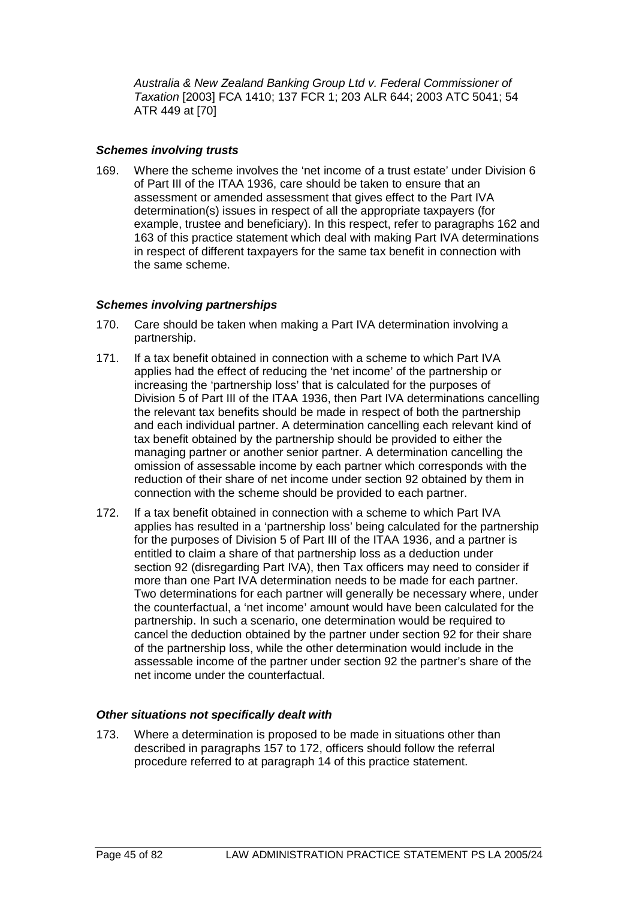*Australia & New Zealand Banking Group Ltd v. Federal Commissioner of Taxation* [2003] FCA 1410; 137 FCR 1; 203 ALR 644; 2003 ATC 5041; 54 ATR 449 at [70]

### *Schemes involving trusts*

169. Where the scheme involves the 'net income of a trust estate' under Division 6 of Part III of the ITAA 1936, care should be taken to ensure that an assessment or amended assessment that gives effect to the Part IVA determination(s) issues in respect of all the appropriate taxpayers (for example, trustee and beneficiary). In this respect, refer to paragraphs 162 and 163 of this practice statement which deal with making Part IVA determinations in respect of different taxpayers for the same tax benefit in connection with the same scheme.

### *Schemes involving partnerships*

170. Care should be taken when making a Part IVA determination involving a partnership.

171. If a tax benefit obtained in connection with a scheme to which Part IVA applies had the effect of reducing the 'net income' of the partnership or increasing the 'partnership loss' that is calculated for the purposes of Division 5 of Part III of the ITAA 1936, then Part IVA determinations cancelling the relevant tax benefits should be made in respect of both the partnership and each individual partner. A determination cancelling each relevant kind of tax benefit obtained by the partnership should be provided to either the managing partner or another senior partner. A determination cancelling the omission of assessable income by each partner which corresponds with the reduction of their share of net income under section 92 obtained by them in connection with the scheme should be provided to each partner.

172. If a tax benefit obtained in connection with a scheme to which Part IVA applies has resulted in a 'partnership loss' being calculated for the partnership for the purposes of Division 5 of Part III of the ITAA 1936, and a partner is entitled to claim a share of that partnership loss as a deduction under section 92 (disregarding Part IVA), then Tax officers may need to consider if more than one Part IVA determination needs to be made for each partner. Two determinations for each partner will generally be necessary where, under the counterfactual, a 'net income' amount would have been calculated for the partnership. In such a scenario, one determination would be required to cancel the deduction obtained by the partner under section 92 for their share of the partnership loss, while the other determination would include in the assessable income of the partner under section 92 the partner's share of the net income under the counterfactual.

### *Other situations not specifically dealt with*

173. Where a determination is proposed to be made in situations other than described in paragraphs 157 to 172, officers should follow the referral procedure referred to at paragraph 14 of this practice statement.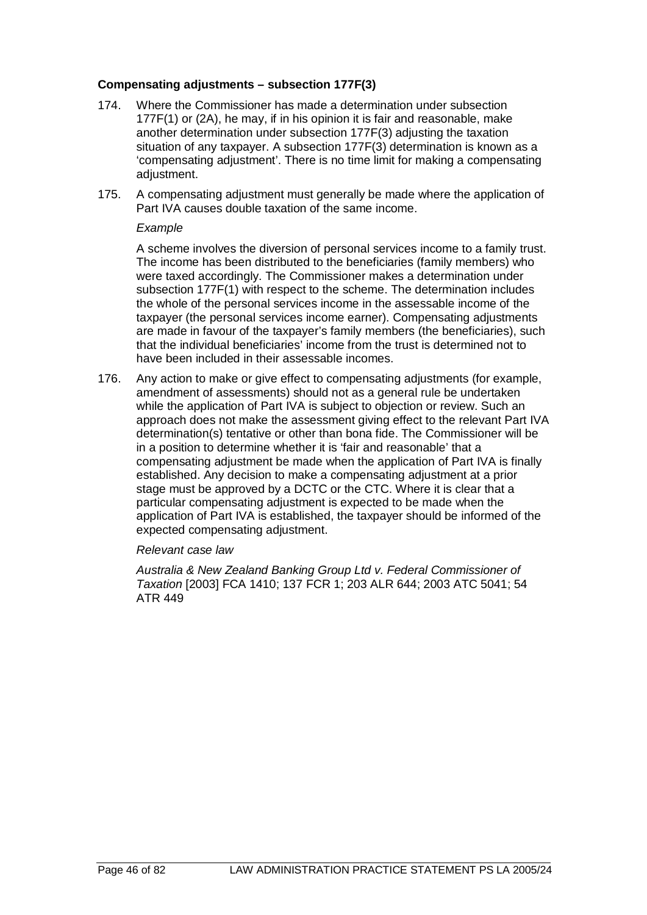### Compensating adjustments – subsection 177F(3)

174. Where the Commissioner has made a determination under subsection 177F(1) or (2A), he may, if in his opinion it is fair and reasonable, make another determination under subsection 177F(3) adjusting the taxation situation of any taxpayer. A subsection 177F(3) determination is known as a 'compensating adjustment'. There is no time limit for making a compensating adjustment.

175. A compensating adjustment must generally be made where the application of Part IVA causes double taxation of the same income.

*Example*

A scheme involves the diversion of personal services income to a family trust. The income has been distributed to the beneficiaries (family members) who were taxed accordingly. The Commissioner makes a determination under subsection 177F(1) with respect to the scheme. The determination includes the whole of the personal services income in the assessable income of the taxpayer (the personal services income earner). Compensating adjustments are made in favour of the taxpayer's family members (the beneficiaries), such that the individual beneficiaries' income from the trust is determined not to have been included in their assessable incomes.

176. Any action to make or give effect to compensating adjustments (for example, amendment of assessments) should not as a general rule be undertaken while the application of Part IVA is subject to objection or review. Such an approach does not make the assessment giving effect to the relevant Part IVA determination(s) tentative or other than bona fide. The Commissioner will be in a position to determine whether it is 'fair and reasonable' that a compensating adjustment be made when the application of Part IVA is finally established. Any decision to make a compensating adjustment at a prior stage must be approved by a DCTC or the CTC. Where it is clear that a particular compensating adjustment is expected to be made when the application of Part IVA is established, the taxpayer should be informed of the expected compensating adjustment.

*Relevant case law*

*Australia & New Zealand Banking Group Ltd v. Federal Commissioner of Taxation* [2003] FCA 1410; 137 FCR 1; 203 ALR 644; 2003 ATC 5041; 54 ATR 449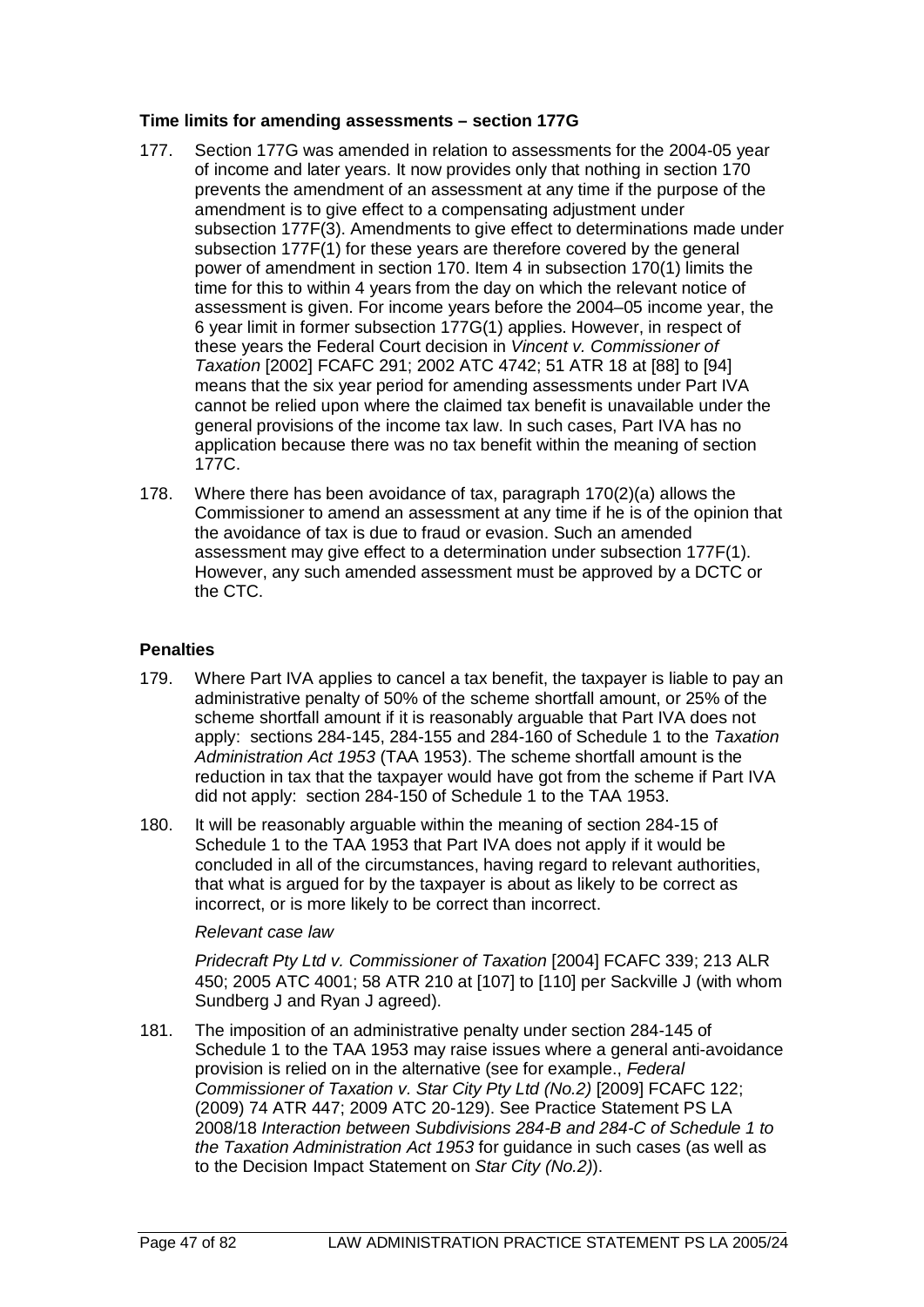### Time limits for amending assessments – section 177G

177. Section 177G was amended in relation to assessments for the 2004-05 year of income and later years. It now provides only that nothing in section 170 prevents the amendment of an assessment at any time if the purpose of the amendment is to give effect to a compensating adjustment under subsection 177F(3). Amendments to give effect to determinations made under subsection 177F(1) for these years are therefore covered by the general power of amendment in section 170. Item 4 in subsection 170(1) limits the time for this to within 4 years from the day on which the relevant notice of assessment is given. For income years before the 2004–05 income year, the 6 year limit in former subsection 177G(1) applies. However, in respect of these years the Federal Court decision in *Vincent v. Commissioner of Taxation* [2002] FCAFC 291; 2002 ATC 4742; 51 ATR 18 at [88] to [94] means that the six year period for amending assessments under Part IVA cannot be relied upon where the claimed tax benefit is unavailable under the general provisions of the income tax law. In such cases, Part IVA has no application because there was no tax benefit within the meaning of section 177C.

178. Where there has been avoidance of tax, paragraph 170(2)(a) allows the Commissioner to amend an assessment at any time if he is of the opinion that the avoidance of tax is due to fraud or evasion. Such an amended assessment may give effect to a determination under subsection 177F(1). However, any such amended assessment must be approved by a DCTC or the CTC.

### Penalties

179. Where Part IVA applies to cancel a tax benefit, the taxpayer is liable to pay an administrative penalty of 50% of the scheme shortfall amount, or 25% of the scheme shortfall amount if it is reasonably arguable that Part IVA does not apply: sections 284-145, 284-155 and 284-160 of Schedule 1 to the *Taxation Administration Act 1953* (TAA 1953). The scheme shortfall amount is the reduction in tax that the taxpayer would have got from the scheme if Part IVA did not apply: section 284-150 of Schedule 1 to the TAA 1953.

180. It will be reasonably arguable within the meaning of section 284-15 of Schedule 1 to the TAA 1953 that Part IVA does not apply if it would be concluded in all of the circumstances, having regard to relevant authorities, that what is argued for by the taxpayer is about as likely to be correct as incorrect, or is more likely to be correct than incorrect.

*Relevant case law*

*Pridecraft Pty Ltd v. Commissioner of Taxation* [2004] FCAFC 339; 213 ALR 450; 2005 ATC 4001; 58 ATR 210 at [107] to [110] per Sackville J (with whom Sundberg J and Ryan J agreed).

181. The imposition of an administrative penalty under section 284-145 of Schedule 1 to the TAA 1953 may raise issues where a general anti-avoidance provision is relied on in the alternative (see for example., *Federal Commissioner of Taxation v. Star City Pty Ltd (No.2)* [2009] FCAFC 122; (2009) 74 ATR 447; 2009 ATC 20-129). See Practice Statement PS LA 2008/18 *Interaction between Subdivisions 284-B and 284-C of Schedule 1 to the Taxation Administration Act 1953* for guidance in such cases (as well as to the Decision Impact Statement on *Star City (No.2)*).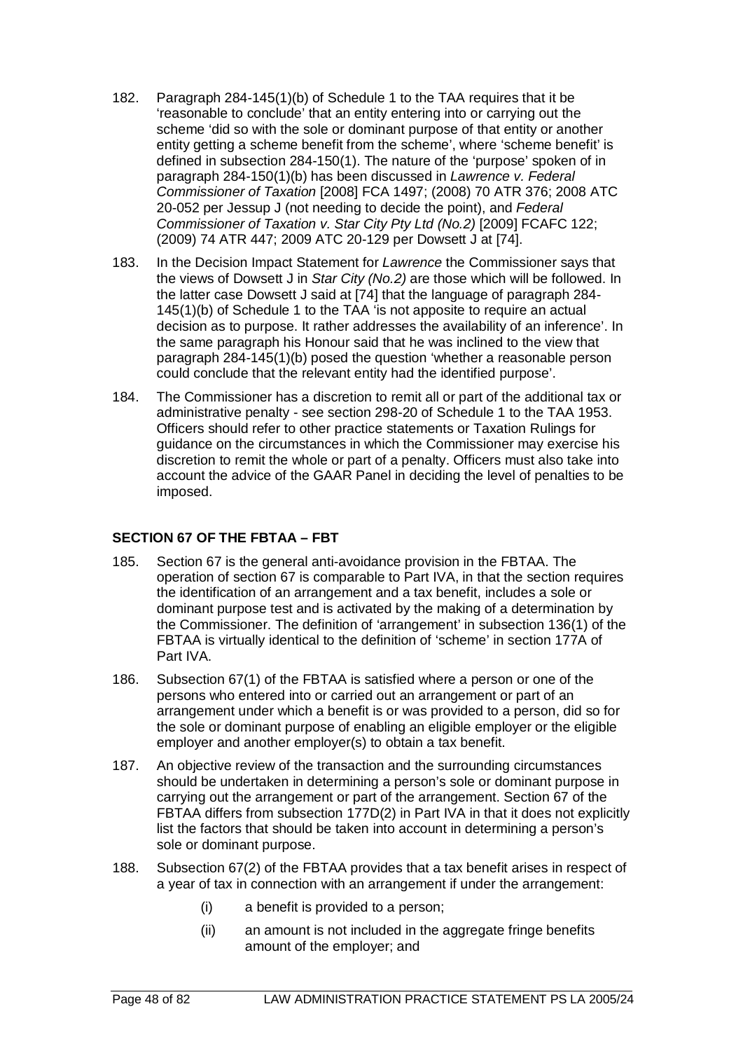182. Paragraph 284-145(1)(b) of Schedule 1 to the TAA requires that it be 'reasonable to conclude' that an entity entering into or carrying out the scheme 'did so with the sole or dominant purpose of that entity or another entity getting a scheme benefit from the scheme', where 'scheme benefit' is defined in subsection 284-150(1). The nature of the 'purpose' spoken of in paragraph 284-150(1)(b) has been discussed in *Lawrence v. Federal Commissioner of Taxation* [2008] FCA 1497; (2008) 70 ATR 376; 2008 ATC 20-052 per Jessup J (not needing to decide the point), and *Federal Commissioner of Taxation v. Star City Pty Ltd (No.2)* [2009] FCAFC 122; (2009) 74 ATR 447; 2009 ATC 20-129 per Dowsett J at [74].

183. In the Decision Impact Statement for *Lawrence* the Commissioner says that the views of Dowsett J in *Star City (No.2)* are those which will be followed. In the latter case Dowsett J said at [74] that the language of paragraph 284-145(1)(b) of Schedule 1 to the TAA 'is not apposite to require an actual decision as to purpose. It rather addresses the availability of an inference'. In the same paragraph his Honour said that he was inclined to the view that paragraph 284-145(1)(b) posed the question 'whether a reasonable person could conclude that the relevant entity had the identified purpose'.

184. The Commissioner has a discretion to remit all or part of the additional tax or administrative penalty - see section 298-20 of Schedule 1 to the TAA 1953. Officers should refer to other practice statements or Taxation Rulings for guidance on the circumstances in which the Commissioner may exercise his discretion to remit the whole or part of a penalty. Officers must also take into account the advice of the GAAR Panel in deciding the level of penalties to be imposed.

## SECTION 67 OF THE FBTAA – FBT

185. Section 67 is the general anti-avoidance provision in the FBTAA. The operation of section 67 is comparable to Part IVA, in that the section requires the identification of an arrangement and a tax benefit, includes a sole or dominant purpose test and is activated by the making of a determination by the Commissioner. The definition of 'arrangement' in subsection 136(1) of the FBTAA is virtually identical to the definition of 'scheme' in section 177A of Part IVA.

186. Subsection 67(1) of the FBTAA is satisfied where a person or one of the persons who entered into or carried out an arrangement or part of an arrangement under which a benefit is or was provided to a person, did so for the sole or dominant purpose of enabling an eligible employer or the eligible employer and another employer(s) to obtain a tax benefit.

187. An objective review of the transaction and the surrounding circumstances should be undertaken in determining a person's sole or dominant purpose in carrying out the arrangement or part of the arrangement. Section 67 of the FBTAA differs from subsection 177D(2) in Part IVA in that it does not explicitly list the factors that should be taken into account in determining a person's sole or dominant purpose.

188. Subsection 67(2) of the FBTAA provides that a tax benefit arises in respect of a year of tax in connection with an arrangement if under the arrangement:

    (i) a benefit is provided to a person;

    (ii) an amount is not included in the aggregate fringe benefits amount of the employer; and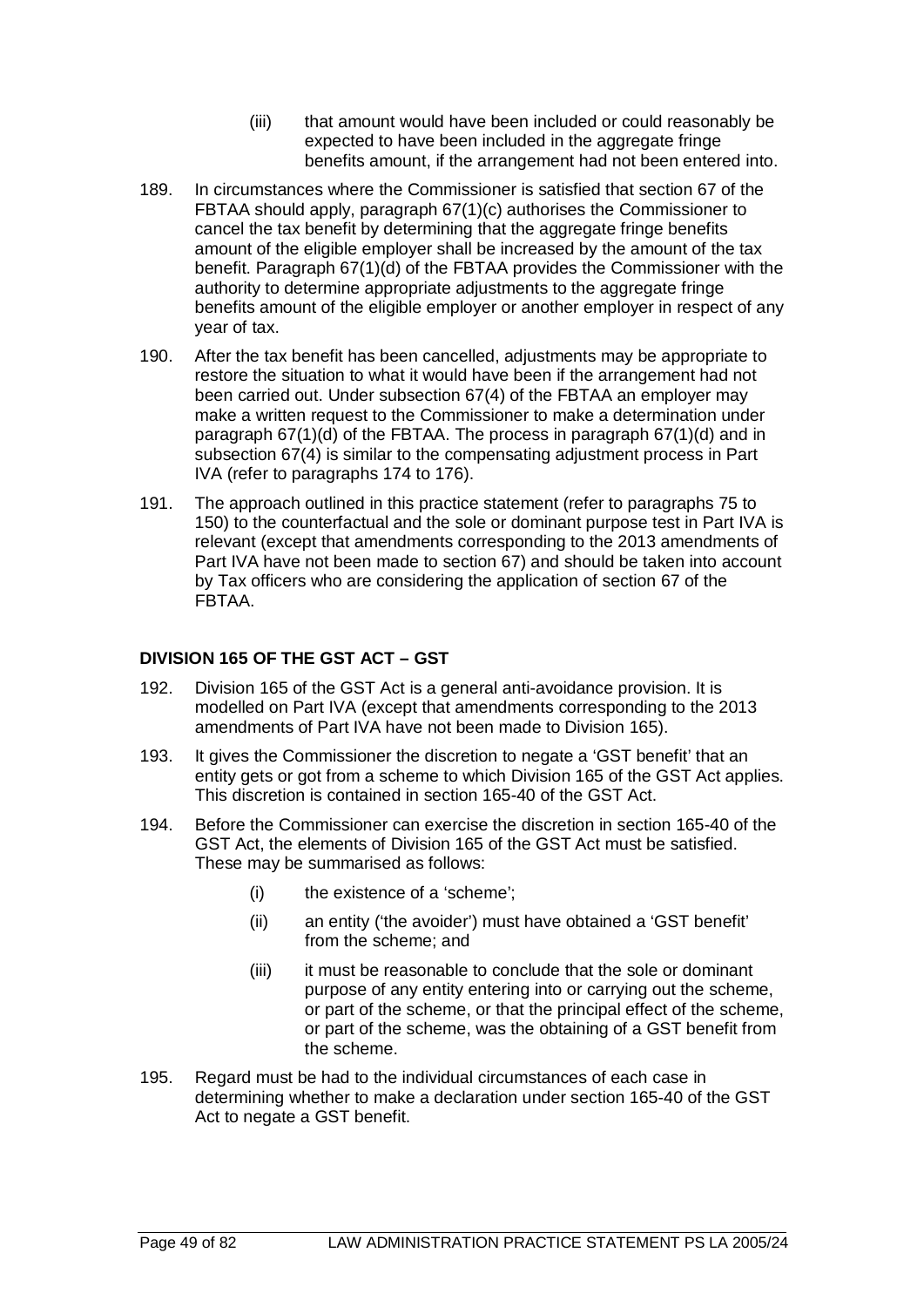(iii) that amount would have been included or could reasonably be expected to have been included in the aggregate fringe benefits amount, if the arrangement had not been entered into.

189. In circumstances where the Commissioner is satisfied that section 67 of the FBTAA should apply, paragraph 67(1)(c) authorises the Commissioner to cancel the tax benefit by determining that the aggregate fringe benefits amount of the eligible employer shall be increased by the amount of the tax benefit. Paragraph 67(1)(d) of the FBTAA provides the Commissioner with the authority to determine appropriate adjustments to the aggregate fringe benefits amount of the eligible employer or another employer in respect of any year of tax.

190. After the tax benefit has been cancelled, adjustments may be appropriate to restore the situation to what it would have been if the arrangement had not been carried out. Under subsection 67(4) of the FBTAA an employer may make a written request to the Commissioner to make a determination under paragraph 67(1)(d) of the FBTAA. The process in paragraph 67(1)(d) and in subsection 67(4) is similar to the compensating adjustment process in Part IVA (refer to paragraphs 174 to 176).

191. The approach outlined in this practice statement (refer to paragraphs 75 to 150) to the counterfactual and the sole or dominant purpose test in Part IVA is relevant (except that amendments corresponding to the 2013 amendments of Part IVA have not been made to section 67) and should be taken into account by Tax officers who are considering the application of section 67 of the FBTAA.

### DIVISION 165 OF THE GST ACT – GST

192. Division 165 of the GST Act is a general anti-avoidance provision. It is modelled on Part IVA (except that amendments corresponding to the 2013 amendments of Part IVA have not been made to Division 165).

193. It gives the Commissioner the discretion to negate a 'GST benefit' that an entity gets or got from a scheme to which Division 165 of the GST Act applies. This discretion is contained in section 165-40 of the GST Act.

194. Before the Commissioner can exercise the discretion in section 165-40 of the GST Act, the elements of Division 165 of the GST Act must be satisfied. These may be summarised as follows:

(i) the existence of a 'scheme';

(ii) an entity ('the avoider') must have obtained a 'GST benefit' from the scheme; and

(iii) it must be reasonable to conclude that the sole or dominant purpose of any entity entering into or carrying out the scheme, or part of the scheme, or that the principal effect of the scheme, or part of the scheme, was the obtaining of a GST benefit from the scheme.

195. Regard must be had to the individual circumstances of each case in determining whether to make a declaration under section 165-40 of the GST Act to negate a GST benefit.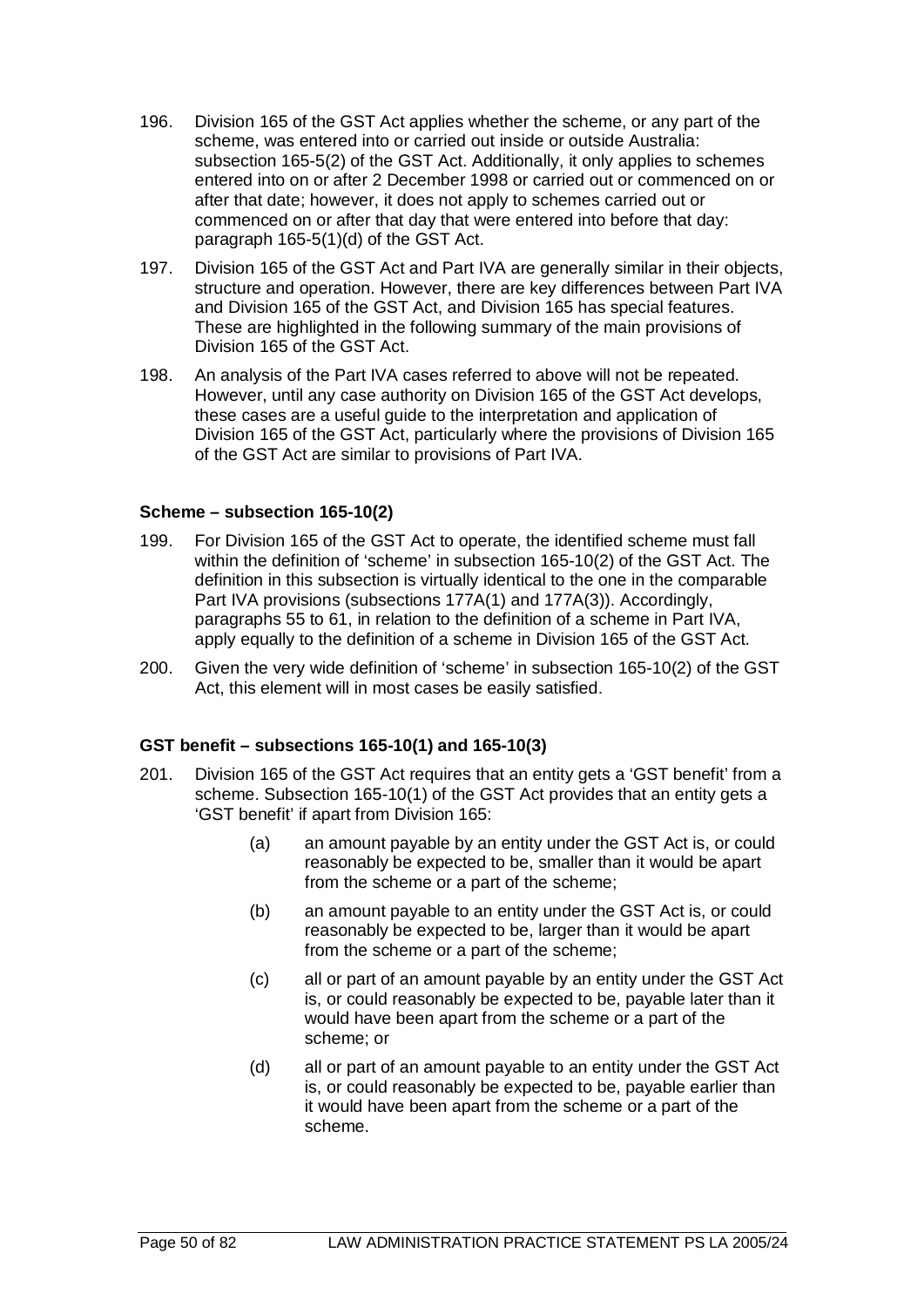196. Division 165 of the GST Act applies whether the scheme, or any part of the scheme, was entered into or carried out inside or outside Australia: subsection 165-5(2) of the GST Act. Additionally, it only applies to schemes entered into on or after 2 December 1998 or carried out or commenced on or after that date; however, it does not apply to schemes carried out or commenced on or after that day that were entered into before that day: paragraph 165-5(1)(d) of the GST Act.

197. Division 165 of the GST Act and Part IVA are generally similar in their objects, structure and operation. However, there are key differences between Part IVA and Division 165 of the GST Act, and Division 165 has special features. These are highlighted in the following summary of the main provisions of Division 165 of the GST Act.

198. An analysis of the Part IVA cases referred to above will not be repeated. However, until any case authority on Division 165 of the GST Act develops, these cases are a useful guide to the interpretation and application of Division 165 of the GST Act, particularly where the provisions of Division 165 of the GST Act are similar to provisions of Part IVA.

### Scheme – subsection 165-10(2)

199. For Division 165 of the GST Act to operate, the identified scheme must fall within the definition of 'scheme' in subsection 165-10(2) of the GST Act. The definition in this subsection is virtually identical to the one in the comparable Part IVA provisions (subsections 177A(1) and 177A(3)). Accordingly, paragraphs 55 to 61, in relation to the definition of a scheme in Part IVA, apply equally to the definition of a scheme in Division 165 of the GST Act.

200. Given the very wide definition of 'scheme' in subsection 165-10(2) of the GST Act, this element will in most cases be easily satisfied.

### GST benefit – subsections 165-10(1) and 165-10(3)

201. Division 165 of the GST Act requires that an entity gets a 'GST benefit' from a scheme. Subsection 165-10(1) of the GST Act provides that an entity gets a 'GST benefit' if apart from Division 165:

    (a) an amount payable by an entity under the GST Act is, or could reasonably be expected to be, smaller than it would be apart from the scheme or a part of the scheme;

    (b) an amount payable to an entity under the GST Act is, or could reasonably be expected to be, larger than it would be apart from the scheme or a part of the scheme;

    (c) all or part of an amount payable by an entity under the GST Act is, or could reasonably be expected to be, payable later than it would have been apart from the scheme or a part of the scheme; or

    (d) all or part of an amount payable to an entity under the GST Act is, or could reasonably be expected to be, payable earlier than it would have been apart from the scheme or a part of the scheme.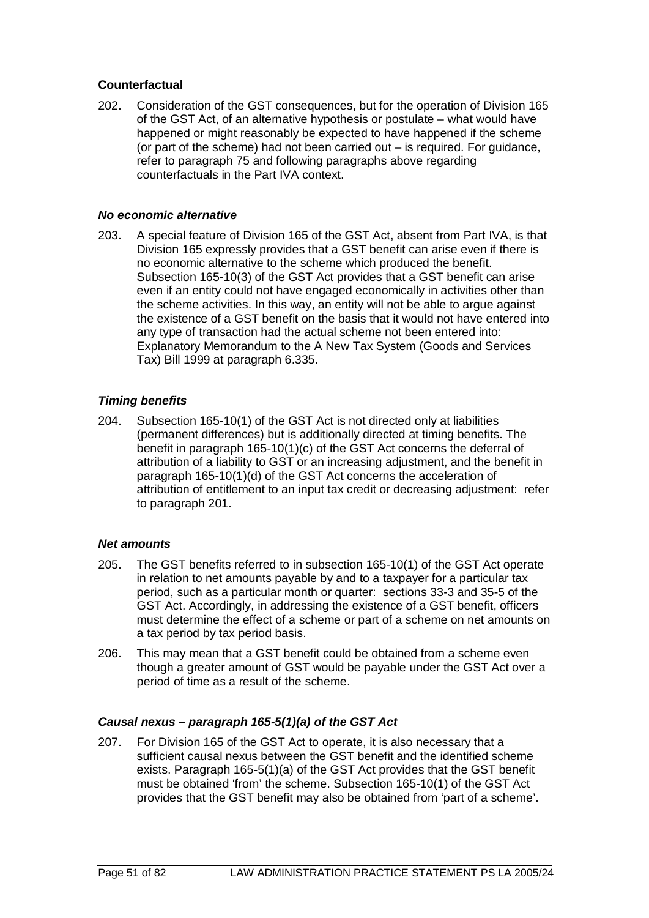### Counterfactual

202. Consideration of the GST consequences, but for the operation of Division 165 of the GST Act, of an alternative hypothesis or postulate – what would have happened or might reasonably be expected to have happened if the scheme (or part of the scheme) had not been carried out – is required. For guidance, refer to paragraph 75 and following paragraphs above regarding counterfactuals in the Part IVA context.

#### *No economic alternative*

203. A special feature of Division 165 of the GST Act, absent from Part IVA, is that Division 165 expressly provides that a GST benefit can arise even if there is no economic alternative to the scheme which produced the benefit. Subsection 165-10(3) of the GST Act provides that a GST benefit can arise even if an entity could not have engaged economically in activities other than the scheme activities. In this way, an entity will not be able to argue against the existence of a GST benefit on the basis that it would not have entered into any type of transaction had the actual scheme not been entered into: Explanatory Memorandum to the A New Tax System (Goods and Services Tax) Bill 1999 at paragraph 6.335.

#### *Timing benefits*

204. Subsection 165-10(1) of the GST Act is not directed only at liabilities (permanent differences) but is additionally directed at timing benefits. The benefit in paragraph 165-10(1)(c) of the GST Act concerns the deferral of attribution of a liability to GST or an increasing adjustment, and the benefit in paragraph 165-10(1)(d) of the GST Act concerns the acceleration of attribution of entitlement to an input tax credit or decreasing adjustment: refer to paragraph 201.

#### *Net amounts*

205. The GST benefits referred to in subsection 165-10(1) of the GST Act operate in relation to net amounts payable by and to a taxpayer for a particular tax period, such as a particular month or quarter: sections 33-3 and 35-5 of the GST Act. Accordingly, in addressing the existence of a GST benefit, officers must determine the effect of a scheme or part of a scheme on net amounts on a tax period by tax period basis.

206. This may mean that a GST benefit could be obtained from a scheme even though a greater amount of GST would be payable under the GST Act over a period of time as a result of the scheme.

#### *Causal nexus – paragraph 165-5(1)(a) of the GST Act*

207. For Division 165 of the GST Act to operate, it is also necessary that a sufficient causal nexus between the GST benefit and the identified scheme exists. Paragraph 165-5(1)(a) of the GST Act provides that the GST benefit must be obtained 'from' the scheme. Subsection 165-10(1) of the GST Act provides that the GST benefit may also be obtained from 'part of a scheme'.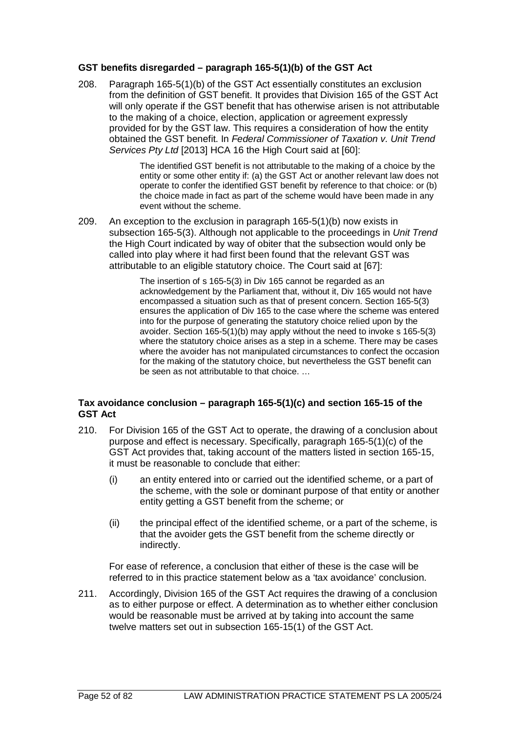### GST benefits disregarded – paragraph 165-5(1)(b) of the GST Act

208. Paragraph 165-5(1)(b) of the GST Act essentially constitutes an exclusion from the definition of GST benefit. It provides that Division 165 of the GST Act will only operate if the GST benefit that has otherwise arisen is not attributable to the making of a choice, election, application or agreement expressly provided for by the GST law. This requires a consideration of how the entity obtained the GST benefit. In *Federal Commissioner of Taxation v. Unit Trend Services Pty Ltd* [2013] HCA 16 the High Court said at [60]:

> The identified GST benefit is not attributable to the making of a choice by the entity or some other entity if: (a) the GST Act or another relevant law does not operate to confer the identified GST benefit by reference to that choice: or (b) the choice made in fact as part of the scheme would have been made in any event without the scheme.

209. An exception to the exclusion in paragraph 165-5(1)(b) now exists in subsection 165-5(3). Although not applicable to the proceedings in *Unit Trend* the High Court indicated by way of obiter that the subsection would only be called into play where it had first been found that the relevant GST was attributable to an eligible statutory choice. The Court said at [67]:

> The insertion of s 165-5(3) in Div 165 cannot be regarded as an acknowledgement by the Parliament that, without it, Div 165 would not have encompassed a situation such as that of present concern. Section 165-5(3) ensures the application of Div 165 to the case where the scheme was entered into for the purpose of generating the statutory choice relied upon by the avoider. Section 165-5(1)(b) may apply without the need to invoke s 165-5(3) where the statutory choice arises as a step in a scheme. There may be cases where the avoider has not manipulated circumstances to confect the occasion for the making of the statutory choice, but nevertheless the GST benefit can be seen as not attributable to that choice. …

### Tax avoidance conclusion – paragraph 165-5(1)(c) and section 165-15 of the GST Act

210. For Division 165 of the GST Act to operate, the drawing of a conclusion about purpose and effect is necessary. Specifically, paragraph 165-5(1)(c) of the GST Act provides that, taking account of the matters listed in section 165-15, it must be reasonable to conclude that either:

    (i) an entity entered into or carried out the identified scheme, or a part of the scheme, with the sole or dominant purpose of that entity or another entity getting a GST benefit from the scheme; or

    (ii) the principal effect of the identified scheme, or a part of the scheme, is that the avoider gets the GST benefit from the scheme directly or indirectly.

    For ease of reference, a conclusion that either of these is the case will be referred to in this practice statement below as a 'tax avoidance' conclusion.

211. Accordingly, Division 165 of the GST Act requires the drawing of a conclusion as to either purpose or effect. A determination as to whether either conclusion would be reasonable must be arrived at by taking into account the same twelve matters set out in subsection 165-15(1) of the GST Act.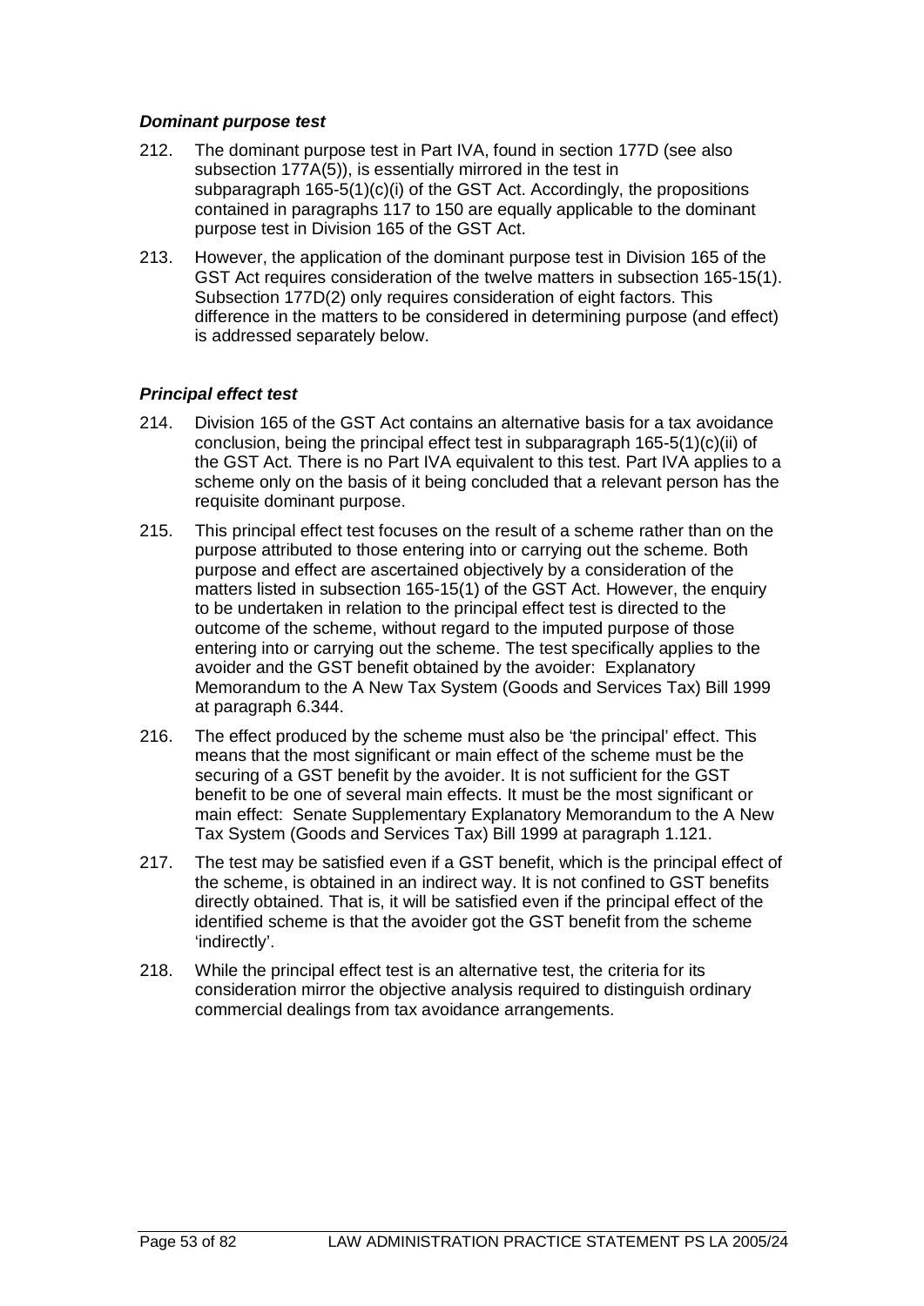### *Dominant purpose test*

212. The dominant purpose test in Part IVA, found in section 177D (see also subsection 177A(5)), is essentially mirrored in the test in subparagraph 165-5(1)(c)(i) of the GST Act. Accordingly, the propositions contained in paragraphs 117 to 150 are equally applicable to the dominant purpose test in Division 165 of the GST Act.

213. However, the application of the dominant purpose test in Division 165 of the GST Act requires consideration of the twelve matters in subsection 165-15(1). Subsection 177D(2) only requires consideration of eight factors. This difference in the matters to be considered in determining purpose (and effect) is addressed separately below.

### *Principal effect test*

214. Division 165 of the GST Act contains an alternative basis for a tax avoidance conclusion, being the principal effect test in subparagraph 165-5(1)(c)(ii) of the GST Act. There is no Part IVA equivalent to this test. Part IVA applies to a scheme only on the basis of it being concluded that a relevant person has the requisite dominant purpose.

215. This principal effect test focuses on the result of a scheme rather than on the purpose attributed to those entering into or carrying out the scheme. Both purpose and effect are ascertained objectively by a consideration of the matters listed in subsection 165-15(1) of the GST Act. However, the enquiry to be undertaken in relation to the principal effect test is directed to the outcome of the scheme, without regard to the imputed purpose of those entering into or carrying out the scheme. The test specifically applies to the avoider and the GST benefit obtained by the avoider: Explanatory Memorandum to the A New Tax System (Goods and Services Tax) Bill 1999 at paragraph 6.344.

216. The effect produced by the scheme must also be 'the principal' effect. This means that the most significant or main effect of the scheme must be the securing of a GST benefit by the avoider. It is not sufficient for the GST benefit to be one of several main effects. It must be the most significant or main effect: Senate Supplementary Explanatory Memorandum to the A New Tax System (Goods and Services Tax) Bill 1999 at paragraph 1.121.

217. The test may be satisfied even if a GST benefit, which is the principal effect of the scheme, is obtained in an indirect way. It is not confined to GST benefits directly obtained. That is, it will be satisfied even if the principal effect of the identified scheme is that the avoider got the GST benefit from the scheme 'indirectly'.

218. While the principal effect test is an alternative test, the criteria for its consideration mirror the objective analysis required to distinguish ordinary commercial dealings from tax avoidance arrangements.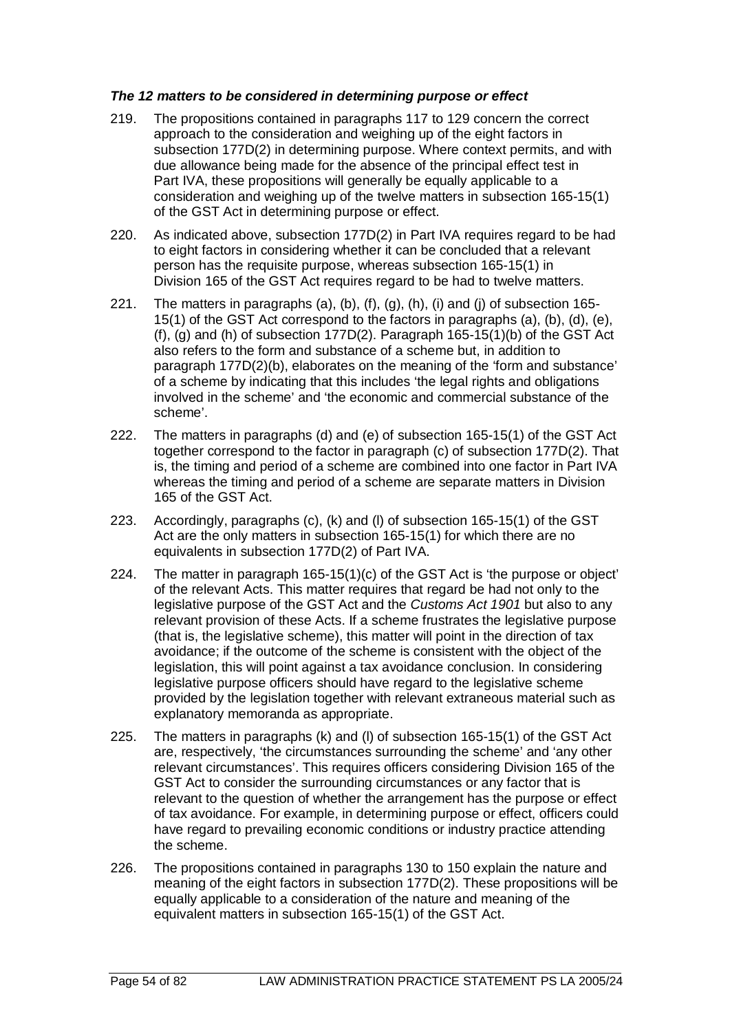### *The 12 matters to be considered in determining purpose or effect*

219. The propositions contained in paragraphs 117 to 129 concern the correct approach to the consideration and weighing up of the eight factors in subsection 177D(2) in determining purpose. Where context permits, and with due allowance being made for the absence of the principal effect test in Part IVA, these propositions will generally be equally applicable to a consideration and weighing up of the twelve matters in subsection 165-15(1) of the GST Act in determining purpose or effect.

220. As indicated above, subsection 177D(2) in Part IVA requires regard to be had to eight factors in considering whether it can be concluded that a relevant person has the requisite purpose, whereas subsection 165-15(1) in Division 165 of the GST Act requires regard to be had to twelve matters.

221. The matters in paragraphs (a), (b), (f), (g), (h), (i) and (j) of subsection 165-15(1) of the GST Act correspond to the factors in paragraphs (a), (b), (d), (e), (f), (g) and (h) of subsection 177D(2). Paragraph 165-15(1)(b) of the GST Act also refers to the form and substance of a scheme but, in addition to paragraph 177D(2)(b), elaborates on the meaning of the 'form and substance' of a scheme by indicating that this includes 'the legal rights and obligations involved in the scheme' and 'the economic and commercial substance of the scheme'.

222. The matters in paragraphs (d) and (e) of subsection 165-15(1) of the GST Act together correspond to the factor in paragraph (c) of subsection 177D(2). That is, the timing and period of a scheme are combined into one factor in Part IVA whereas the timing and period of a scheme are separate matters in Division 165 of the GST Act.

223. Accordingly, paragraphs (c), (k) and (l) of subsection 165-15(1) of the GST Act are the only matters in subsection 165-15(1) for which there are no equivalents in subsection 177D(2) of Part IVA.

224. The matter in paragraph 165-15(1)(c) of the GST Act is 'the purpose or object' of the relevant Acts. This matter requires that regard be had not only to the legislative purpose of the GST Act and the *Customs Act 1901* but also to any relevant provision of these Acts. If a scheme frustrates the legislative purpose (that is, the legislative scheme), this matter will point in the direction of tax avoidance; if the outcome of the scheme is consistent with the object of the legislation, this will point against a tax avoidance conclusion. In considering legislative purpose officers should have regard to the legislative scheme provided by the legislation together with relevant extraneous material such as explanatory memoranda as appropriate.

225. The matters in paragraphs (k) and (l) of subsection 165-15(1) of the GST Act are, respectively, 'the circumstances surrounding the scheme' and 'any other relevant circumstances'. This requires officers considering Division 165 of the GST Act to consider the surrounding circumstances or any factor that is relevant to the question of whether the arrangement has the purpose or effect of tax avoidance. For example, in determining purpose or effect, officers could have regard to prevailing economic conditions or industry practice attending the scheme.

226. The propositions contained in paragraphs 130 to 150 explain the nature and meaning of the eight factors in subsection 177D(2). These propositions will be equally applicable to a consideration of the nature and meaning of the equivalent matters in subsection 165-15(1) of the GST Act.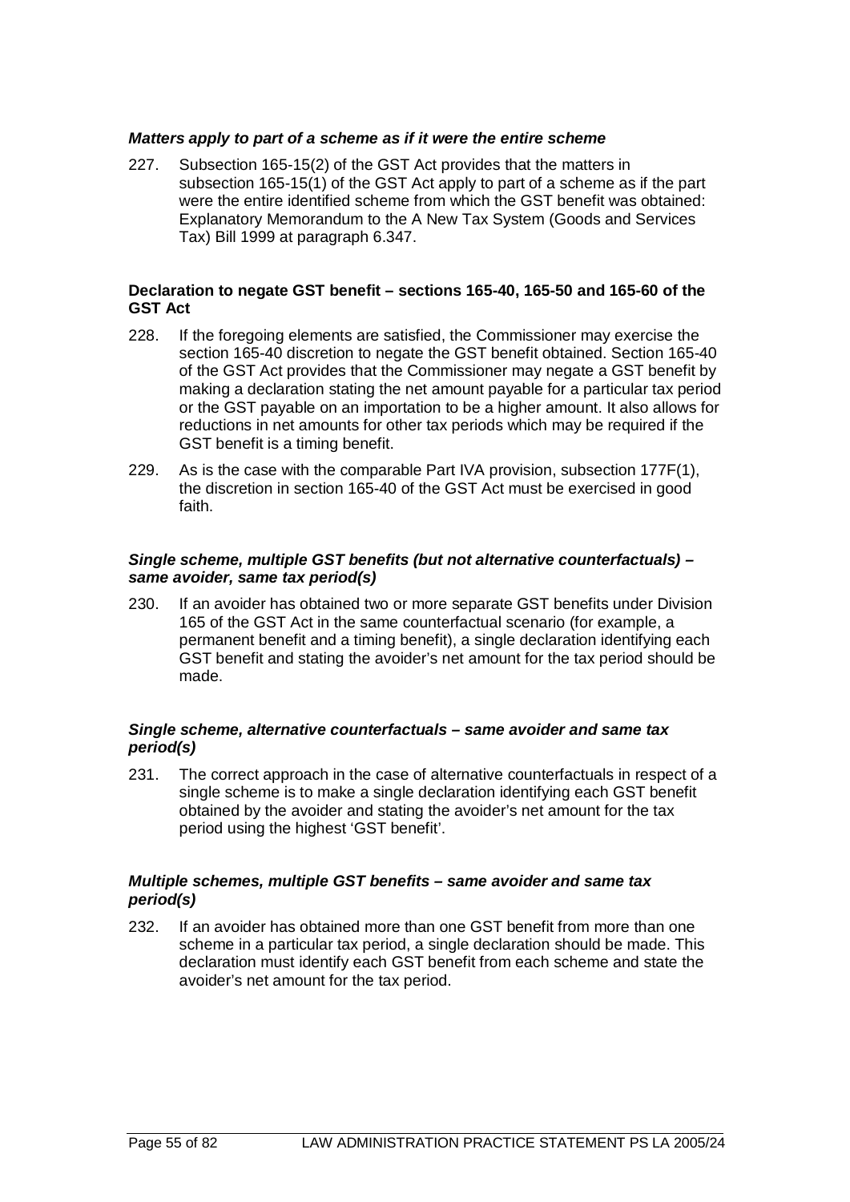### *Matters apply to part of a scheme as if it were the entire scheme*

227. Subsection 165-15(2) of the GST Act provides that the matters in subsection 165-15(1) of the GST Act apply to part of a scheme as if the part were the entire identified scheme from which the GST benefit was obtained: Explanatory Memorandum to the A New Tax System (Goods and Services Tax) Bill 1999 at paragraph 6.347.

## **Declaration to negate GST benefit – sections 165-40, 165-50 and 165-60 of the GST Act**

228. If the foregoing elements are satisfied, the Commissioner may exercise the section 165-40 discretion to negate the GST benefit obtained. Section 165-40 of the GST Act provides that the Commissioner may negate a GST benefit by making a declaration stating the net amount payable for a particular tax period or the GST payable on an importation to be a higher amount. It also allows for reductions in net amounts for other tax periods which may be required if the GST benefit is a timing benefit.

229. As is the case with the comparable Part IVA provision, subsection 177F(1), the discretion in section 165-40 of the GST Act must be exercised in good faith.

### *Single scheme, multiple GST benefits (but not alternative counterfactuals) – same avoider, same tax period(s)*

230. If an avoider has obtained two or more separate GST benefits under Division 165 of the GST Act in the same counterfactual scenario (for example, a permanent benefit and a timing benefit), a single declaration identifying each GST benefit and stating the avoider's net amount for the tax period should be made.

### *Single scheme, alternative counterfactuals – same avoider and same tax period(s)*

231. The correct approach in the case of alternative counterfactuals in respect of a single scheme is to make a single declaration identifying each GST benefit obtained by the avoider and stating the avoider's net amount for the tax period using the highest 'GST benefit'.

### *Multiple schemes, multiple GST benefits – same avoider and same tax period(s)*

232. If an avoider has obtained more than one GST benefit from more than one scheme in a particular tax period, a single declaration should be made. This declaration must identify each GST benefit from each scheme and state the avoider's net amount for the tax period.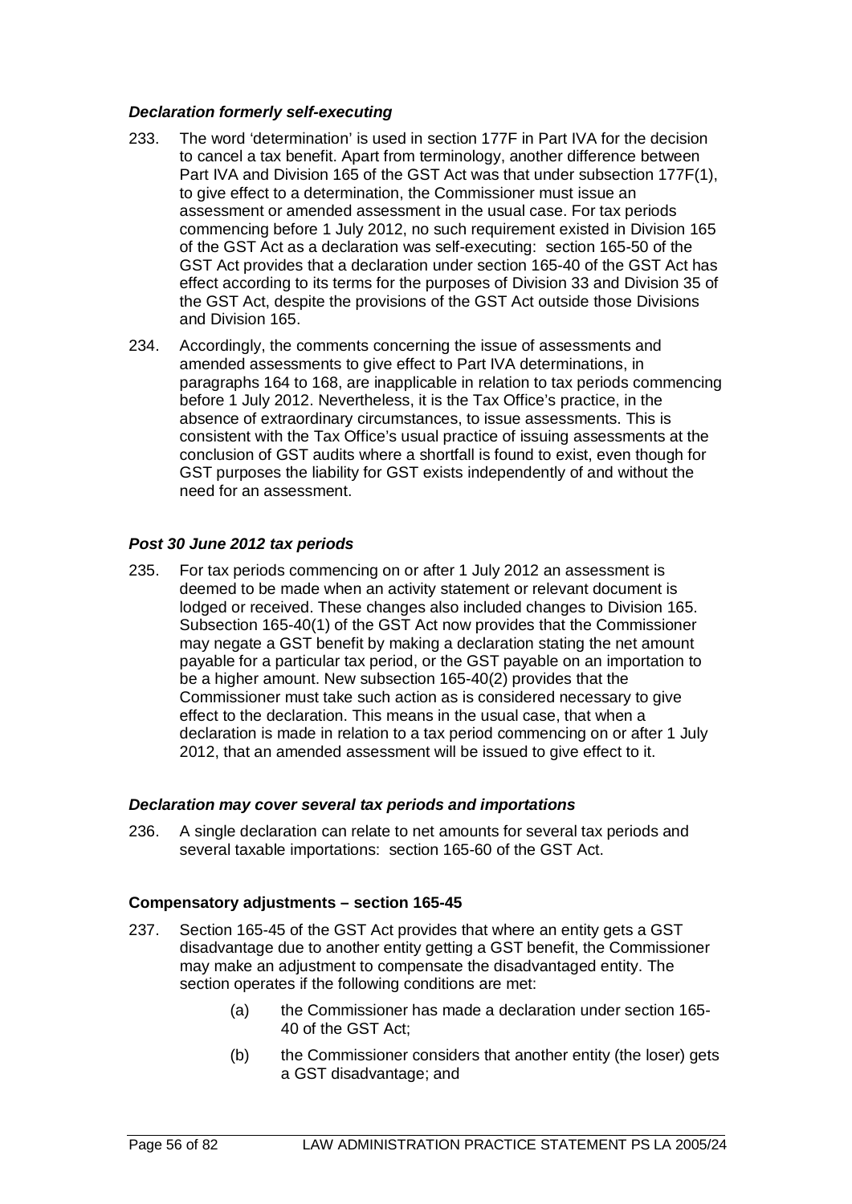### *Declaration formerly self-executing*

233. The word 'determination' is used in section 177F in Part IVA for the decision to cancel a tax benefit. Apart from terminology, another difference between Part IVA and Division 165 of the GST Act was that under subsection 177F(1), to give effect to a determination, the Commissioner must issue an assessment or amended assessment in the usual case. For tax periods commencing before 1 July 2012, no such requirement existed in Division 165 of the GST Act as a declaration was self-executing: section 165-50 of the GST Act provides that a declaration under section 165-40 of the GST Act has effect according to its terms for the purposes of Division 33 and Division 35 of the GST Act, despite the provisions of the GST Act outside those Divisions and Division 165.

234. Accordingly, the comments concerning the issue of assessments and amended assessments to give effect to Part IVA determinations, in paragraphs 164 to 168, are inapplicable in relation to tax periods commencing before 1 July 2012. Nevertheless, it is the Tax Office's practice, in the absence of extraordinary circumstances, to issue assessments. This is consistent with the Tax Office's usual practice of issuing assessments at the conclusion of GST audits where a shortfall is found to exist, even though for GST purposes the liability for GST exists independently of and without the need for an assessment.

### *Post 30 June 2012 tax periods*

235. For tax periods commencing on or after 1 July 2012 an assessment is deemed to be made when an activity statement or relevant document is lodged or received. These changes also included changes to Division 165. Subsection 165-40(1) of the GST Act now provides that the Commissioner may negate a GST benefit by making a declaration stating the net amount payable for a particular tax period, or the GST payable on an importation to be a higher amount. New subsection 165-40(2) provides that the Commissioner must take such action as is considered necessary to give effect to the declaration. This means in the usual case, that when a declaration is made in relation to a tax period commencing on or after 1 July 2012, that an amended assessment will be issued to give effect to it.

### *Declaration may cover several tax periods and importations*

236. A single declaration can relate to net amounts for several tax periods and several taxable importations: section 165-60 of the GST Act.

## Compensatory adjustments – section 165-45

237. Section 165-45 of the GST Act provides that where an entity gets a GST disadvantage due to another entity getting a GST benefit, the Commissioner may make an adjustment to compensate the disadvantaged entity. The section operates if the following conditions are met:

    (a) the Commissioner has made a declaration under section 165-40 of the GST Act;

    (b) the Commissioner considers that another entity (the loser) gets a GST disadvantage; and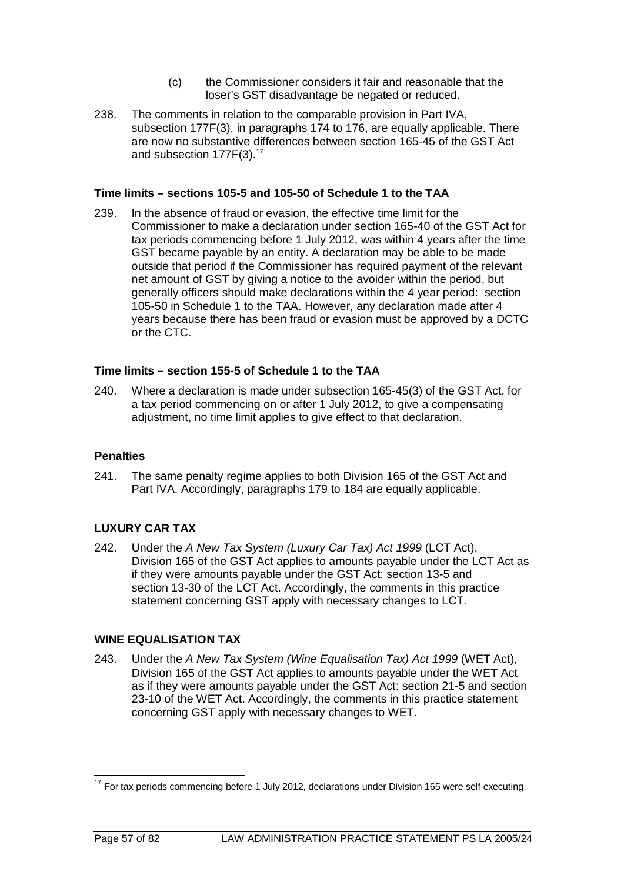(c) the Commissioner considers it fair and reasonable that the loser's GST disadvantage be negated or reduced.

238. The comments in relation to the comparable provision in Part IVA, subsection 177F(3), in paragraphs 174 to 176, are equally applicable. There are now no substantive differences between section 165-45 of the GST Act and subsection 177F(3).[17]

### Time limits – sections 105-5 and 105-50 of Schedule 1 to the TAA

239. In the absence of fraud or evasion, the effective time limit for the Commissioner to make a declaration under section 165-40 of the GST Act for tax periods commencing before 1 July 2012, was within 4 years after the time GST became payable by an entity. A declaration may be able to be made outside that period if the Commissioner has required payment of the relevant net amount of GST by giving a notice to the avoider within the period, but generally officers should make declarations within the 4 year period: section 105-50 in Schedule 1 to the TAA. However, any declaration made after 4 years because there has been fraud or evasion must be approved by a DCTC or the CTC.

### Time limits – section 155-5 of Schedule 1 to the TAA

240. Where a declaration is made under subsection 165-45(3) of the GST Act, for a tax period commencing on or after 1 July 2012, to give a compensating adjustment, no time limit applies to give effect to that declaration.

### Penalties

241. The same penalty regime applies to both Division 165 of the GST Act and Part IVA. Accordingly, paragraphs 179 to 184 are equally applicable.

## LUXURY CAR TAX

242. Under the *A New Tax System (Luxury Car Tax) Act 1999* (LCT Act), Division 165 of the GST Act applies to amounts payable under the LCT Act as if they were amounts payable under the GST Act: section 13-5 and section 13-30 of the LCT Act. Accordingly, the comments in this practice statement concerning GST apply with necessary changes to LCT.

## WINE EQUALISATION TAX

243. Under the *A New Tax System (Wine Equalisation Tax) Act 1999* (WET Act), Division 165 of the GST Act applies to amounts payable under the WET Act as if they were amounts payable under the GST Act: section 21-5 and section 23-10 of the WET Act. Accordingly, the comments in this practice statement concerning GST apply with necessary changes to WET.

---

[17] For tax periods commencing before 1 July 2012, declarations under Division 165 were self executing.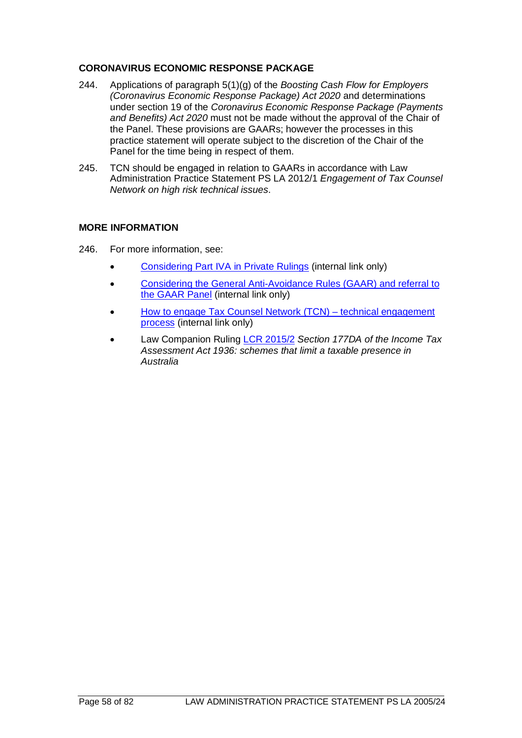## CORONAVIRUS ECONOMIC RESPONSE PACKAGE

244. Applications of paragraph 5(1)(g) of the *Boosting Cash Flow for Employers (Coronavirus Economic Response Package) Act 2020* and determinations under section 19 of the *Coronavirus Economic Response Package (Payments and Benefits) Act 2020* must not be made without the approval of the Chair of the Panel. These provisions are GAARs; however the processes in this practice statement will operate subject to the discretion of the Chair of the Panel for the time being in respect of them.

245. TCN should be engaged in relation to GAARs in accordance with Law Administration Practice Statement PS LA 2012/1 *Engagement of Tax Counsel Network on high risk technical issues*.

## MORE INFORMATION

246. For more information, see:

- Considering Part IVA in Private Rulings (internal link only)
- Considering the General Anti-Avoidance Rules (GAAR) and referral to the GAAR Panel (internal link only)
- How to engage Tax Counsel Network (TCN) – technical engagement process (internal link only)
- Law Companion Ruling LCR 2015/2 *Section 177DA of the Income Tax Assessment Act 1936: schemes that limit a taxable presence in Australia*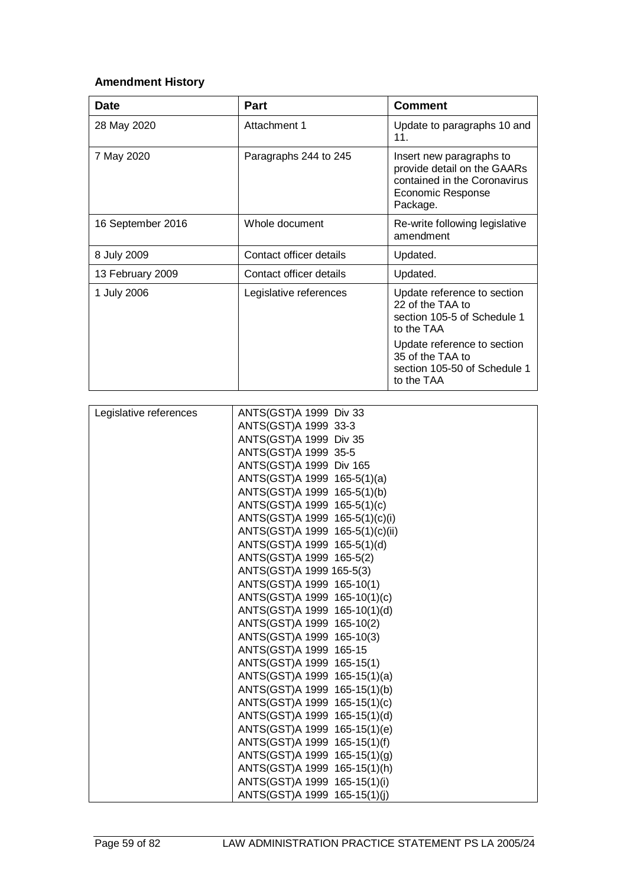**Amendment History**

| Date | Part | Comment |
|---|---|---|
| 28 May 2020 | Attachment 1 | Update to paragraphs 10 and 11. |
| 7 May 2020 | Paragraphs 244 to 245 | Insert new paragraphs to provide detail on the GAARs contained in the Coronavirus Economic Response Package. |
| 16 September 2016 | Whole document | Re-write following legislative amendment |
| 8 July 2009 | Contact officer details | Updated. |
| 13 February 2009 | Contact officer details | Updated. |
| 1 July 2006 | Legislative references | Update reference to section 22 of the TAA to section 105-5 of Schedule 1 to the TAA<br>Update reference to section 35 of the TAA to section 105-50 of Schedule 1 to the TAA |

| | |
|---|---|
| Legislative references | ANTS(GST)A 1999 Div 33<br>ANTS(GST)A 1999 33-3<br>ANTS(GST)A 1999 Div 35<br>ANTS(GST)A 1999 35-5<br>ANTS(GST)A 1999 Div 165<br>ANTS(GST)A 1999 165-5(1)(a)<br>ANTS(GST)A 1999 165-5(1)(b)<br>ANTS(GST)A 1999 165-5(1)(c)<br>ANTS(GST)A 1999 165-5(1)(c)(i)<br>ANTS(GST)A 1999 165-5(1)(c)(ii)<br>ANTS(GST)A 1999 165-5(1)(d)<br>ANTS(GST)A 1999 165-5(2)<br>ANTS(GST)A 1999 165-5(3)<br>ANTS(GST)A 1999 165-10(1)<br>ANTS(GST)A 1999 165-10(1)(c)<br>ANTS(GST)A 1999 165-10(1)(d)<br>ANTS(GST)A 1999 165-10(2)<br>ANTS(GST)A 1999 165-10(3)<br>ANTS(GST)A 1999 165-15<br>ANTS(GST)A 1999 165-15(1)<br>ANTS(GST)A 1999 165-15(1)(a)<br>ANTS(GST)A 1999 165-15(1)(b)<br>ANTS(GST)A 1999 165-15(1)(c)<br>ANTS(GST)A 1999 165-15(1)(d)<br>ANTS(GST)A 1999 165-15(1)(e)<br>ANTS(GST)A 1999 165-15(1)(f)<br>ANTS(GST)A 1999 165-15(1)(g)<br>ANTS(GST)A 1999 165-15(1)(h)<br>ANTS(GST)A 1999 165-15(1)(i)<br>ANTS(GST)A 1999 165-15(1)(j) |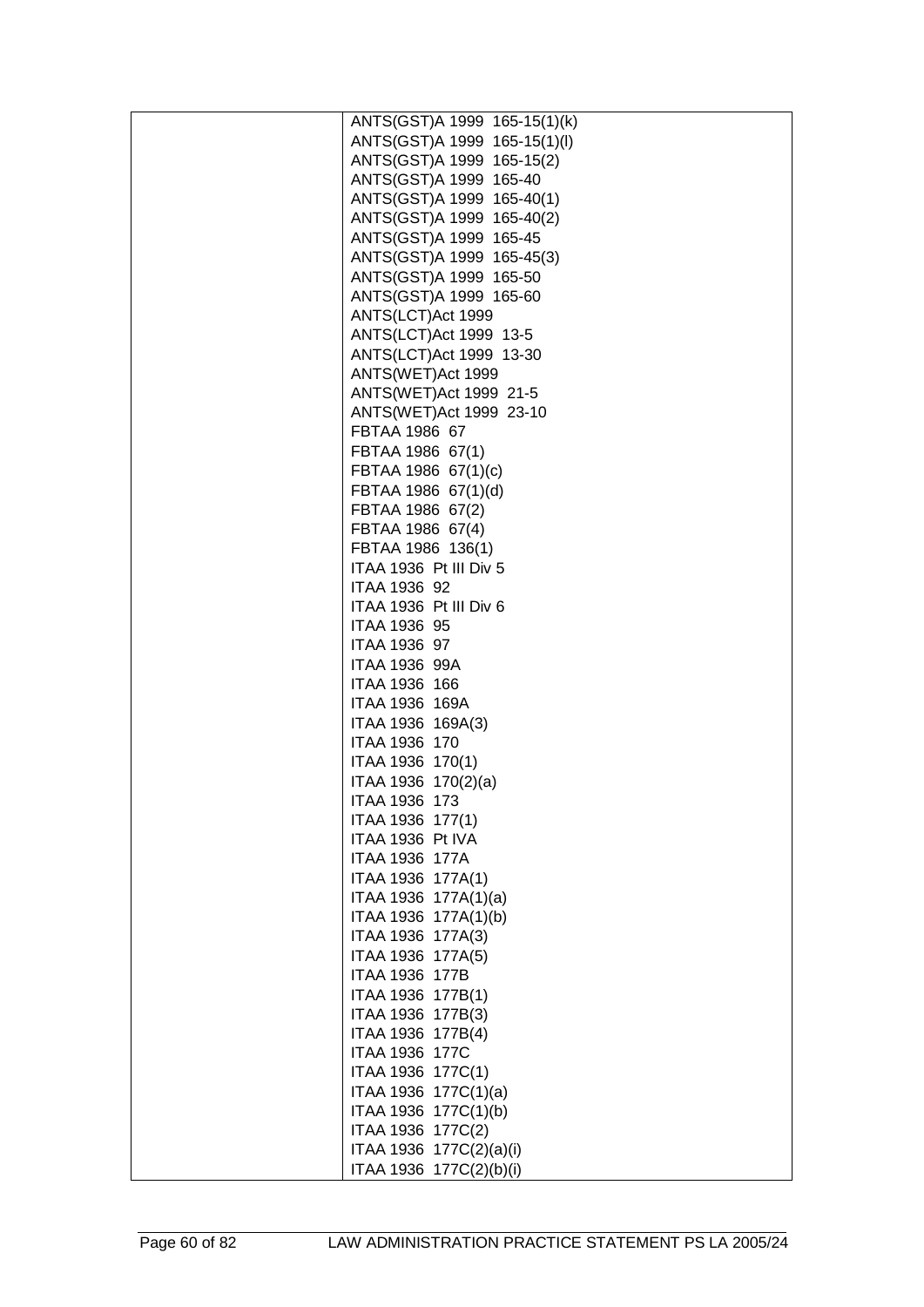| | |
|---|---|
| | ANTS(GST)A 1999 165-15(1)(k)<br>ANTS(GST)A 1999 165-15(1)(l)<br>ANTS(GST)A 1999 165-15(2)<br>ANTS(GST)A 1999 165-40<br>ANTS(GST)A 1999 165-40(1)<br>ANTS(GST)A 1999 165-40(2)<br>ANTS(GST)A 1999 165-45<br>ANTS(GST)A 1999 165-45(3)<br>ANTS(GST)A 1999 165-50<br>ANTS(GST)A 1999 165-60<br>ANTS(LCT)Act 1999<br>ANTS(LCT)Act 1999 13-5<br>ANTS(LCT)Act 1999 13-30<br>ANTS(WET)Act 1999<br>ANTS(WET)Act 1999 21-5<br>ANTS(WET)Act 1999 23-10<br>FBTAA 1986 67<br>FBTAA 1986 67(1)<br>FBTAA 1986 67(1)(c)<br>FBTAA 1986 67(1)(d)<br>FBTAA 1986 67(2)<br>FBTAA 1986 67(4)<br>FBTAA 1986 136(1)<br>ITAA 1936 Pt III Div 5<br>ITAA 1936 92<br>ITAA 1936 Pt III Div 6<br>ITAA 1936 95<br>ITAA 1936 97<br>ITAA 1936 99A<br>ITAA 1936 166<br>ITAA 1936 169A<br>ITAA 1936 169A(3)<br>ITAA 1936 170<br>ITAA 1936 170(1)<br>ITAA 1936 170(2)(a)<br>ITAA 1936 173<br>ITAA 1936 177(1)<br>ITAA 1936 Pt IVA<br>ITAA 1936 177A<br>ITAA 1936 177A(1)<br>ITAA 1936 177A(1)(a)<br>ITAA 1936 177A(1)(b)<br>ITAA 1936 177A(3)<br>ITAA 1936 177A(5)<br>ITAA 1936 177B<br>ITAA 1936 177B(1)<br>ITAA 1936 177B(3)<br>ITAA 1936 177B(4)<br>ITAA 1936 177C<br>ITAA 1936 177C(1)<br>ITAA 1936 177C(1)(a)<br>ITAA 1936 177C(1)(b)<br>ITAA 1936 177C(2)<br>ITAA 1936 177C(2)(a)(i)<br>ITAA 1936 177C(2)(b)(i) |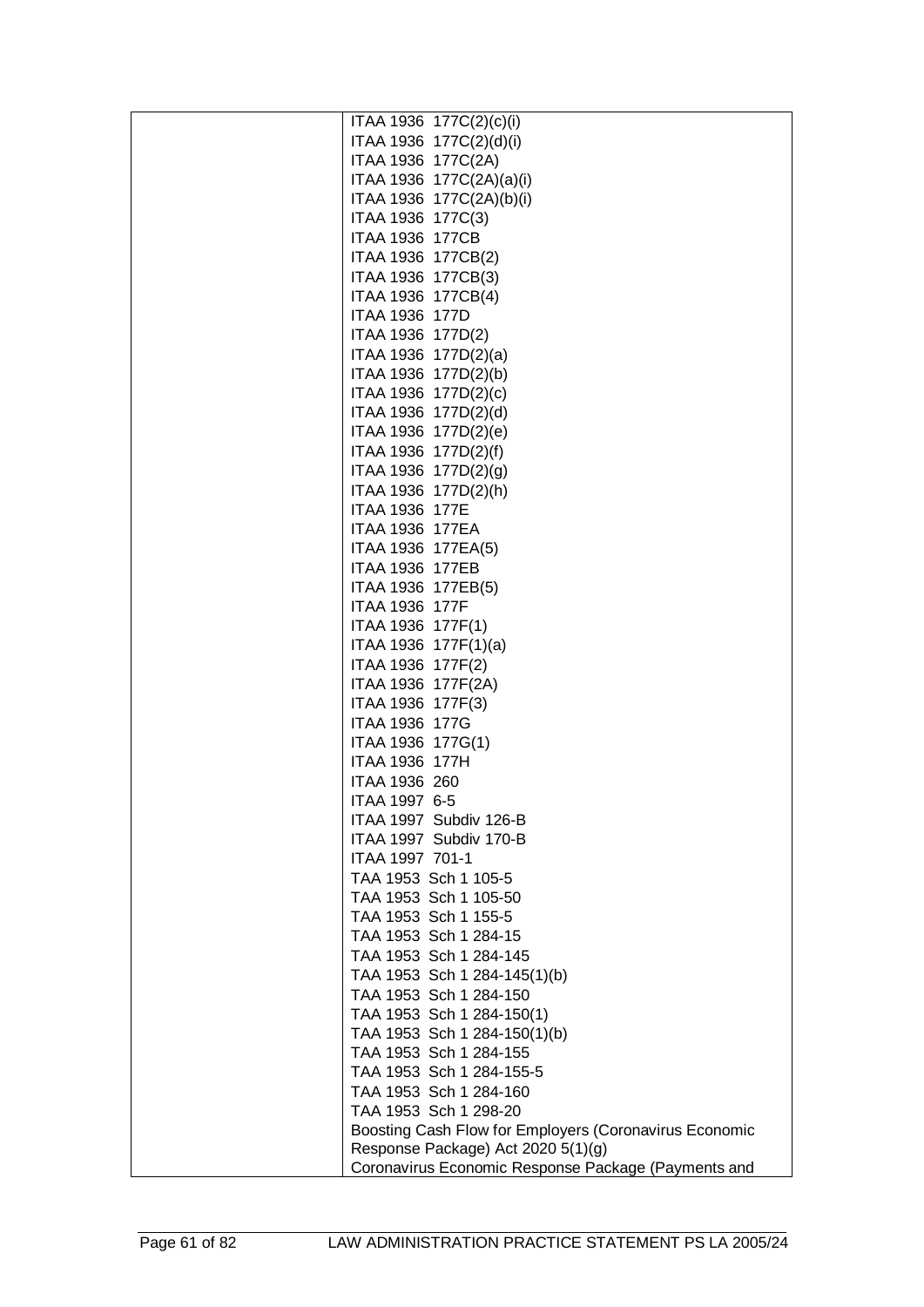| | |
|---|---|
| | ITAA 1936 177C(2)(c)(i)<br>ITAA 1936 177C(2)(d)(i)<br>ITAA 1936 177C(2A)<br>ITAA 1936 177C(2A)(a)(i)<br>ITAA 1936 177C(2A)(b)(i)<br>ITAA 1936 177C(3)<br>ITAA 1936 177CB<br>ITAA 1936 177CB(2)<br>ITAA 1936 177CB(3)<br>ITAA 1936 177CB(4)<br>ITAA 1936 177D<br>ITAA 1936 177D(2)<br>ITAA 1936 177D(2)(a)<br>ITAA 1936 177D(2)(b)<br>ITAA 1936 177D(2)(c)<br>ITAA 1936 177D(2)(d)<br>ITAA 1936 177D(2)(e)<br>ITAA 1936 177D(2)(f)<br>ITAA 1936 177D(2)(g)<br>ITAA 1936 177D(2)(h)<br>ITAA 1936 177E<br>ITAA 1936 177EA<br>ITAA 1936 177EA(5)<br>ITAA 1936 177EB<br>ITAA 1936 177EB(5)<br>ITAA 1936 177F<br>ITAA 1936 177F(1)<br>ITAA 1936 177F(1)(a)<br>ITAA 1936 177F(2)<br>ITAA 1936 177F(2A)<br>ITAA 1936 177F(3)<br>ITAA 1936 177G<br>ITAA 1936 177G(1)<br>ITAA 1936 177H<br>ITAA 1936 260<br>ITAA 1997 6-5<br>ITAA 1997 Subdiv 126-B<br>ITAA 1997 Subdiv 170-B<br>ITAA 1997 701-1<br>TAA 1953 Sch 1 105-5<br>TAA 1953 Sch 1 105-50<br>TAA 1953 Sch 1 155-5<br>TAA 1953 Sch 1 284-15<br>TAA 1953 Sch 1 284-145<br>TAA 1953 Sch 1 284-145(1)(b)<br>TAA 1953 Sch 1 284-150<br>TAA 1953 Sch 1 284-150(1)<br>TAA 1953 Sch 1 284-150(1)(b)<br>TAA 1953 Sch 1 284-155<br>TAA 1953 Sch 1 284-155-5<br>TAA 1953 Sch 1 284-160<br>TAA 1953 Sch 1 298-20<br>Boosting Cash Flow for Employers (Coronavirus Economic Response Package) Act 2020 5(1)(g)<br>Coronavirus Economic Response Package (Payments and |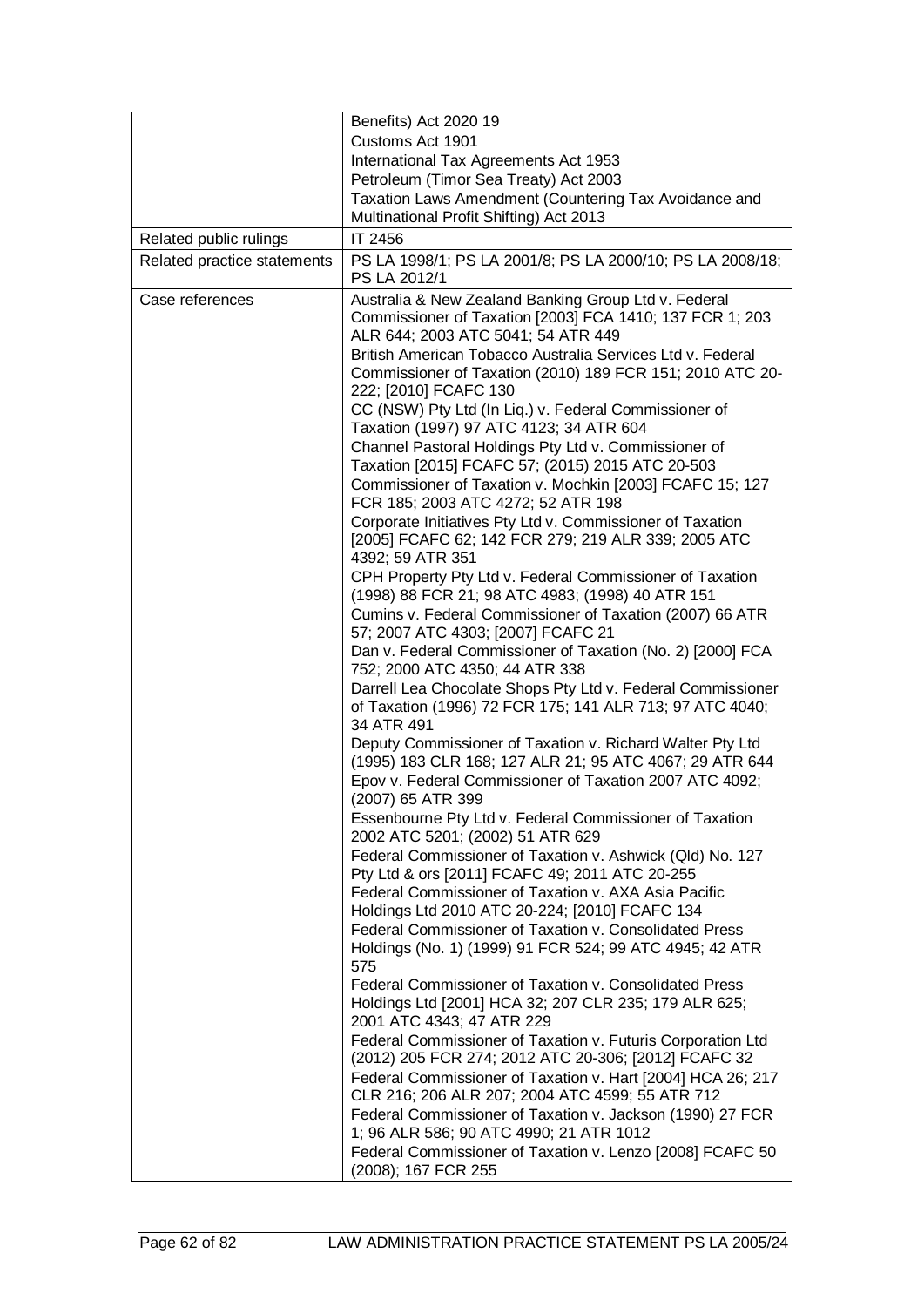| | |
|---|---|
| | Benefits) Act 2020 19<br>Customs Act 1901<br>International Tax Agreements Act 1953<br>Petroleum (Timor Sea Treaty) Act 2003<br>Taxation Laws Amendment (Countering Tax Avoidance and Multinational Profit Shifting) Act 2013 |
| Related public rulings | IT 2456 |
| Related practice statements | PS LA 1998/1; PS LA 2001/8; PS LA 2000/10; PS LA 2008/18; PS LA 2012/1 |
| Case references | Australia & New Zealand Banking Group Ltd v. Federal Commissioner of Taxation [2003] FCA 1410; 137 FCR 1; 203 ALR 644; 2003 ATC 5041; 54 ATR 449<br>British American Tobacco Australia Services Ltd v. Federal Commissioner of Taxation (2010) 189 FCR 151; 2010 ATC 20-222; [2010] FCAFC 130<br>CC (NSW) Pty Ltd (In Liq.) v. Federal Commissioner of Taxation (1997) 97 ATC 4123; 34 ATR 604<br>Channel Pastoral Holdings Pty Ltd v. Commissioner of Taxation [2015] FCAFC 57; (2015) 2015 ATC 20-503<br>Commissioner of Taxation v. Mochkin [2003] FCAFC 15; 127 FCR 185; 2003 ATC 4272; 52 ATR 198<br>Corporate Initiatives Pty Ltd v. Commissioner of Taxation [2005] FCAFC 62; 142 FCR 279; 219 ALR 339; 2005 ATC 4392; 59 ATR 351<br>CPH Property Pty Ltd v. Federal Commissioner of Taxation (1998) 88 FCR 21; 98 ATC 4983; (1998) 40 ATR 151<br>Cumins v. Federal Commissioner of Taxation (2007) 66 ATR 57; 2007 ATC 4303; [2007] FCAFC 21<br>Dan v. Federal Commissioner of Taxation (No. 2) [2000] FCA 752; 2000 ATC 4350; 44 ATR 338<br>Darrell Lea Chocolate Shops Pty Ltd v. Federal Commissioner of Taxation (1996) 72 FCR 175; 141 ALR 713; 97 ATC 4040; 34 ATR 491<br>Deputy Commissioner of Taxation v. Richard Walter Pty Ltd (1995) 183 CLR 168; 127 ALR 21; 95 ATC 4067; 29 ATR 644<br>Epov v. Federal Commissioner of Taxation 2007 ATC 4092; (2007) 65 ATR 399<br>Essenbourne Pty Ltd v. Federal Commissioner of Taxation 2002 ATC 5201; (2002) 51 ATR 629<br>Federal Commissioner of Taxation v. Ashwick (Qld) No. 127 Pty Ltd & ors [2011] FCAFC 49; 2011 ATC 20-255<br>Federal Commissioner of Taxation v. AXA Asia Pacific Holdings Ltd 2010 ATC 20-224; [2010] FCAFC 134<br>Federal Commissioner of Taxation v. Consolidated Press Holdings (No. 1) (1999) 91 FCR 524; 99 ATC 4945; 42 ATR 575<br>Federal Commissioner of Taxation v. Consolidated Press Holdings Ltd [2001] HCA 32; 207 CLR 235; 179 ALR 625; 2001 ATC 4343; 47 ATR 229<br>Federal Commissioner of Taxation v. Futuris Corporation Ltd (2012) 205 FCR 274; 2012 ATC 20-306; [2012] FCAFC 32<br>Federal Commissioner of Taxation v. Hart [2004] HCA 26; 217 CLR 216; 206 ALR 207; 2004 ATC 4599; 55 ATR 712<br>Federal Commissioner of Taxation v. Jackson (1990) 27 FCR 1; 96 ALR 586; 90 ATC 4990; 21 ATR 1012<br>Federal Commissioner of Taxation v. Lenzo [2008] FCAFC 50 (2008); 167 FCR 255 |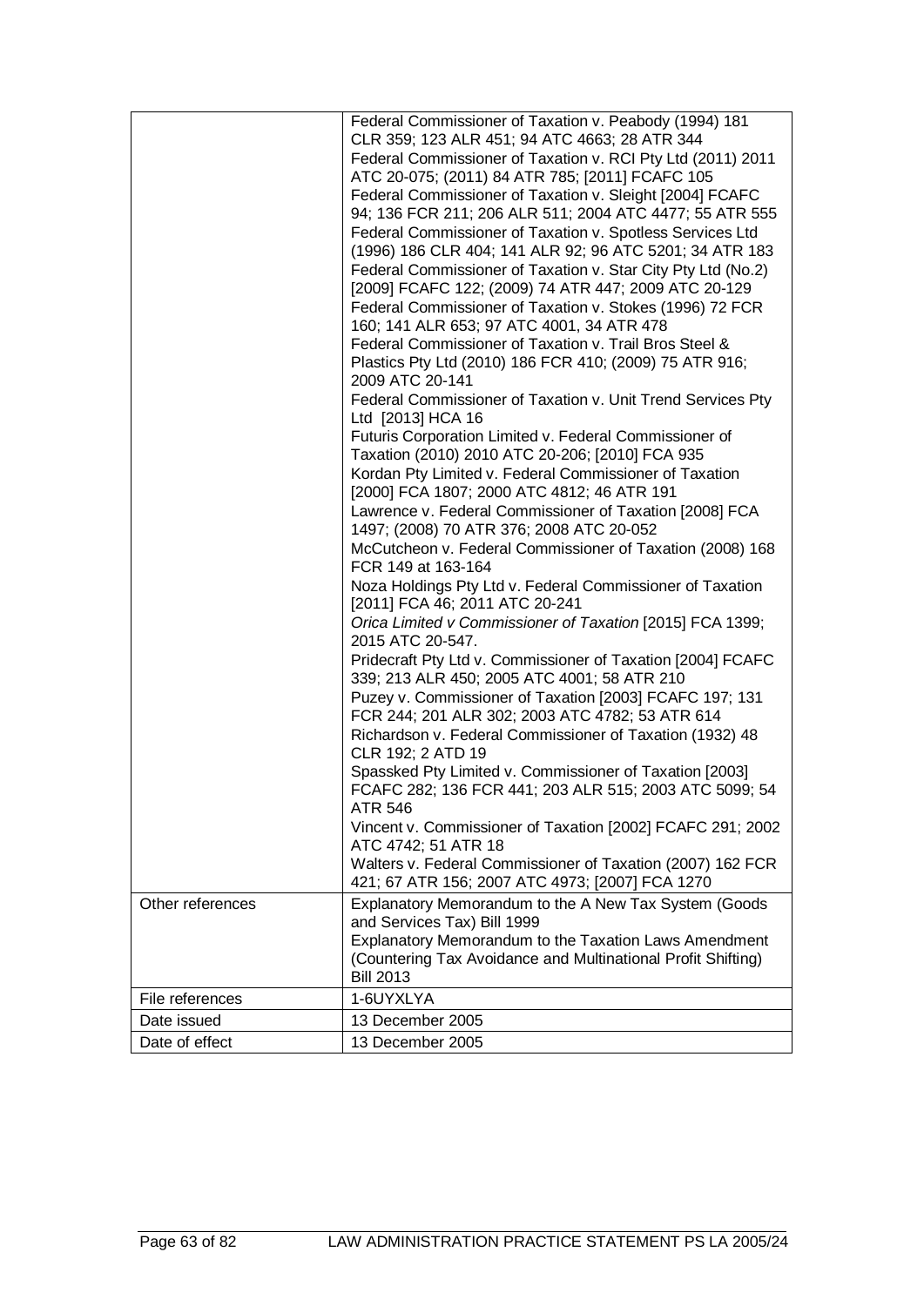| | |
|---|---|
| | Federal Commissioner of Taxation v. Peabody (1994) 181 CLR 359; 123 ALR 451; 94 ATC 4663; 28 ATR 344<br>Federal Commissioner of Taxation v. RCI Pty Ltd (2011) 2011 ATC 20-075; (2011) 84 ATR 785; [2011] FCAFC 105<br>Federal Commissioner of Taxation v. Sleight [2004] FCAFC 94; 136 FCR 211; 206 ALR 511; 2004 ATC 4477; 55 ATR 555<br>Federal Commissioner of Taxation v. Spotless Services Ltd (1996) 186 CLR 404; 141 ALR 92; 96 ATC 5201; 34 ATR 183<br>Federal Commissioner of Taxation v. Star City Pty Ltd (No.2) [2009] FCAFC 122; (2009) 74 ATR 447; 2009 ATC 20-129<br>Federal Commissioner of Taxation v. Stokes (1996) 72 FCR 160; 141 ALR 653; 97 ATC 4001, 34 ATR 478<br>Federal Commissioner of Taxation v. Trail Bros Steel & Plastics Pty Ltd (2010) 186 FCR 410; (2009) 75 ATR 916; 2009 ATC 20-141<br>Federal Commissioner of Taxation v. Unit Trend Services Pty Ltd [2013] HCA 16<br>Futuris Corporation Limited v. Federal Commissioner of Taxation (2010) 2010 ATC 20-206; [2010] FCA 935<br>Kordan Pty Limited v. Federal Commissioner of Taxation [2000] FCA 1807; 2000 ATC 4812; 46 ATR 191<br>Lawrence v. Federal Commissioner of Taxation [2008] FCA 1497; (2008) 70 ATR 376; 2008 ATC 20-052<br>McCutcheon v. Federal Commissioner of Taxation (2008) 168 FCR 149 at 163-164<br>Noza Holdings Pty Ltd v. Federal Commissioner of Taxation [2011] FCA 46; 2011 ATC 20-241<br>*Orica Limited v Commissioner of Taxation* [2015] FCA 1399; 2015 ATC 20-547.<br>Pridecraft Pty Ltd v. Commissioner of Taxation [2004] FCAFC 339; 213 ALR 450; 2005 ATC 4001; 58 ATR 210<br>Puzey v. Commissioner of Taxation [2003] FCAFC 197; 131 FCR 244; 201 ALR 302; 2003 ATC 4782; 53 ATR 614<br>Richardson v. Federal Commissioner of Taxation (1932) 48 CLR 192; 2 ATD 19<br>Spassked Pty Limited v. Commissioner of Taxation [2003] FCAFC 282; 136 FCR 441; 203 ALR 515; 2003 ATC 5099; 54 ATR 546<br>Vincent v. Commissioner of Taxation [2002] FCAFC 291; 2002 ATC 4742; 51 ATR 18<br>Walters v. Federal Commissioner of Taxation (2007) 162 FCR 421; 67 ATR 156; 2007 ATC 4973; [2007] FCA 1270 |
| Other references | Explanatory Memorandum to the A New Tax System (Goods and Services Tax) Bill 1999<br>Explanatory Memorandum to the Taxation Laws Amendment (Countering Tax Avoidance and Multinational Profit Shifting) Bill 2013 |
| File references | 1-6UYXLYA |
| Date issued | 13 December 2005 |
| Date of effect | 13 December 2005 |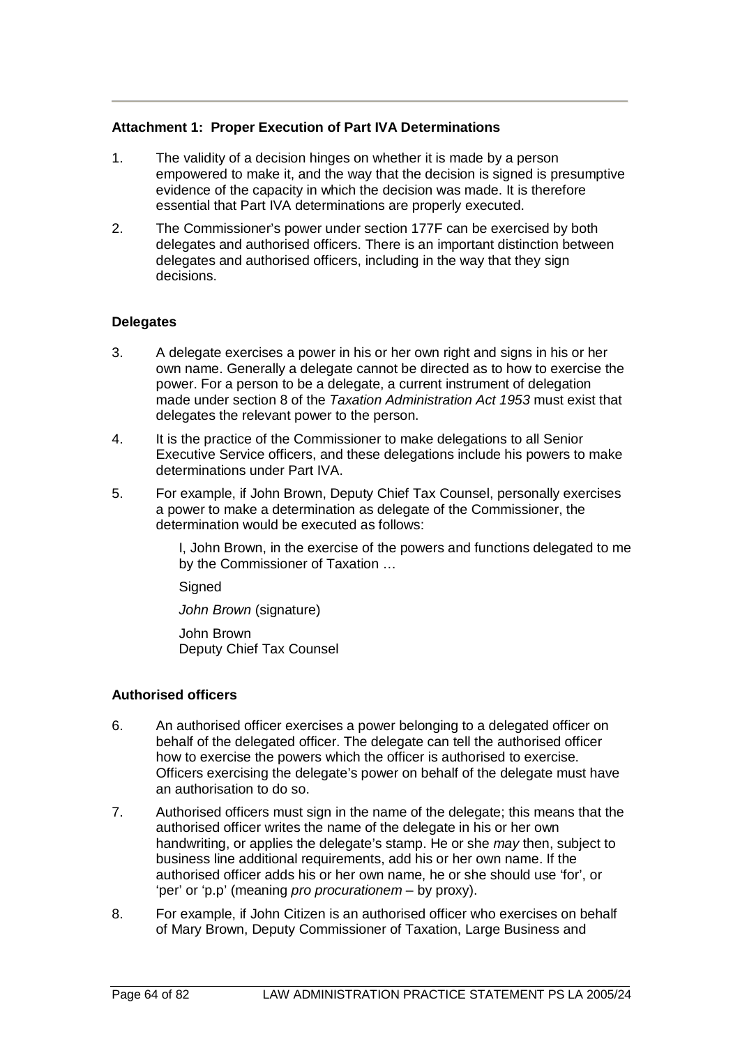### Attachment 1: Proper Execution of Part IVA Determinations

1. The validity of a decision hinges on whether it is made by a person empowered to make it, and the way that the decision is signed is presumptive evidence of the capacity in which the decision was made. It is therefore essential that Part IVA determinations are properly executed.

2. The Commissioner's power under section 177F can be exercised by both delegates and authorised officers. There is an important distinction between delegates and authorised officers, including in the way that they sign decisions.

#### Delegates

3. A delegate exercises a power in his or her own right and signs in his or her own name. Generally a delegate cannot be directed as to how to exercise the power. For a person to be a delegate, a current instrument of delegation made under section 8 of the *Taxation Administration Act 1953* must exist that delegates the relevant power to the person.

4. It is the practice of the Commissioner to make delegations to all Senior Executive Service officers, and these delegations include his powers to make determinations under Part IVA.

5. For example, if John Brown, Deputy Chief Tax Counsel, personally exercises a power to make a determination as delegate of the Commissioner, the determination would be executed as follows:

   I, John Brown, in the exercise of the powers and functions delegated to me by the Commissioner of Taxation …

   Signed

   *John Brown* (signature)

   John Brown
   Deputy Chief Tax Counsel

#### Authorised officers

6. An authorised officer exercises a power belonging to a delegated officer on behalf of the delegated officer. The delegate can tell the authorised officer how to exercise the powers which the officer is authorised to exercise. Officers exercising the delegate's power on behalf of the delegate must have an authorisation to do so.

7. Authorised officers must sign in the name of the delegate; this means that the authorised officer writes the name of the delegate in his or her own handwriting, or applies the delegate's stamp. He or she *may* then, subject to business line additional requirements, add his or her own name. If the authorised officer adds his or her own name, he or she should use 'for', or 'per' or 'p.p' (meaning *pro procurationem* – by proxy).

8. For example, if John Citizen is an authorised officer who exercises on behalf of Mary Brown, Deputy Commissioner of Taxation, Large Business and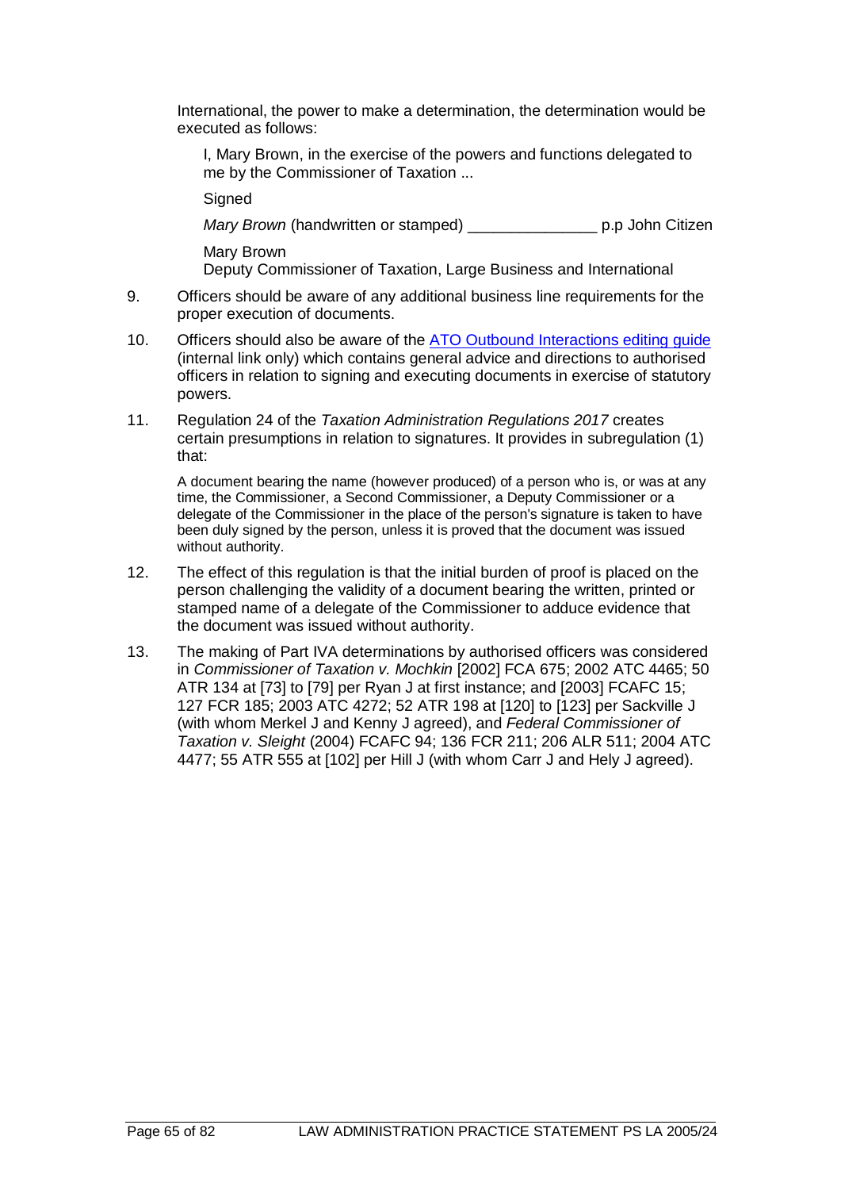International, the power to make a determination, the determination would be executed as follows:

> I, Mary Brown, in the exercise of the powers and functions delegated to me by the Commissioner of Taxation ...
>
> Signed
>
> *Mary Brown* (handwritten or stamped) _______________ p.p John Citizen
>
> Mary Brown
> Deputy Commissioner of Taxation, Large Business and International

9. Officers should be aware of any additional business line requirements for the proper execution of documents.

10. Officers should also be aware of the [ATO Outbound Interactions editing guide](#) (internal link only) which contains general advice and directions to authorised officers in relation to signing and executing documents in exercise of statutory powers.

11. Regulation 24 of the *Taxation Administration Regulations 2017* creates certain presumptions in relation to signatures. It provides in subregulation (1) that:

> A document bearing the name (however produced) of a person who is, or was at any time, the Commissioner, a Second Commissioner, a Deputy Commissioner or a delegate of the Commissioner in the place of the person's signature is taken to have been duly signed by the person, unless it is proved that the document was issued without authority.

12. The effect of this regulation is that the initial burden of proof is placed on the person challenging the validity of a document bearing the written, printed or stamped name of a delegate of the Commissioner to adduce evidence that the document was issued without authority.

13. The making of Part IVA determinations by authorised officers was considered in *Commissioner of Taxation v. Mochkin* [2002] FCA 675; 2002 ATC 4465; 50 ATR 134 at [73] to [79] per Ryan J at first instance; and [2003] FCAFC 15; 127 FCR 185; 2003 ATC 4272; 52 ATR 198 at [120] to [123] per Sackville J (with whom Merkel J and Kenny J agreed), and *Federal Commissioner of Taxation v. Sleight* (2004) FCAFC 94; 136 FCR 211; 206 ALR 511; 2004 ATC 4477; 55 ATR 555 at [102] per Hill J (with whom Carr J and Hely J agreed).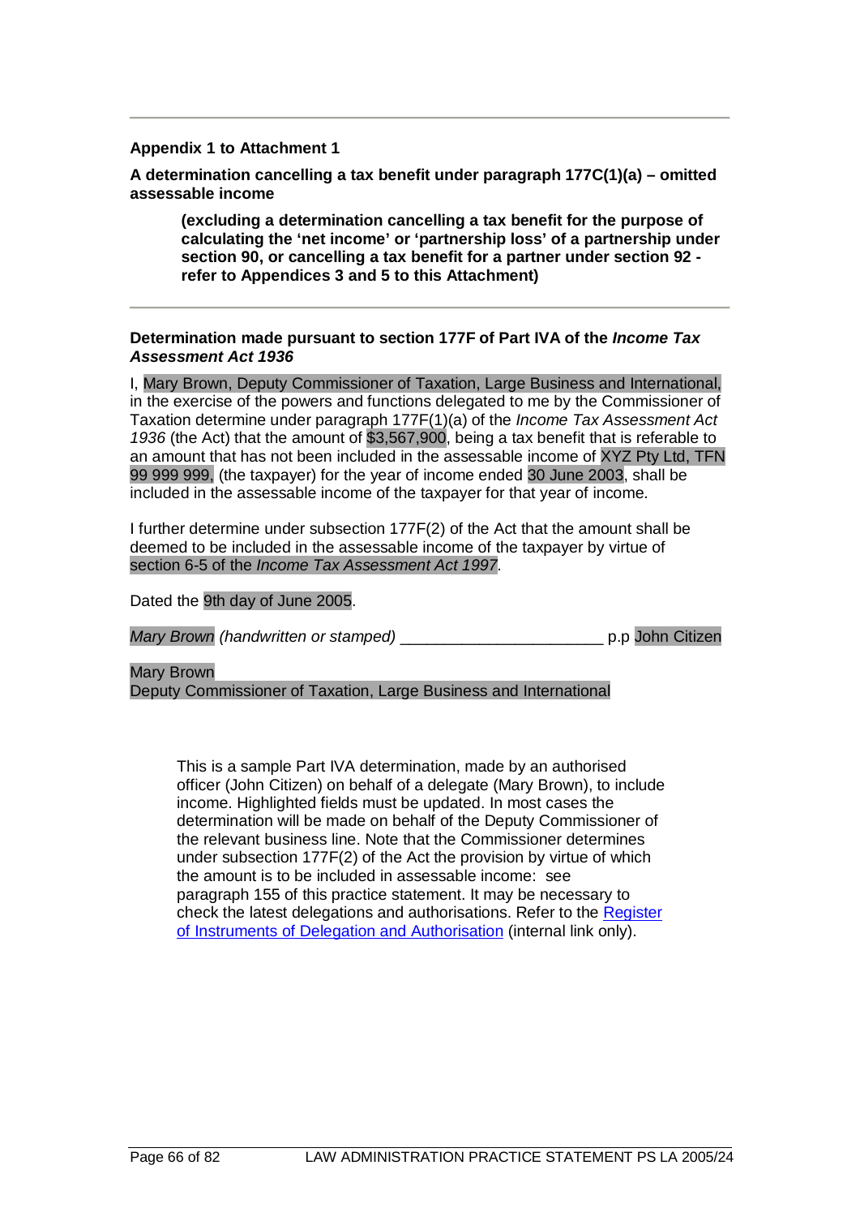**Appendix 1 to Attachment 1**

**A determination cancelling a tax benefit under paragraph 177C(1)(a) – omitted assessable income**

> **(excluding a determination cancelling a tax benefit for the purpose of calculating the 'net income' or 'partnership loss' of a partnership under section 90, or cancelling a tax benefit for a partner under section 92 - refer to Appendices 3 and 5 to this Attachment)**

**Determination made pursuant to section 177F of Part IVA of the *Income Tax Assessment Act 1936***

I, Mary Brown, Deputy Commissioner of Taxation, Large Business and International, in the exercise of the powers and functions delegated to me by the Commissioner of Taxation determine under paragraph 177F(1)(a) of the *Income Tax Assessment Act 1936* (the Act) that the amount of $3,567,900, being a tax benefit that is referable to an amount that has not been included in the assessable income of XYZ Pty Ltd, TFN 99 999 999, (the taxpayer) for the year of income ended 30 June 2003, shall be included in the assessable income of the taxpayer for that year of income.

I further determine under subsection 177F(2) of the Act that the amount shall be deemed to be included in the assessable income of the taxpayer by virtue of section 6-5 of the *Income Tax Assessment Act 1997*.

Dated the 9th day of June 2005.

*Mary Brown (handwritten or stamped)* ______________________ p.p John Citizen

Mary Brown
Deputy Commissioner of Taxation, Large Business and International

> This is a sample Part IVA determination, made by an authorised officer (John Citizen) on behalf of a delegate (Mary Brown), to include income. Highlighted fields must be updated. In most cases the determination will be made on behalf of the Deputy Commissioner of the relevant business line. Note that the Commissioner determines under subsection 177F(2) of the Act the provision by virtue of which the amount is to be included in assessable income: see paragraph 155 of this practice statement. It may be necessary to check the latest delegations and authorisations. Refer to the Register of Instruments of Delegation and Authorisation (internal link only).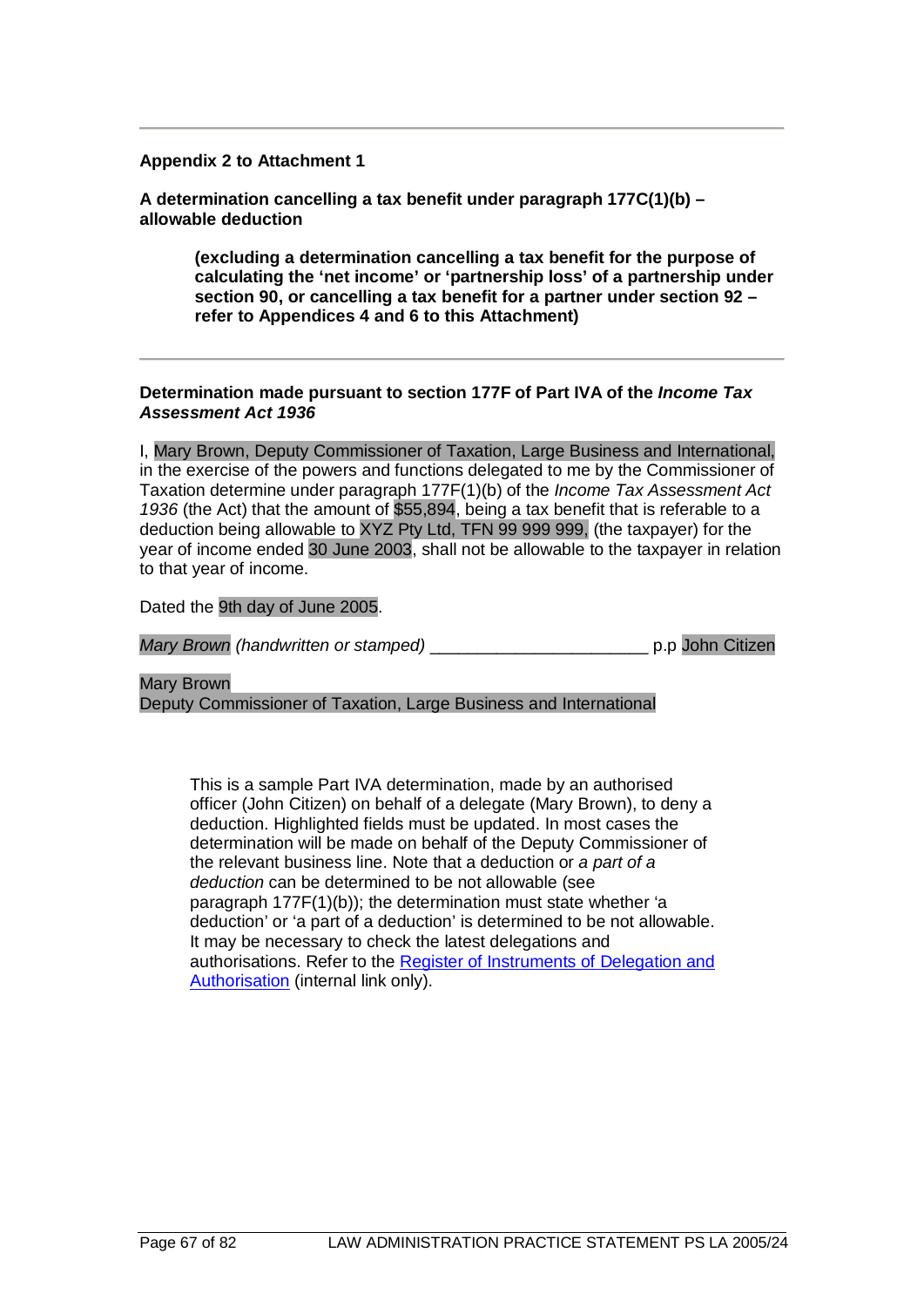**Appendix 2 to Attachment 1**

**A determination cancelling a tax benefit under paragraph 177C(1)(b) – allowable deduction**

> **(excluding a determination cancelling a tax benefit for the purpose of calculating the 'net income' or 'partnership loss' of a partnership under section 90, or cancelling a tax benefit for a partner under section 92 – refer to Appendices 4 and 6 to this Attachment)**

---

**Determination made pursuant to section 177F of Part IVA of the *Income Tax Assessment Act 1936***

I, Mary Brown, Deputy Commissioner of Taxation, Large Business and International, in the exercise of the powers and functions delegated to me by the Commissioner of Taxation determine under paragraph 177F(1)(b) of the *Income Tax Assessment Act 1936* (the Act) that the amount of $55,894, being a tax benefit that is referable to a deduction being allowable to XYZ Pty Ltd, TFN 99 999 999, (the taxpayer) for the year of income ended 30 June 2003, shall not be allowable to the taxpayer in relation to that year of income.

Dated the 9th day of June 2005.

*Mary Brown (handwritten or stamped)* ______________________ p.p John Citizen

Mary Brown
Deputy Commissioner of Taxation, Large Business and International

> This is a sample Part IVA determination, made by an authorised officer (John Citizen) on behalf of a delegate (Mary Brown), to deny a deduction. Highlighted fields must be updated. In most cases the determination will be made on behalf of the Deputy Commissioner of the relevant business line. Note that a deduction or *a part of a deduction* can be determined to be not allowable (see paragraph 177F(1)(b)); the determination must state whether 'a deduction' or 'a part of a deduction' is determined to be not allowable. It may be necessary to check the latest delegations and authorisations. Refer to the Register of Instruments of Delegation and Authorisation (internal link only).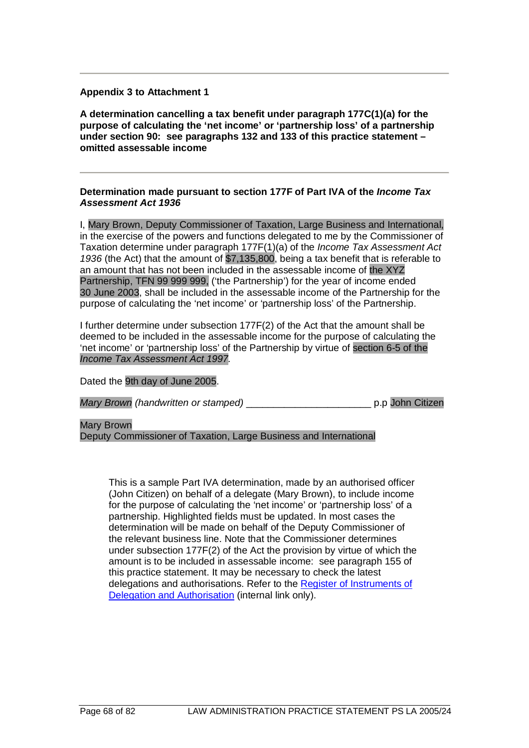**Appendix 3 to Attachment 1**

**A determination cancelling a tax benefit under paragraph 177C(1)(a) for the purpose of calculating the 'net income' or 'partnership loss' of a partnership under section 90: see paragraphs 132 and 133 of this practice statement – omitted assessable income**

**Determination made pursuant to section 177F of Part IVA of the *Income Tax Assessment Act 1936***

I, Mary Brown, Deputy Commissioner of Taxation, Large Business and International, in the exercise of the powers and functions delegated to me by the Commissioner of Taxation determine under paragraph 177F(1)(a) of the *Income Tax Assessment Act 1936* (the Act) that the amount of $7,135,800, being a tax benefit that is referable to an amount that has not been included in the assessable income of the XYZ Partnership, TFN 99 999 999, ('the Partnership') for the year of income ended 30 June 2003, shall be included in the assessable income of the Partnership for the purpose of calculating the 'net income' or 'partnership loss' of the Partnership.

I further determine under subsection 177F(2) of the Act that the amount shall be deemed to be included in the assessable income for the purpose of calculating the 'net income' or 'partnership loss' of the Partnership by virtue of section 6-5 of the *Income Tax Assessment Act 1997*.

Dated the 9th day of June 2005.

*Mary Brown* *(handwritten or stamped)* ______________________ p.p John Citizen

Mary Brown
Deputy Commissioner of Taxation, Large Business and International

> This is a sample Part IVA determination, made by an authorised officer (John Citizen) on behalf of a delegate (Mary Brown), to include income for the purpose of calculating the 'net income' or 'partnership loss' of a partnership. Highlighted fields must be updated. In most cases the determination will be made on behalf of the Deputy Commissioner of the relevant business line. Note that the Commissioner determines under subsection 177F(2) of the Act the provision by virtue of which the amount is to be included in assessable income: see paragraph 155 of this practice statement. It may be necessary to check the latest delegations and authorisations. Refer to the [Register of Instruments of Delegation and Authorisation]() (internal link only).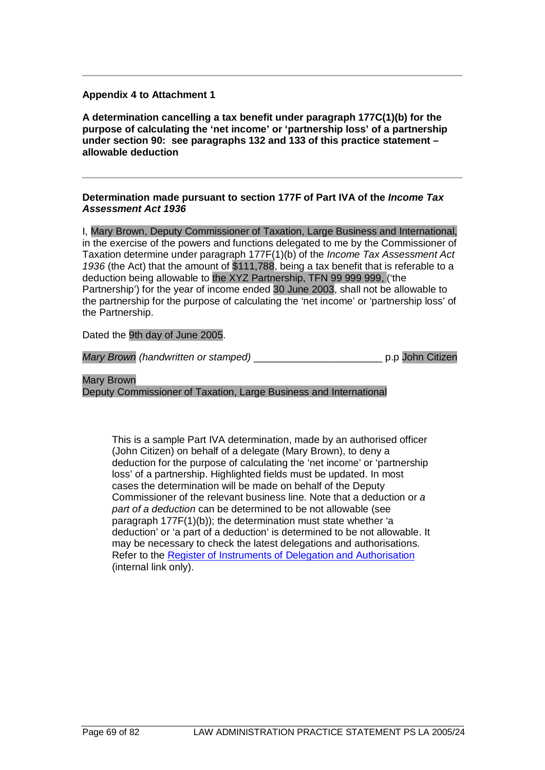**Appendix 4 to Attachment 1**

**A determination cancelling a tax benefit under paragraph 177C(1)(b) for the purpose of calculating the 'net income' or 'partnership loss' of a partnership under section 90: see paragraphs 132 and 133 of this practice statement – allowable deduction**

---

**Determination made pursuant to section 177F of Part IVA of the *Income Tax Assessment Act 1936***

I, Mary Brown, Deputy Commissioner of Taxation, Large Business and International, in the exercise of the powers and functions delegated to me by the Commissioner of Taxation determine under paragraph 177F(1)(b) of the *Income Tax Assessment Act 1936* (the Act) that the amount of $111,788, being a tax benefit that is referable to a deduction being allowable to the XYZ Partnership, TFN 99 999 999, ('the Partnership') for the year of income ended 30 June 2003, shall not be allowable to the partnership for the purpose of calculating the 'net income' or 'partnership loss' of the Partnership.

Dated the 9th day of June 2005.

*Mary Brown (handwritten or stamped)* ______________________ p.p John Citizen

Mary Brown
Deputy Commissioner of Taxation, Large Business and International

> This is a sample Part IVA determination, made by an authorised officer (John Citizen) on behalf of a delegate (Mary Brown), to deny a deduction for the purpose of calculating the 'net income' or 'partnership loss' of a partnership. Highlighted fields must be updated. In most cases the determination will be made on behalf of the Deputy Commissioner of the relevant business line. Note that a deduction or *a part of a deduction* can be determined to be not allowable (see paragraph 177F(1)(b)); the determination must state whether 'a deduction' or 'a part of a deduction' is determined to be not allowable. It may be necessary to check the latest delegations and authorisations. Refer to the Register of Instruments of Delegation and Authorisation (internal link only).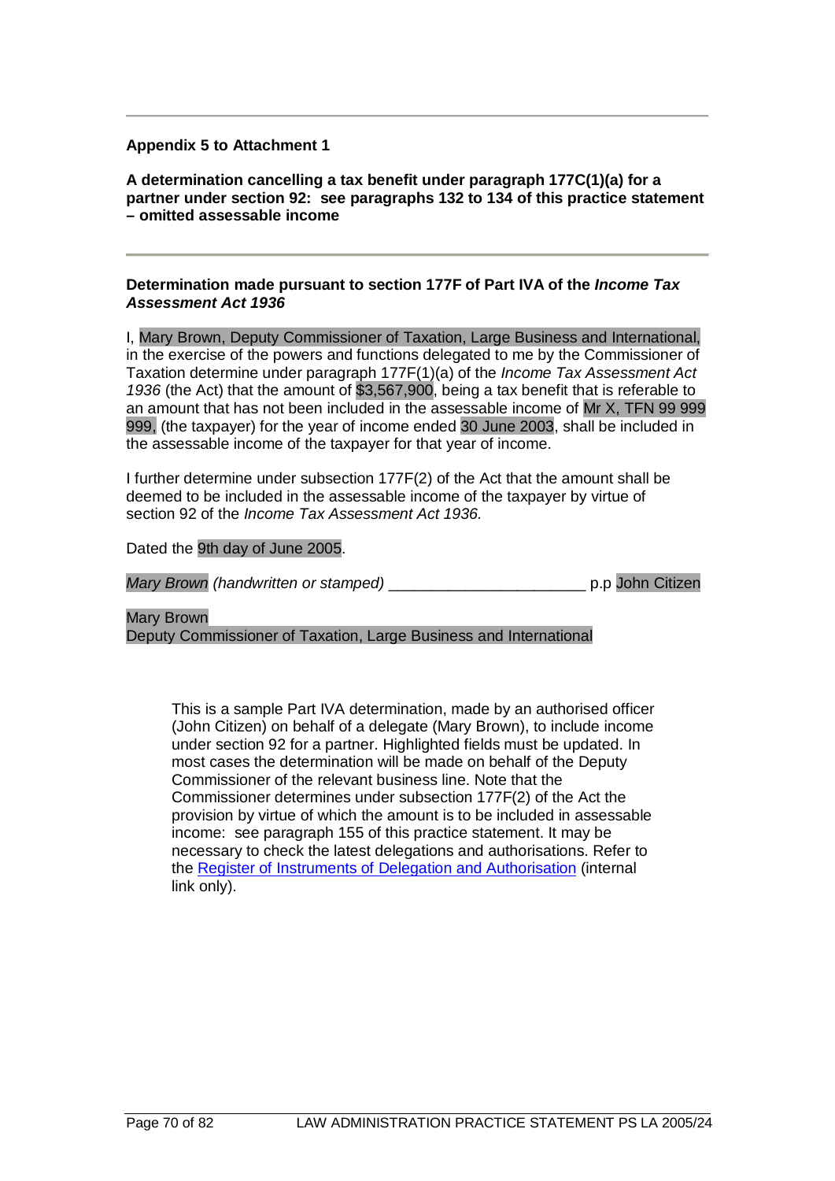**Appendix 5 to Attachment 1**

**A determination cancelling a tax benefit under paragraph 177C(1)(a) for a partner under section 92: see paragraphs 132 to 134 of this practice statement – omitted assessable income**

**Determination made pursuant to section 177F of Part IVA of the *Income Tax Assessment Act 1936***

I, Mary Brown, Deputy Commissioner of Taxation, Large Business and International, in the exercise of the powers and functions delegated to me by the Commissioner of Taxation determine under paragraph 177F(1)(a) of the *Income Tax Assessment Act 1936* (the Act) that the amount of $3,567,900, being a tax benefit that is referable to an amount that has not been included in the assessable income of Mr X, TFN 99 999 999, (the taxpayer) for the year of income ended 30 June 2003, shall be included in the assessable income of the taxpayer for that year of income.

I further determine under subsection 177F(2) of the Act that the amount shall be deemed to be included in the assessable income of the taxpayer by virtue of section 92 of the *Income Tax Assessment Act 1936*.

Dated the 9th day of June 2005.

*Mary Brown (handwritten or stamped)* ______________________ p.p John Citizen

Mary Brown
Deputy Commissioner of Taxation, Large Business and International

> This is a sample Part IVA determination, made by an authorised officer (John Citizen) on behalf of a delegate (Mary Brown), to include income under section 92 for a partner. Highlighted fields must be updated. In most cases the determination will be made on behalf of the Deputy Commissioner of the relevant business line. Note that the Commissioner determines under subsection 177F(2) of the Act the provision by virtue of which the amount is to be included in assessable income: see paragraph 155 of this practice statement. It may be necessary to check the latest delegations and authorisations. Refer to the Register of Instruments of Delegation and Authorisation (internal link only).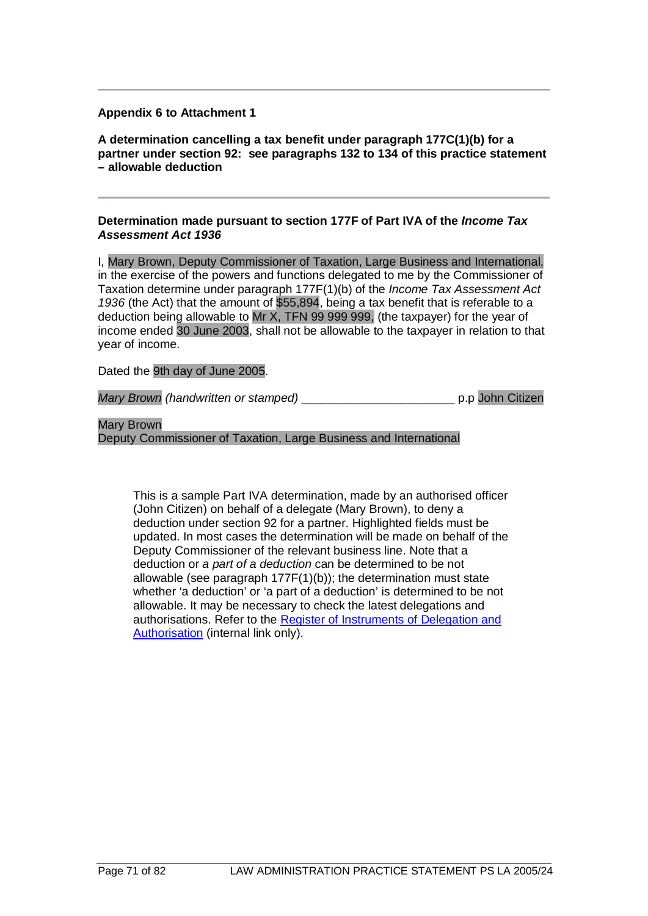**Appendix 6 to Attachment 1**

**A determination cancelling a tax benefit under paragraph 177C(1)(b) for a partner under section 92: see paragraphs 132 to 134 of this practice statement – allowable deduction**

**Determination made pursuant to section 177F of Part IVA of the *Income Tax Assessment Act 1936***

I, Mary Brown, Deputy Commissioner of Taxation, Large Business and International, in the exercise of the powers and functions delegated to me by the Commissioner of Taxation determine under paragraph 177F(1)(b) of the *Income Tax Assessment Act 1936* (the Act) that the amount of $55,894, being a tax benefit that is referable to a deduction being allowable to Mr X, TFN 99 999 999, (the taxpayer) for the year of income ended 30 June 2003, shall not be allowable to the taxpayer in relation to that year of income.

Dated the 9th day of June 2005.

*Mary Brown (handwritten or stamped)* ______________________ p.p John Citizen

Mary Brown
Deputy Commissioner of Taxation, Large Business and International

This is a sample Part IVA determination, made by an authorised officer (John Citizen) on behalf of a delegate (Mary Brown), to deny a deduction under section 92 for a partner. Highlighted fields must be updated. In most cases the determination will be made on behalf of the Deputy Commissioner of the relevant business line. Note that a deduction or *a part of a deduction* can be determined to be not allowable (see paragraph 177F(1)(b)); the determination must state whether 'a deduction' or 'a part of a deduction' is determined to be not allowable. It may be necessary to check the latest delegations and authorisations. Refer to the Register of Instruments of Delegation and Authorisation (internal link only).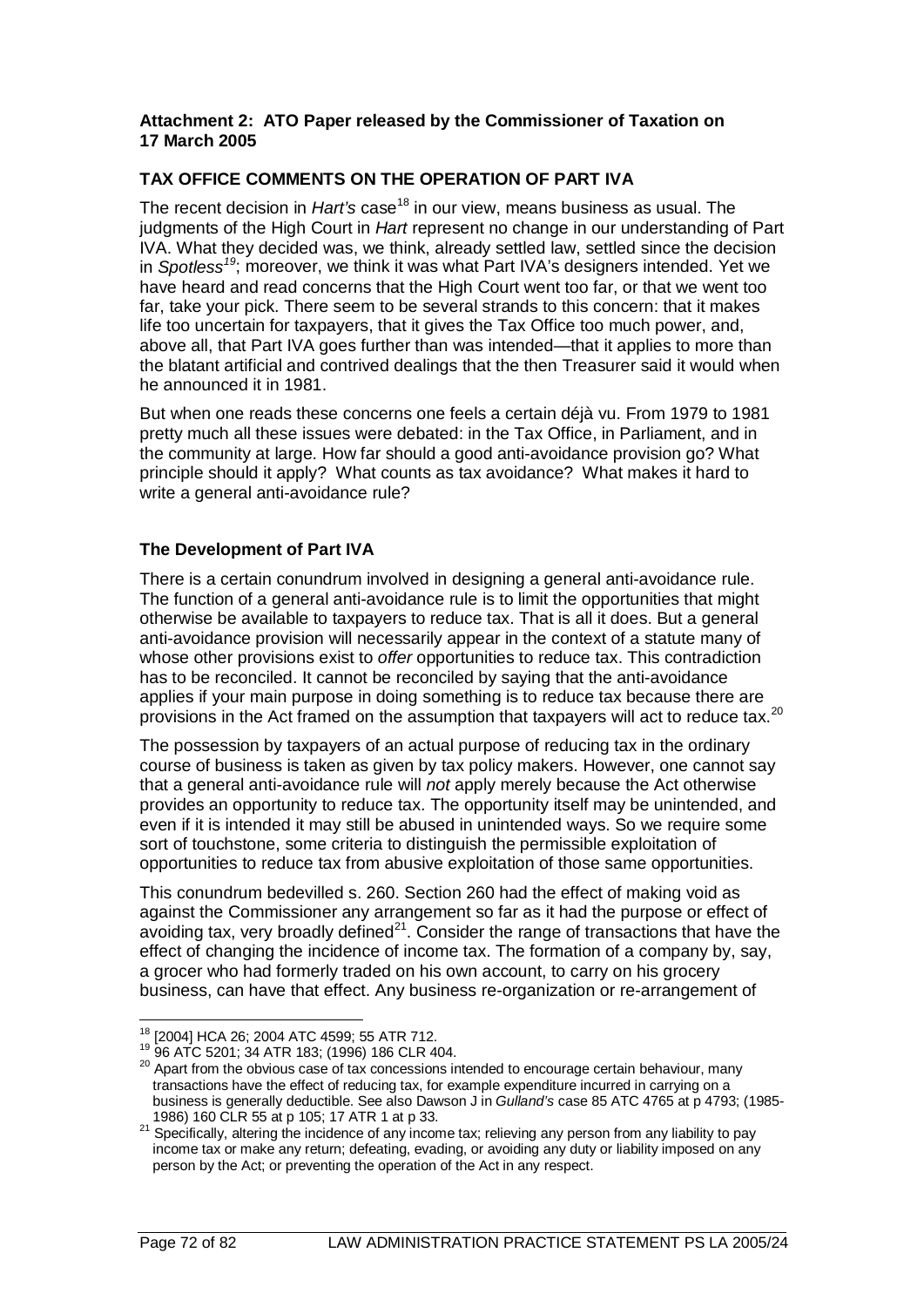**Attachment 2: ATO Paper released by the Commissioner of Taxation on 17 March 2005**

**TAX OFFICE COMMENTS ON THE OPERATION OF PART IVA**

The recent decision in *Hart's* case[18] in our view, means business as usual. The judgments of the High Court in *Hart* represent no change in our understanding of Part IVA. What they decided was, we think, already settled law, settled since the decision in *Spotless*[19]; moreover, we think it was what Part IVA's designers intended. Yet we have heard and read concerns that the High Court went too far, or that we went too far, take your pick. There seem to be several strands to this concern: that it makes life too uncertain for taxpayers, that it gives the Tax Office too much power, and, above all, that Part IVA goes further than was intended—that it applies to more than the blatant artificial and contrived dealings that the then Treasurer said it would when he announced it in 1981.

But when one reads these concerns one feels a certain déjà vu. From 1979 to 1981 pretty much all these issues were debated: in the Tax Office, in Parliament, and in the community at large. How far should a good anti-avoidance provision go? What principle should it apply? What counts as tax avoidance? What makes it hard to write a general anti-avoidance rule?

**The Development of Part IVA**

There is a certain conundrum involved in designing a general anti-avoidance rule. The function of a general anti-avoidance rule is to limit the opportunities that might otherwise be available to taxpayers to reduce tax. That is all it does. But a general anti-avoidance provision will necessarily appear in the context of a statute many of whose other provisions exist to *offer* opportunities to reduce tax. This contradiction has to be reconciled. It cannot be reconciled by saying that the anti-avoidance applies if your main purpose in doing something is to reduce tax because there are provisions in the Act framed on the assumption that taxpayers will act to reduce tax.[20]

The possession by taxpayers of an actual purpose of reducing tax in the ordinary course of business is taken as given by tax policy makers. However, one cannot say that a general anti-avoidance rule will *not* apply merely because the Act otherwise provides an opportunity to reduce tax. The opportunity itself may be unintended, and even if it is intended it may still be abused in unintended ways. So we require some sort of touchstone, some criteria to distinguish the permissible exploitation of opportunities to reduce tax from abusive exploitation of those same opportunities.

This conundrum bedevilled s. 260. Section 260 had the effect of making void as against the Commissioner any arrangement so far as it had the purpose or effect of avoiding tax, very broadly defined[21]. Consider the range of transactions that have the effect of changing the incidence of income tax. The formation of a company by, say, a grocer who had formerly traded on his own account, to carry on his grocery business, can have that effect. Any business re-organization or re-arrangement of

---

[18] [2004] HCA 26; 2004 ATC 4599; 55 ATR 712.

[19] 96 ATC 5201; 34 ATR 183; (1996) 186 CLR 404.

[20] Apart from the obvious case of tax concessions intended to encourage certain behaviour, many transactions have the effect of reducing tax, for example expenditure incurred in carrying on a business is generally deductible. See also Dawson J in *Gulland's* case 85 ATC 4765 at p 4793; (1985-1986) 160 CLR 55 at p 105; 17 ATR 1 at p 33.

[21] Specifically, altering the incidence of any income tax; relieving any person from any liability to pay income tax or make any return; defeating, evading, or avoiding any duty or liability imposed on any person by the Act; or preventing the operation of the Act in any respect.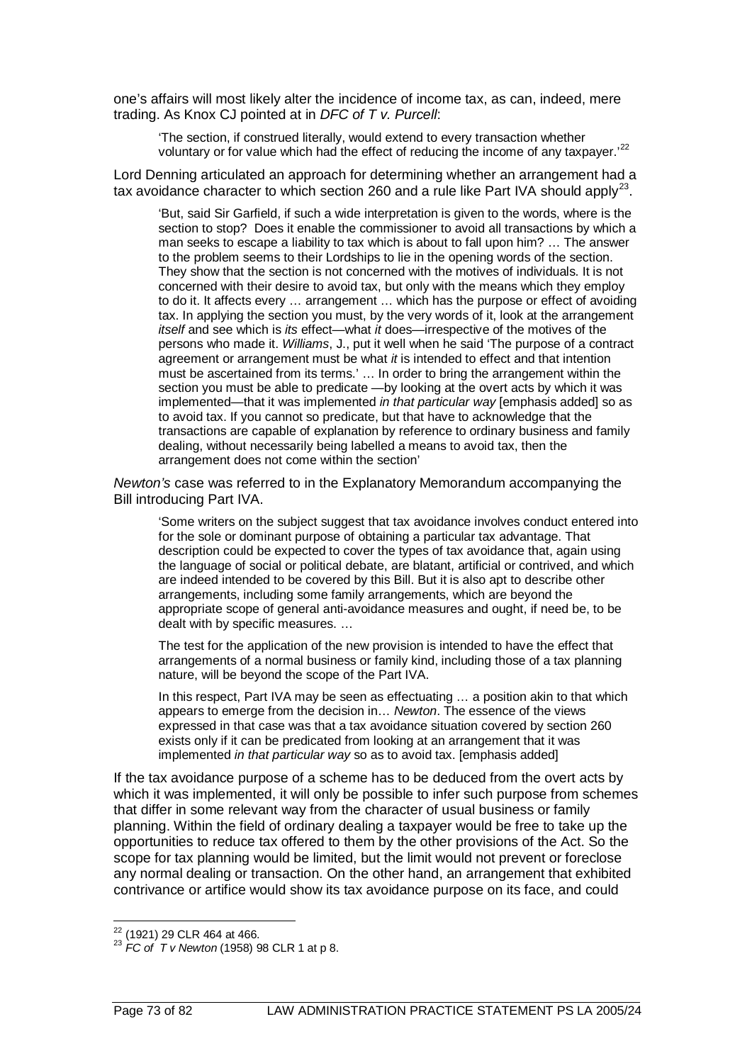one's affairs will most likely alter the incidence of income tax, as can, indeed, mere trading. As Knox CJ pointed at in *DFC of T v. Purcell*:

> 'The section, if construed literally, would extend to every transaction whether voluntary or for value which had the effect of reducing the income of any taxpayer.'[22]

Lord Denning articulated an approach for determining whether an arrangement had a tax avoidance character to which section 260 and a rule like Part IVA should apply[23].

> 'But, said Sir Garfield, if such a wide interpretation is given to the words, where is the section to stop? Does it enable the commissioner to avoid all transactions by which a man seeks to escape a liability to tax which is about to fall upon him? … The answer to the problem seems to their Lordships to lie in the opening words of the section. They show that the section is not concerned with the motives of individuals. It is not concerned with their desire to avoid tax, but only with the means which they employ to do it. It affects every … arrangement … which has the purpose or effect of avoiding tax. In applying the section you must, by the very words of it, look at the arrangement *itself* and see which is *its* effect—what *it* does—irrespective of the motives of the persons who made it. *Williams*, J., put it well when he said 'The purpose of a contract agreement or arrangement must be what *it* is intended to effect and that intention must be ascertained from its terms.' … In order to bring the arrangement within the section you must be able to predicate —by looking at the overt acts by which it was implemented—that it was implemented *in that particular way* [emphasis added] so as to avoid tax. If you cannot so predicate, but that have to acknowledge that the transactions are capable of explanation by reference to ordinary business and family dealing, without necessarily being labelled a means to avoid tax, then the arrangement does not come within the section'

*Newton's* case was referred to in the Explanatory Memorandum accompanying the Bill introducing Part IVA.

> 'Some writers on the subject suggest that tax avoidance involves conduct entered into for the sole or dominant purpose of obtaining a particular tax advantage. That description could be expected to cover the types of tax avoidance that, again using the language of social or political debate, are blatant, artificial or contrived, and which are indeed intended to be covered by this Bill. But it is also apt to describe other arrangements, including some family arrangements, which are beyond the appropriate scope of general anti-avoidance measures and ought, if need be, to be dealt with by specific measures. …
>
> The test for the application of the new provision is intended to have the effect that arrangements of a normal business or family kind, including those of a tax planning nature, will be beyond the scope of the Part IVA.
>
> In this respect, Part IVA may be seen as effectuating … a position akin to that which appears to emerge from the decision in… *Newton*. The essence of the views expressed in that case was that a tax avoidance situation covered by section 260 exists only if it can be predicated from looking at an arrangement that it was implemented *in that particular way* so as to avoid tax. [emphasis added]

If the tax avoidance purpose of a scheme has to be deduced from the overt acts by which it was implemented, it will only be possible to infer such purpose from schemes that differ in some relevant way from the character of usual business or family planning. Within the field of ordinary dealing a taxpayer would be free to take up the opportunities to reduce tax offered to them by the other provisions of the Act. So the scope for tax planning would be limited, but the limit would not prevent or foreclose any normal dealing or transaction. On the other hand, an arrangement that exhibited contrivance or artifice would show its tax avoidance purpose on its face, and could

---

[22] (1921) 29 CLR 464 at 466.

[23] *FC of T v Newton* (1958) 98 CLR 1 at p 8.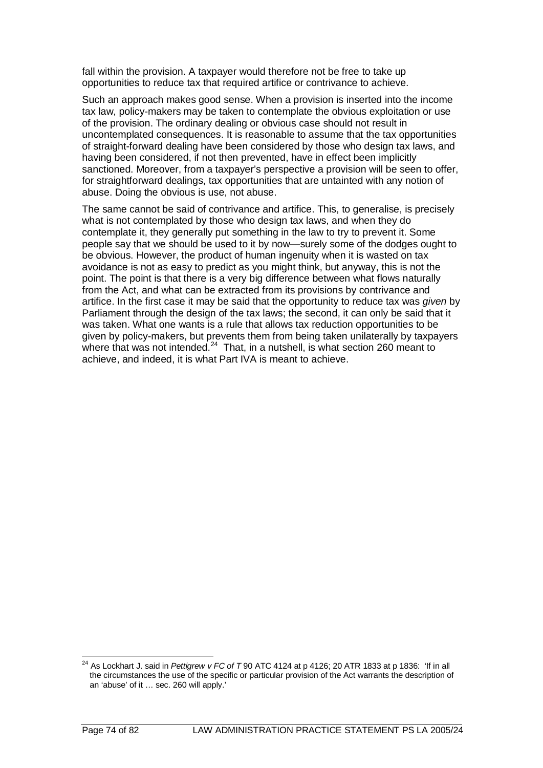fall within the provision. A taxpayer would therefore not be free to take up opportunities to reduce tax that required artifice or contrivance to achieve.

Such an approach makes good sense. When a provision is inserted into the income tax law, policy-makers may be taken to contemplate the obvious exploitation or use of the provision. The ordinary dealing or obvious case should not result in uncontemplated consequences. It is reasonable to assume that the tax opportunities of straight-forward dealing have been considered by those who design tax laws, and having been considered, if not then prevented, have in effect been implicitly sanctioned. Moreover, from a taxpayer's perspective a provision will be seen to offer, for straightforward dealings, tax opportunities that are untainted with any notion of abuse. Doing the obvious is use, not abuse.

The same cannot be said of contrivance and artifice. This, to generalise, is precisely what is not contemplated by those who design tax laws, and when they do contemplate it, they generally put something in the law to try to prevent it. Some people say that we should be used to it by now—surely some of the dodges ought to be obvious. However, the product of human ingenuity when it is wasted on tax avoidance is not as easy to predict as you might think, but anyway, this is not the point. The point is that there is a very big difference between what flows naturally from the Act, and what can be extracted from its provisions by contrivance and artifice. In the first case it may be said that the opportunity to reduce tax was *given* by Parliament through the design of the tax laws; the second, it can only be said that it was taken. What one wants is a rule that allows tax reduction opportunities to be given by policy-makers, but prevents them from being taken unilaterally by taxpayers where that was not intended.[24] That, in a nutshell, is what section 260 meant to achieve, and indeed, it is what Part IVA is meant to achieve.

---

[24] As Lockhart J. said in *Pettigrew v FC of T* 90 ATC 4124 at p 4126; 20 ATR 1833 at p 1836: 'If in all the circumstances the use of the specific or particular provision of the Act warrants the description of an 'abuse' of it … sec. 260 will apply.'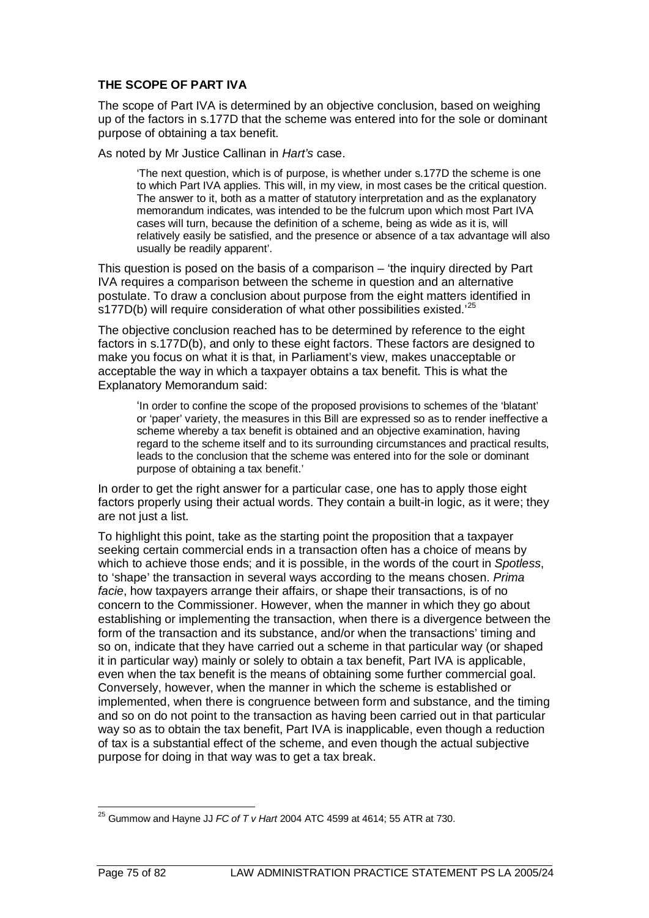### THE SCOPE OF PART IVA

The scope of Part IVA is determined by an objective conclusion, based on weighing up of the factors in s.177D that the scheme was entered into for the sole or dominant purpose of obtaining a tax benefit.

As noted by Mr Justice Callinan in *Hart's* case.

> 'The next question, which is of purpose, is whether under s.177D the scheme is one to which Part IVA applies. This will, in my view, in most cases be the critical question. The answer to it, both as a matter of statutory interpretation and as the explanatory memorandum indicates, was intended to be the fulcrum upon which most Part IVA cases will turn, because the definition of a scheme, being as wide as it is, will relatively easily be satisfied, and the presence or absence of a tax advantage will also usually be readily apparent'.

This question is posed on the basis of a comparison – 'the inquiry directed by Part IVA requires a comparison between the scheme in question and an alternative postulate. To draw a conclusion about purpose from the eight matters identified in s177D(b) will require consideration of what other possibilities existed.'[25]

The objective conclusion reached has to be determined by reference to the eight factors in s.177D(b), and only to these eight factors. These factors are designed to make you focus on what it is that, in Parliament's view, makes unacceptable or acceptable the way in which a taxpayer obtains a tax benefit. This is what the Explanatory Memorandum said:

> 'In order to confine the scope of the proposed provisions to schemes of the 'blatant' or 'paper' variety, the measures in this Bill are expressed so as to render ineffective a scheme whereby a tax benefit is obtained and an objective examination, having regard to the scheme itself and to its surrounding circumstances and practical results, leads to the conclusion that the scheme was entered into for the sole or dominant purpose of obtaining a tax benefit.'

In order to get the right answer for a particular case, one has to apply those eight factors properly using their actual words. They contain a built-in logic, as it were; they are not just a list.

To highlight this point, take as the starting point the proposition that a taxpayer seeking certain commercial ends in a transaction often has a choice of means by which to achieve those ends; and it is possible, in the words of the court in *Spotless*, to 'shape' the transaction in several ways according to the means chosen. *Prima facie*, how taxpayers arrange their affairs, or shape their transactions, is of no concern to the Commissioner. However, when the manner in which they go about establishing or implementing the transaction, when there is a divergence between the form of the transaction and its substance, and/or when the transactions' timing and so on, indicate that they have carried out a scheme in that particular way (or shaped it in particular way) mainly or solely to obtain a tax benefit, Part IVA is applicable, even when the tax benefit is the means of obtaining some further commercial goal. Conversely, however, when the manner in which the scheme is established or implemented, when there is congruence between form and substance, and the timing and so on do not point to the transaction as having been carried out in that particular way so as to obtain the tax benefit, Part IVA is inapplicable, even though a reduction of tax is a substantial effect of the scheme, and even though the actual subjective purpose for doing in that way was to get a tax break.

---

[25] Gummow and Hayne JJ *FC of T v Hart* 2004 ATC 4599 at 4614; 55 ATR at 730.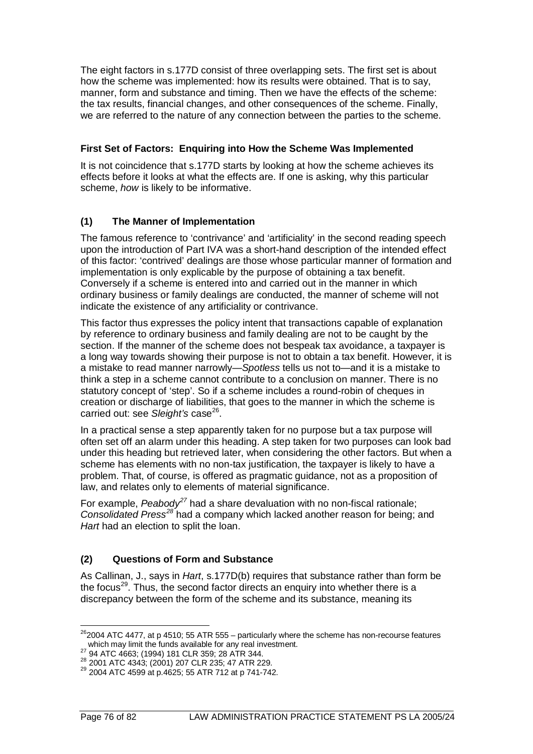The eight factors in s.177D consist of three overlapping sets. The first set is about how the scheme was implemented: how its results were obtained. That is to say, manner, form and substance and timing. Then we have the effects of the scheme: the tax results, financial changes, and other consequences of the scheme. Finally, we are referred to the nature of any connection between the parties to the scheme.

#### First Set of Factors: Enquiring into How the Scheme Was Implemented

It is not coincidence that s.177D starts by looking at how the scheme achieves its effects before it looks at what the effects are. If one is asking, why this particular scheme, *how* is likely to be informative.

#### (1) The Manner of Implementation

The famous reference to 'contrivance' and 'artificiality' in the second reading speech upon the introduction of Part IVA was a short-hand description of the intended effect of this factor: 'contrived' dealings are those whose particular manner of formation and implementation is only explicable by the purpose of obtaining a tax benefit. Conversely if a scheme is entered into and carried out in the manner in which ordinary business or family dealings are conducted, the manner of scheme will not indicate the existence of any artificiality or contrivance.

This factor thus expresses the policy intent that transactions capable of explanation by reference to ordinary business and family dealing are not to be caught by the section. If the manner of the scheme does not bespeak tax avoidance, a taxpayer is a long way towards showing their purpose is not to obtain a tax benefit. However, it is a mistake to read manner narrowly—*Spotless* tells us not to—and it is a mistake to think a step in a scheme cannot contribute to a conclusion on manner. There is no statutory concept of 'step'. So if a scheme includes a round-robin of cheques in creation or discharge of liabilities, that goes to the manner in which the scheme is carried out: see *Sleight's* case[26].

In a practical sense a step apparently taken for no purpose but a tax purpose will often set off an alarm under this heading. A step taken for two purposes can look bad under this heading but retrieved later, when considering the other factors. But when a scheme has elements with no non-tax justification, the taxpayer is likely to have a problem. That, of course, is offered as pragmatic guidance, not as a proposition of law, and relates only to elements of material significance.

For example, *Peabody*[27] had a share devaluation with no non-fiscal rationale; *Consolidated Press*[28] had a company which lacked another reason for being; and *Hart* had an election to split the loan.

#### (2) Questions of Form and Substance

As Callinan, J., says in *Hart*, s.177D(b) requires that substance rather than form be the focus[29]. Thus, the second factor directs an enquiry into whether there is a discrepancy between the form of the scheme and its substance, meaning its

---

[26] 2004 ATC 4477, at p 4510; 55 ATR 555 – particularly where the scheme has non-recourse features which may limit the funds available for any real investment.

[27] 94 ATC 4663; (1994) 181 CLR 359; 28 ATR 344.

[28] 2001 ATC 4343; (2001) 207 CLR 235; 47 ATR 229.

[29] 2004 ATC 4599 at p.4625; 55 ATR 712 at p 741-742.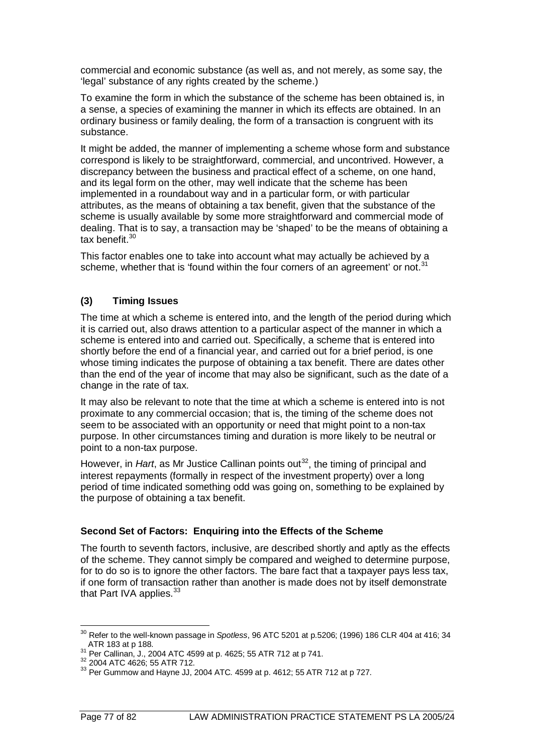commercial and economic substance (as well as, and not merely, as some say, the 'legal' substance of any rights created by the scheme.)

To examine the form in which the substance of the scheme has been obtained is, in a sense, a species of examining the manner in which its effects are obtained. In an ordinary business or family dealing, the form of a transaction is congruent with its substance.

It might be added, the manner of implementing a scheme whose form and substance correspond is likely to be straightforward, commercial, and uncontrived. However, a discrepancy between the business and practical effect of a scheme, on one hand, and its legal form on the other, may well indicate that the scheme has been implemented in a roundabout way and in a particular form, or with particular attributes, as the means of obtaining a tax benefit, given that the substance of the scheme is usually available by some more straightforward and commercial mode of dealing. That is to say, a transaction may be 'shaped' to be the means of obtaining a tax benefit.[30]

This factor enables one to take into account what may actually be achieved by a scheme, whether that is 'found within the four corners of an agreement' or not.[31]

### (3) Timing Issues

The time at which a scheme is entered into, and the length of the period during which it is carried out, also draws attention to a particular aspect of the manner in which a scheme is entered into and carried out. Specifically, a scheme that is entered into shortly before the end of a financial year, and carried out for a brief period, is one whose timing indicates the purpose of obtaining a tax benefit. There are dates other than the end of the year of income that may also be significant, such as the date of a change in the rate of tax.

It may also be relevant to note that the time at which a scheme is entered into is not proximate to any commercial occasion; that is, the timing of the scheme does not seem to be associated with an opportunity or need that might point to a non-tax purpose. In other circumstances timing and duration is more likely to be neutral or point to a non-tax purpose.

However, in *Hart*, as Mr Justice Callinan points out[32], the timing of principal and interest repayments (formally in respect of the investment property) over a long period of time indicated something odd was going on, something to be explained by the purpose of obtaining a tax benefit.

### Second Set of Factors: Enquiring into the Effects of the Scheme

The fourth to seventh factors, inclusive, are described shortly and aptly as the effects of the scheme. They cannot simply be compared and weighed to determine purpose, for to do so is to ignore the other factors. The bare fact that a taxpayer pays less tax, if one form of transaction rather than another is made does not by itself demonstrate that Part IVA applies.[33]

---

[30] Refer to the well-known passage in *Spotless*, 96 ATC 5201 at p.5206; (1996) 186 CLR 404 at 416; 34 ATR 183 at p 188.

[31] Per Callinan, J., 2004 ATC 4599 at p. 4625; 55 ATR 712 at p 741.

[32] 2004 ATC 4626; 55 ATR 712.

[33] Per Gummow and Hayne JJ, 2004 ATC. 4599 at p. 4612; 55 ATR 712 at p 727.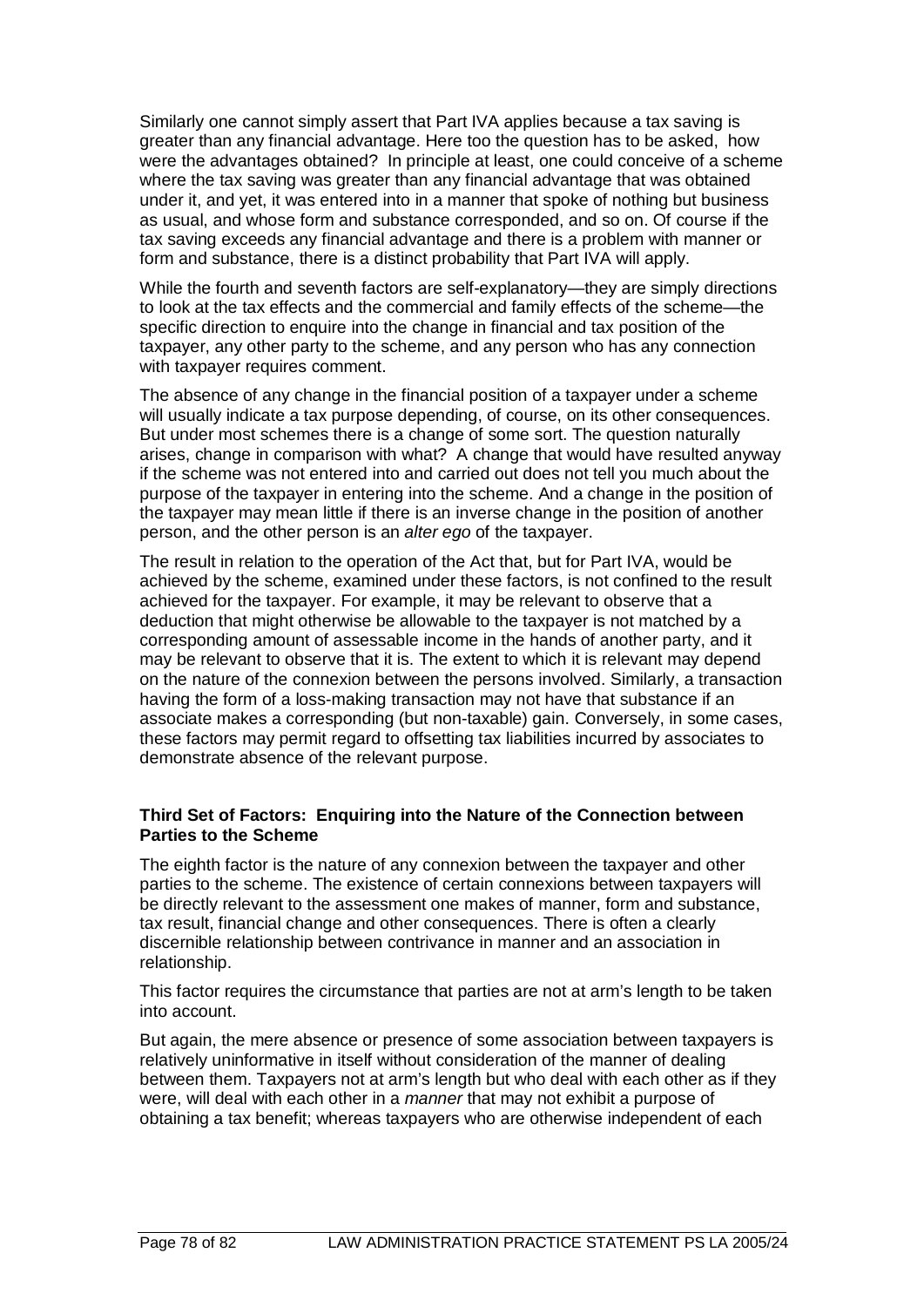Similarly one cannot simply assert that Part IVA applies because a tax saving is greater than any financial advantage. Here too the question has to be asked, how were the advantages obtained? In principle at least, one could conceive of a scheme where the tax saving was greater than any financial advantage that was obtained under it, and yet, it was entered into in a manner that spoke of nothing but business as usual, and whose form and substance corresponded, and so on. Of course if the tax saving exceeds any financial advantage and there is a problem with manner or form and substance, there is a distinct probability that Part IVA will apply.

While the fourth and seventh factors are self-explanatory—they are simply directions to look at the tax effects and the commercial and family effects of the scheme—the specific direction to enquire into the change in financial and tax position of the taxpayer, any other party to the scheme, and any person who has any connection with taxpayer requires comment.

The absence of any change in the financial position of a taxpayer under a scheme will usually indicate a tax purpose depending, of course, on its other consequences. But under most schemes there is a change of some sort. The question naturally arises, change in comparison with what? A change that would have resulted anyway if the scheme was not entered into and carried out does not tell you much about the purpose of the taxpayer in entering into the scheme. And a change in the position of the taxpayer may mean little if there is an inverse change in the position of another person, and the other person is an *alter ego* of the taxpayer.

The result in relation to the operation of the Act that, but for Part IVA, would be achieved by the scheme, examined under these factors, is not confined to the result achieved for the taxpayer. For example, it may be relevant to observe that a deduction that might otherwise be allowable to the taxpayer is not matched by a corresponding amount of assessable income in the hands of another party, and it may be relevant to observe that it is. The extent to which it is relevant may depend on the nature of the connexion between the persons involved. Similarly, a transaction having the form of a loss-making transaction may not have that substance if an associate makes a corresponding (but non-taxable) gain. Conversely, in some cases, these factors may permit regard to offsetting tax liabilities incurred by associates to demonstrate absence of the relevant purpose.

**Third Set of Factors: Enquiring into the Nature of the Connection between Parties to the Scheme**

The eighth factor is the nature of any connexion between the taxpayer and other parties to the scheme. The existence of certain connexions between taxpayers will be directly relevant to the assessment one makes of manner, form and substance, tax result, financial change and other consequences. There is often a clearly discernible relationship between contrivance in manner and an association in relationship.

This factor requires the circumstance that parties are not at arm's length to be taken into account.

But again, the mere absence or presence of some association between taxpayers is relatively uninformative in itself without consideration of the manner of dealing between them. Taxpayers not at arm's length but who deal with each other as if they were, will deal with each other in a *manner* that may not exhibit a purpose of obtaining a tax benefit; whereas taxpayers who are otherwise independent of each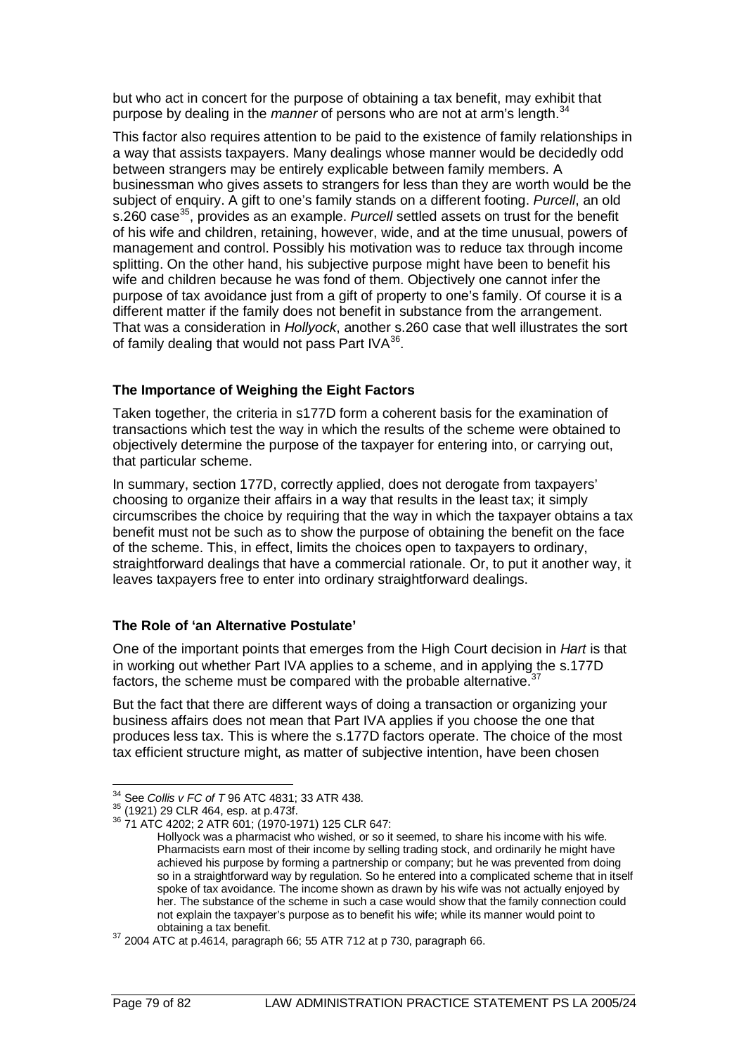but who act in concert for the purpose of obtaining a tax benefit, may exhibit that purpose by dealing in the *manner* of persons who are not at arm's length.[34]

This factor also requires attention to be paid to the existence of family relationships in a way that assists taxpayers. Many dealings whose manner would be decidedly odd between strangers may be entirely explicable between family members. A businessman who gives assets to strangers for less than they are worth would be the subject of enquiry. A gift to one's family stands on a different footing. *Purcell*, an old s.260 case[35], provides as an example. *Purcell* settled assets on trust for the benefit of his wife and children, retaining, however, wide, and at the time unusual, powers of management and control. Possibly his motivation was to reduce tax through income splitting. On the other hand, his subjective purpose might have been to benefit his wife and children because he was fond of them. Objectively one cannot infer the purpose of tax avoidance just from a gift of property to one's family. Of course it is a different matter if the family does not benefit in substance from the arrangement. That was a consideration in *Hollyock*, another s.260 case that well illustrates the sort of family dealing that would not pass Part IVA[36].

### The Importance of Weighing the Eight Factors

Taken together, the criteria in s177D form a coherent basis for the examination of transactions which test the way in which the results of the scheme were obtained to objectively determine the purpose of the taxpayer for entering into, or carrying out, that particular scheme.

In summary, section 177D, correctly applied, does not derogate from taxpayers' choosing to organize their affairs in a way that results in the least tax; it simply circumscribes the choice by requiring that the way in which the taxpayer obtains a tax benefit must not be such as to show the purpose of obtaining the benefit on the face of the scheme. This, in effect, limits the choices open to taxpayers to ordinary, straightforward dealings that have a commercial rationale. Or, to put it another way, it leaves taxpayers free to enter into ordinary straightforward dealings.

### The Role of 'an Alternative Postulate'

One of the important points that emerges from the High Court decision in *Hart* is that in working out whether Part IVA applies to a scheme, and in applying the s.177D factors, the scheme must be compared with the probable alternative.[37]

But the fact that there are different ways of doing a transaction or organizing your business affairs does not mean that Part IVA applies if you choose the one that produces less tax. This is where the s.177D factors operate. The choice of the most tax efficient structure might, as matter of subjective intention, have been chosen

---

[34] See *Collis v FC of T* 96 ATC 4831; 33 ATR 438.

[35] (1921) 29 CLR 464, esp. at p.473f.

[36] 71 ATC 4202; 2 ATR 601; (1970-1971) 125 CLR 647:

Hollyock was a pharmacist who wished, or so it seemed, to share his income with his wife. Pharmacists earn most of their income by selling trading stock, and ordinarily he might have achieved his purpose by forming a partnership or company; but he was prevented from doing so in a straightforward way by regulation. So he entered into a complicated scheme that in itself spoke of tax avoidance. The income shown as drawn by his wife was not actually enjoyed by her. The substance of the scheme in such a case would show that the family connection could not explain the taxpayer's purpose as to benefit his wife; while its manner would point to obtaining a tax benefit.

[37] 2004 ATC at p.4614, paragraph 66; 55 ATR 712 at p 730, paragraph 66.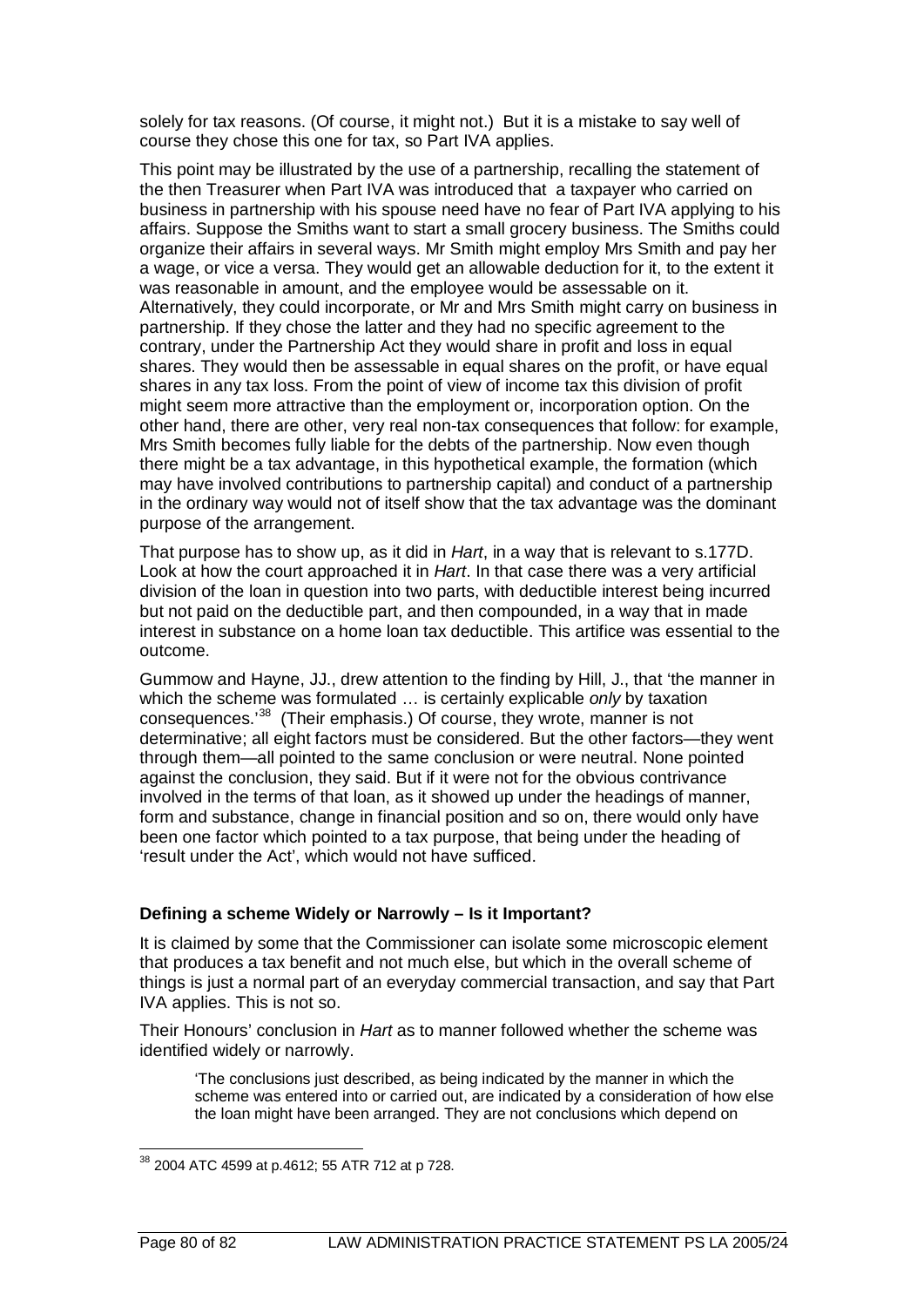solely for tax reasons. (Of course, it might not.) But it is a mistake to say well of course they chose this one for tax, so Part IVA applies.

This point may be illustrated by the use of a partnership, recalling the statement of the then Treasurer when Part IVA was introduced that a taxpayer who carried on business in partnership with his spouse need have no fear of Part IVA applying to his affairs. Suppose the Smiths want to start a small grocery business. The Smiths could organize their affairs in several ways. Mr Smith might employ Mrs Smith and pay her a wage, or vice a versa. They would get an allowable deduction for it, to the extent it was reasonable in amount, and the employee would be assessable on it. Alternatively, they could incorporate, or Mr and Mrs Smith might carry on business in partnership. If they chose the latter and they had no specific agreement to the contrary, under the Partnership Act they would share in profit and loss in equal shares. They would then be assessable in equal shares on the profit, or have equal shares in any tax loss. From the point of view of income tax this division of profit might seem more attractive than the employment or, incorporation option. On the other hand, there are other, very real non-tax consequences that follow: for example, Mrs Smith becomes fully liable for the debts of the partnership. Now even though there might be a tax advantage, in this hypothetical example, the formation (which may have involved contributions to partnership capital) and conduct of a partnership in the ordinary way would not of itself show that the tax advantage was the dominant purpose of the arrangement.

That purpose has to show up, as it did in *Hart*, in a way that is relevant to s.177D. Look at how the court approached it in *Hart*. In that case there was a very artificial division of the loan in question into two parts, with deductible interest being incurred but not paid on the deductible part, and then compounded, in a way that in made interest in substance on a home loan tax deductible. This artifice was essential to the outcome.

Gummow and Hayne, JJ., drew attention to the finding by Hill, J., that 'the manner in which the scheme was formulated … is certainly explicable *only* by taxation consequences.'[38] (Their emphasis.) Of course, they wrote, manner is not determinative; all eight factors must be considered. But the other factors—they went through them—all pointed to the same conclusion or were neutral. None pointed against the conclusion, they said. But if it were not for the obvious contrivance involved in the terms of that loan, as it showed up under the headings of manner, form and substance, change in financial position and so on, there would only have been one factor which pointed to a tax purpose, that being under the heading of 'result under the Act', which would not have sufficed.

### Defining a scheme Widely or Narrowly – Is it Important?

It is claimed by some that the Commissioner can isolate some microscopic element that produces a tax benefit and not much else, but which in the overall scheme of things is just a normal part of an everyday commercial transaction, and say that Part IVA applies. This is not so.

Their Honours' conclusion in *Hart* as to manner followed whether the scheme was identified widely or narrowly.

> 'The conclusions just described, as being indicated by the manner in which the scheme was entered into or carried out, are indicated by a consideration of how else the loan might have been arranged. They are not conclusions which depend on

[38] 2004 ATC 4599 at p.4612; 55 ATR 712 at p 728.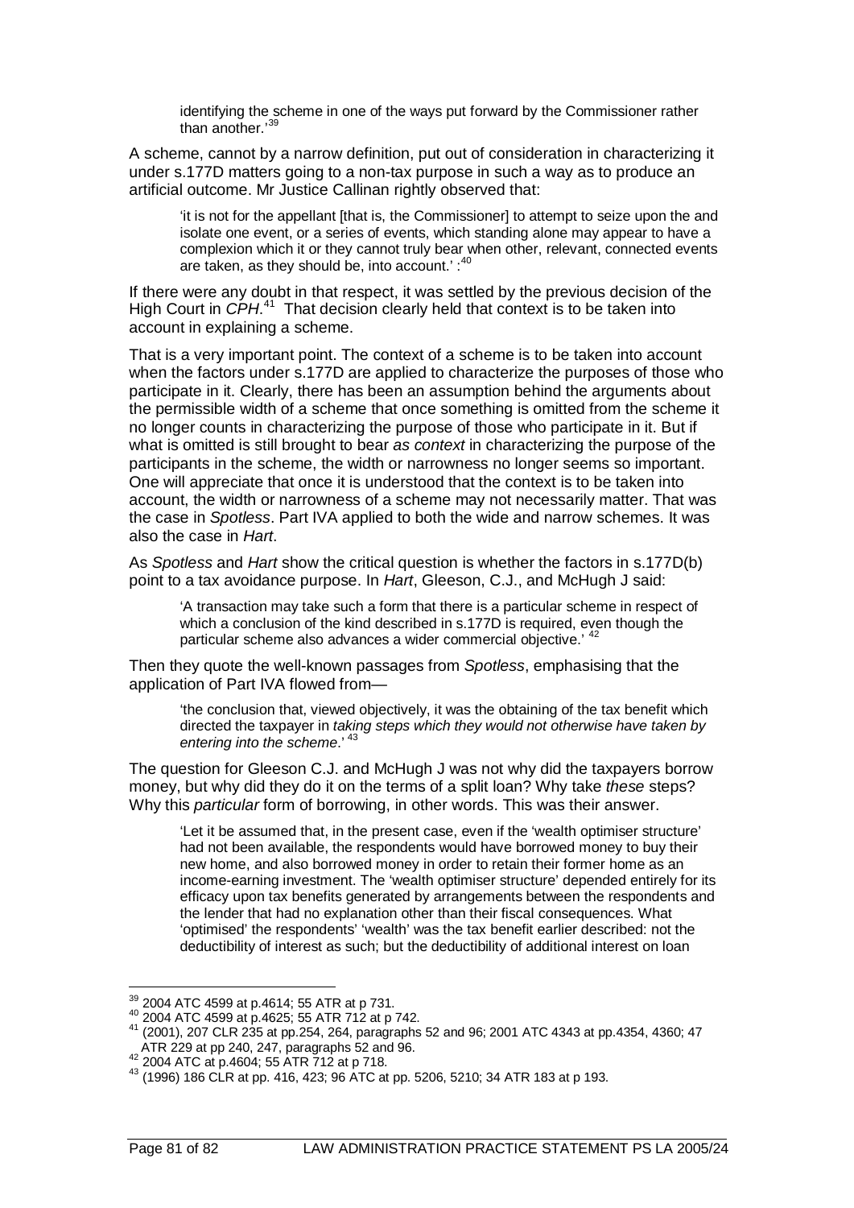> identifying the scheme in one of the ways put forward by the Commissioner rather than another.'[39]

A scheme, cannot by a narrow definition, put out of consideration in characterizing it under s.177D matters going to a non-tax purpose in such a way as to produce an artificial outcome. Mr Justice Callinan rightly observed that:

> 'it is not for the appellant [that is, the Commissioner] to attempt to seize upon the and isolate one event, or a series of events, which standing alone may appear to have a complexion which it or they cannot truly bear when other, relevant, connected events are taken, as they should be, into account.' :[40]

If there were any doubt in that respect, it was settled by the previous decision of the High Court in *CPH*.[41] That decision clearly held that context is to be taken into account in explaining a scheme.

That is a very important point. The context of a scheme is to be taken into account when the factors under s.177D are applied to characterize the purposes of those who participate in it. Clearly, there has been an assumption behind the arguments about the permissible width of a scheme that once something is omitted from the scheme it no longer counts in characterizing the purpose of those who participate in it. But if what is omitted is still brought to bear *as context* in characterizing the purpose of the participants in the scheme, the width or narrowness no longer seems so important. One will appreciate that once it is understood that the context is to be taken into account, the width or narrowness of a scheme may not necessarily matter. That was the case in *Spotless*. Part IVA applied to both the wide and narrow schemes. It was also the case in *Hart*.

As *Spotless* and *Hart* show the critical question is whether the factors in s.177D(b) point to a tax avoidance purpose. In *Hart*, Gleeson, C.J., and McHugh J said:

> 'A transaction may take such a form that there is a particular scheme in respect of which a conclusion of the kind described in s.177D is required, even though the particular scheme also advances a wider commercial objective.' [42]

Then they quote the well-known passages from *Spotless*, emphasising that the application of Part IVA flowed from—

> 'the conclusion that, viewed objectively, it was the obtaining of the tax benefit which directed the taxpayer in *taking steps which they would not otherwise have taken by entering into the scheme*.' [43]

The question for Gleeson C.J. and McHugh J was not why did the taxpayers borrow money, but why did they do it on the terms of a split loan? Why take *these* steps? Why this *particular* form of borrowing, in other words. This was their answer.

> 'Let it be assumed that, in the present case, even if the 'wealth optimiser structure' had not been available, the respondents would have borrowed money to buy their new home, and also borrowed money in order to retain their former home as an income-earning investment. The 'wealth optimiser structure' depended entirely for its efficacy upon tax benefits generated by arrangements between the respondents and the lender that had no explanation other than their fiscal consequences. What 'optimised' the respondents' 'wealth' was the tax benefit earlier described: not the deductibility of interest as such; but the deductibility of additional interest on loan

---

[39] 2004 ATC 4599 at p.4614; 55 ATR at p 731.

[40] 2004 ATC 4599 at p.4625; 55 ATR 712 at p 742.

[41] (2001), 207 CLR 235 at pp.254, 264, paragraphs 52 and 96; 2001 ATC 4343 at pp.4354, 4360; 47 ATR 229 at pp 240, 247, paragraphs 52 and 96.

[42] 2004 ATC at p.4604; 55 ATR 712 at p 718.

[43] (1996) 186 CLR at pp. 416, 423; 96 ATC at pp. 5206, 5210; 34 ATR 183 at p 193.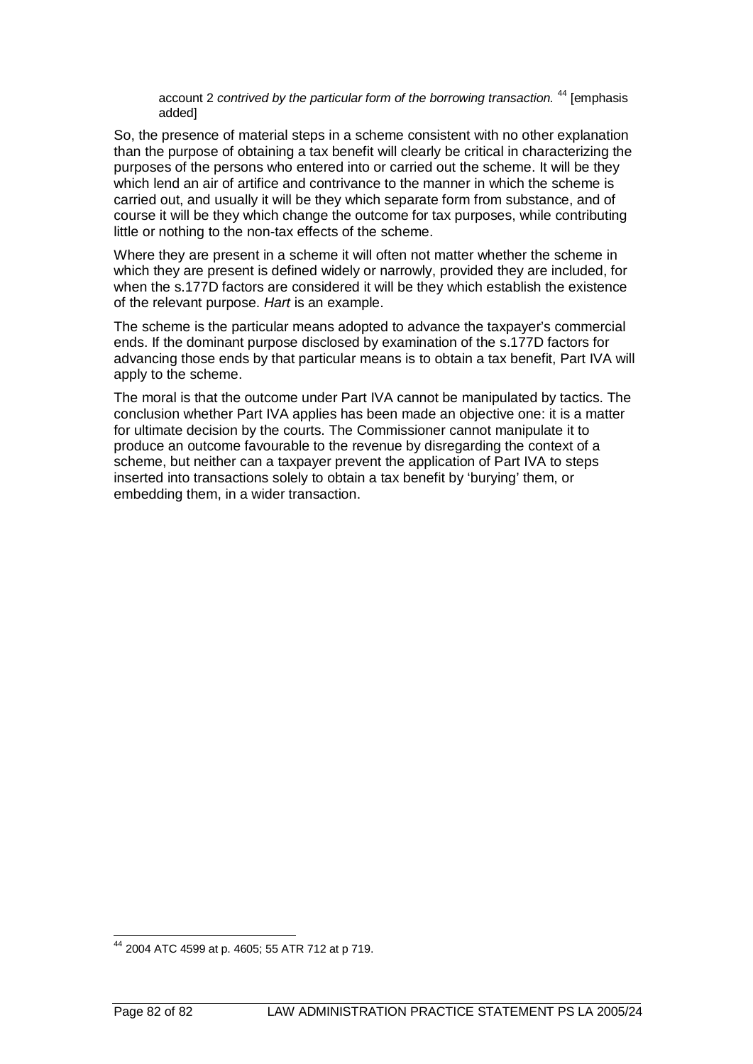> account 2 *contrived by the particular form of the borrowing transaction.* [44] [emphasis added]

So, the presence of material steps in a scheme consistent with no other explanation than the purpose of obtaining a tax benefit will clearly be critical in characterizing the purposes of the persons who entered into or carried out the scheme. It will be they which lend an air of artifice and contrivance to the manner in which the scheme is carried out, and usually it will be they which separate form from substance, and of course it will be they which change the outcome for tax purposes, while contributing little or nothing to the non-tax effects of the scheme.

Where they are present in a scheme it will often not matter whether the scheme in which they are present is defined widely or narrowly, provided they are included, for when the s.177D factors are considered it will be they which establish the existence of the relevant purpose. *Hart* is an example.

The scheme is the particular means adopted to advance the taxpayer's commercial ends. If the dominant purpose disclosed by examination of the s.177D factors for advancing those ends by that particular means is to obtain a tax benefit, Part IVA will apply to the scheme.

The moral is that the outcome under Part IVA cannot be manipulated by tactics. The conclusion whether Part IVA applies has been made an objective one: it is a matter for ultimate decision by the courts. The Commissioner cannot manipulate it to produce an outcome favourable to the revenue by disregarding the context of a scheme, but neither can a taxpayer prevent the application of Part IVA to steps inserted into transactions solely to obtain a tax benefit by 'burying' them, or embedding them, in a wider transaction.

---

[44] 2004 ATC 4599 at p. 4605; 55 ATR 712 at p 719.